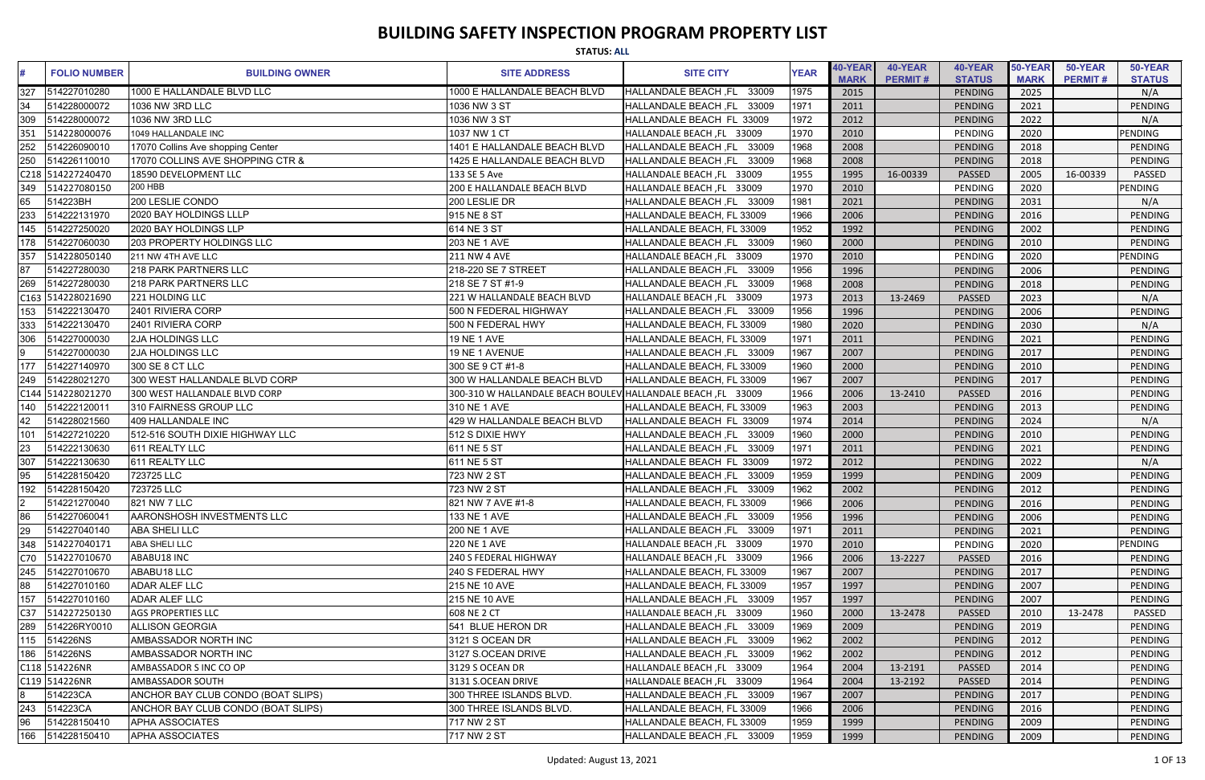# BUILDING SAFETY INSPECTION PROGRAM PROPERTY LIST

**STATUS: ALL**

| # | FOLIO NUMBER | BUILDING OWNER | SITE ADDRESS | SITE CITY | YEAR | 40-YEAR MARK | 40-YEAR PERMIT # | 40-YEAR STATUS | 50-YEAR MARK | 50-YEAR PERMIT # | 50-YEAR STATUS |
|---|---|---|---|---|---|---|---|---|---|---|---|
| 327 | 514227010280 | 1000 E HALLANDALE BLVD LLC | 1000 E HALLANDALE BEACH BLVD | HALLANDALE BEACH ,FL 33009 | 1975 | 2015 | | PENDING | 2025 | | N/A |
| 34 | 514228000072 | 1036 NW 3RD LLC | 1036 NW 3 ST | HALLANDALE BEACH ,FL 33009 | 1971 | 2011 | | PENDING | 2021 | | PENDING |
| 309 | 514228000072 | 1036 NW 3RD LLC | 1036 NW 3 ST | HALLANDALE BEACH FL 33009 | 1972 | 2012 | | PENDING | 2022 | | N/A |
| 351 | 514228000076 | 1049 HALLANDALE INC | 1037 NW 1 CT | HALLANDALE BEACH ,FL 33009 | 1970 | 2010 | | PENDING | 2020 | | PENDING |
| 252 | 514226090010 | 17070 Collins Ave shopping Center | 1401 E HALLANDALE BEACH BLVD | HALLANDALE BEACH ,FL 33009 | 1968 | 2008 | | PENDING | 2018 | | PENDING |
| 250 | 514226110010 | 17070 COLLINS AVE SHOPPING CTR & | 1425 E HALLANDALE BEACH BLVD | HALLANDALE BEACH ,FL 33009 | 1968 | 2008 | | PENDING | 2018 | | PENDING |
| C218 | 514227240470 | 18590 DEVELOPMENT LLC | 133 SE 5 Ave | HALLANDALE BEACH ,FL 33009 | 1955 | 1995 | 16-00339 | PASSED | 2005 | 16-00339 | PASSED |
| 349 | 514227080150 | 200 HBB | 200 E HALLANDALE BEACH BLVD | HALLANDALE BEACH ,FL 33009 | 1970 | 2010 | | PENDING | 2020 | | PENDING |
| 65 | 514223BH | 200 LESLIE CONDO | 200 LESLIE DR | HALLANDALE BEACH ,FL 33009 | 1981 | 2021 | | PENDING | 2031 | | N/A |
| 233 | 514222131970 | 2020 BAY HOLDINGS LLLP | 915 NE 8 ST | HALLANDALE BEACH, FL 33009 | 1966 | 2006 | | PENDING | 2016 | | PENDING |
| 145 | 514227250020 | 2020 BAY HOLDINGS LLP | 614 NE 3 ST | HALLANDALE BEACH, FL 33009 | 1952 | 1992 | | PENDING | 2002 | | PENDING |
| 178 | 514227060030 | 203 PROPERTY HOLDINGS LLC | 203 NE 1 AVE | HALLANDALE BEACH ,FL 33009 | 1960 | 2000 | | PENDING | 2010 | | PENDING |
| 357 | 514228050140 | 211 NW 4TH AVE LLC | 211 NW 4 AVE | HALLANDALE BEACH ,FL 33009 | 1970 | 2010 | | PENDING | 2020 | | PENDING |
| 87 | 514227280030 | 218 PARK PARTNERS LLC | 218-220 SE 7 STREET | HALLANDALE BEACH ,FL 33009 | 1956 | 1996 | | PENDING | 2006 | | PENDING |
| 269 | 514227280030 | 218 PARK PARTNERS LLC | 218 SE 7 ST #1-9 | HALLANDALE BEACH ,FL 33009 | 1968 | 2008 | | PENDING | 2018 | | PENDING |
| C163 | 514228021690 | 221 HOLDING LLC | 221 W HALLANDALE BEACH BLVD | HALLANDALE BEACH ,FL 33009 | 1973 | 2013 | 13-2469 | PASSED | 2023 | | N/A |
| 153 | 514222130470 | 2401 RIVIERA CORP | 500 N FEDERAL HIGHWAY | HALLANDALE BEACH ,FL 33009 | 1956 | 1996 | | PENDING | 2006 | | PENDING |
| 333 | 514222130470 | 2401 RIVIERA CORP | 500 N FEDERAL HWY | HALLANDALE BEACH, FL 33009 | 1980 | 2020 | | PENDING | 2030 | | N/A |
| 306 | 514227000030 | 2JA HOLDINGS LLC | 19 NE 1 AVE | HALLANDALE BEACH, FL 33009 | 1971 | 2011 | | PENDING | 2021 | | PENDING |
| 9 | 514227000030 | 2JA HOLDINGS LLC | 19 NE 1 AVENUE | HALLANDALE BEACH ,FL 33009 | 1967 | 2007 | | PENDING | 2017 | | PENDING |
| 177 | 514227140970 | 300 SE 8 CT LLC | 300 SE 9 CT #1-8 | HALLANDALE BEACH, FL 33009 | 1960 | 2000 | | PENDING | 2010 | | PENDING |
| 249 | 514228021270 | 300 WEST HALLANDALE BLVD CORP | 300 W HALLANDALE BEACH BLVD | HALLANDALE BEACH, FL 33009 | 1967 | 2007 | | PENDING | 2017 | | PENDING |
| C144 | 514228021270 | 300 WEST HALLANDALE BLVD CORP | 300-310 W HALLANDALE BEACH BOULEV | HALLANDALE BEACH ,FL 33009 | 1966 | 2006 | 13-2410 | PASSED | 2016 | | PENDING |
| 140 | 514222120011 | 310 FAIRNESS GROUP LLC | 310 NE 1 AVE | HALLANDALE BEACH, FL 33009 | 1963 | 2003 | | PENDING | 2013 | | PENDING |
| 42 | 514228021560 | 409 HALLANDALE INC | 429 W HALLANDALE BEACH BLVD | HALLANDALE BEACH FL 33009 | 1974 | 2014 | | PENDING | 2024 | | N/A |
| 101 | 514227210220 | 512-516 SOUTH DIXIE HIGHWAY LLC | 512 S DIXIE HWY | HALLANDALE BEACH ,FL 33009 | 1960 | 2000 | | PENDING | 2010 | | PENDING |
| 23 | 514222130630 | 611 REALTY LLC | 611 NE 5 ST | HALLANDALE BEACH ,FL 33009 | 1971 | 2011 | | PENDING | 2021 | | PENDING |
| 307 | 514222130630 | 611 REALTY LLC | 611 NE 5 ST | HALLANDALE BEACH FL 33009 | 1972 | 2012 | | PENDING | 2022 | | N/A |
| 95 | 514228150420 | 723725 LLC | 723 NW 2 ST | HALLANDALE BEACH ,FL 33009 | 1959 | 1999 | | PENDING | 2009 | | PENDING |
| 192 | 514228150420 | 723725 LLC | 723 NW 2 ST | HALLANDALE BEACH ,FL 33009 | 1962 | 2002 | | PENDING | 2012 | | PENDING |
| 2 | 514221270040 | 821 NW 7 LLC | 821 NW 7 AVE #1-8 | HALLANDALE BEACH, FL 33009 | 1966 | 2006 | | PENDING | 2016 | | PENDING |
| 86 | 514227060041 | AARONSHOSH INVESTMENTS LLC | 133 NE 1 AVE | HALLANDALE BEACH ,FL 33009 | 1956 | 1996 | | PENDING | 2006 | | PENDING |
| 29 | 514227040140 | ABA SHELI LLC | 200 NE 1 AVE | HALLANDALE BEACH ,FL 33009 | 1971 | 2011 | | PENDING | 2021 | | PENDING |
| 348 | 514227040171 | ABA SHELI LLC | 220 NE 1 AVE | HALLANDALE BEACH ,FL 33009 | 1970 | 2010 | | PENDING | 2020 | | PENDING |
| C70 | 514227010670 | ABABU18 INC | 240 S FEDERAL HIGHWAY | HALLANDALE BEACH ,FL 33009 | 1966 | 2006 | 13-2227 | PASSED | 2016 | | PENDING |
| 245 | 514227010670 | ABABU18 LLC | 240 S FEDERAL HWY | HALLANDALE BEACH, FL 33009 | 1967 | 2007 | | PENDING | 2017 | | PENDING |
| 88 | 514227010160 | ADAR ALEF LLC | 215 NE 10 AVE | HALLANDALE BEACH, FL 33009 | 1957 | 1997 | | PENDING | 2007 | | PENDING |
| 157 | 514227010160 | ADAR ALEF LLC | 215 NE 10 AVE | HALLANDALE BEACH ,FL 33009 | 1957 | 1997 | | PENDING | 2007 | | PENDING |
| C37 | 514227250130 | AGS PROPERTIES LLC | 608 NE 2 CT | HALLANDALE BEACH ,FL 33009 | 1960 | 2000 | 13-2478 | PASSED | 2010 | 13-2478 | PASSED |
| 289 | 514226RY0010 | ALLISON GEORGIA | 541 BLUE HERON DR | HALLANDALE BEACH ,FL 33009 | 1969 | 2009 | | PENDING | 2019 | | PENDING |
| 115 | 514226NS | AMBASSADOR NORTH INC | 3121 S OCEAN DR | HALLANDALE BEACH ,FL 33009 | 1962 | 2002 | | PENDING | 2012 | | PENDING |
| 186 | 514226NS | AMBASSADOR NORTH INC | 3127 S.OCEAN DRIVE | HALLANDALE BEACH ,FL 33009 | 1962 | 2002 | | PENDING | 2012 | | PENDING |
| C118 | 514226NR | AMBASSADOR S INC CO OP | 3129 S OCEAN DR | HALLANDALE BEACH ,FL 33009 | 1964 | 2004 | 13-2191 | PASSED | 2014 | | PENDING |
| C119 | 514226NR | AMBASSADOR SOUTH | 3131 S.OCEAN DRIVE | HALLANDALE BEACH ,FL 33009 | 1964 | 2004 | 13-2192 | PASSED | 2014 | | PENDING |
| 8 | 514223CA | ANCHOR BAY CLUB CONDO (BOAT SLIPS) | 300 THREE ISLANDS BLVD. | HALLANDALE BEACH ,FL 33009 | 1967 | 2007 | | PENDING | 2017 | | PENDING |
| 243 | 514223CA | ANCHOR BAY CLUB CONDO (BOAT SLIPS) | 300 THREE ISLANDS BLVD. | HALLANDALE BEACH, FL 33009 | 1966 | 2006 | | PENDING | 2016 | | PENDING |
| 96 | 514228150410 | APHA ASSOCIATES | 717 NW 2 ST | HALLANDALE BEACH, FL 33009 | 1959 | 1999 | | PENDING | 2009 | | PENDING |
| 166 | 514228150410 | APHA ASSOCIATES | 717 NW 2 ST | HALLANDALE BEACH ,FL 33009 | 1959 | 1999 | | PENDING | 2009 | | PENDING |

Updated: August 13, 2021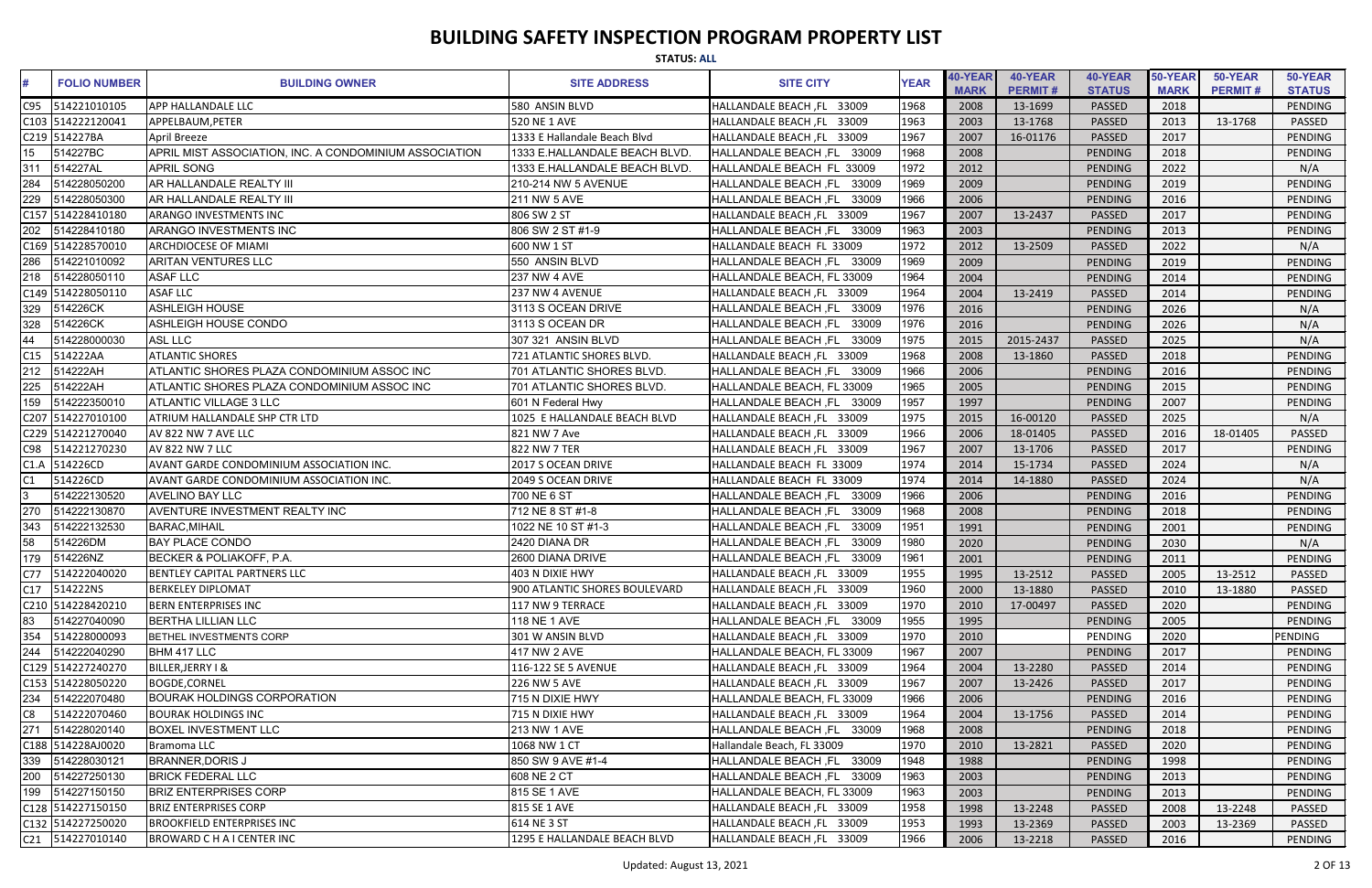# BUILDING SAFETY INSPECTION PROGRAM PROPERTY LIST

**STATUS: ALL**

| # | FOLIO NUMBER | BUILDING OWNER | SITE ADDRESS | SITE CITY | YEAR | 40-YEAR MARK | 40-YEAR PERMIT # | 40-YEAR STATUS | 50-YEAR MARK | 50-YEAR PERMIT # | 50-YEAR STATUS |
|---|---|---|---|---|---|---|---|---|---|---|---|
| C95 | 514221010105 | APP HALLANDALE LLC | 580 ANSIN BLVD | HALLANDALE BEACH ,FL 33009 | 1968 | 2008 | 13-1699 | PASSED | 2018 | | PENDING |
| C103 | 514222120041 | APPELBAUM,PETER | 520 NE 1 AVE | HALLANDALE BEACH ,FL 33009 | 1963 | 2003 | 13-1768 | PASSED | 2013 | 13-1768 | PASSED |
| C219 | 514227BA | April Breeze | 1333 E Hallandale Beach Blvd | HALLANDALE BEACH ,FL 33009 | 1967 | 2007 | 16-01176 | PASSED | 2017 | | PENDING |
| 15 | 514227BC | APRIL MIST ASSOCIATION, INC. A CONDOMINIUM ASSOCIATION | 1333 E.HALLANDALE BEACH BLVD. | HALLANDALE BEACH ,FL 33009 | 1968 | 2008 | | PENDING | 2018 | | PENDING |
| 311 | 514227AL | APRIL SONG | 1333 E.HALLANDALE BEACH BLVD. | HALLANDALE BEACH FL 33009 | 1972 | 2012 | | PENDING | 2022 | | N/A |
| 284 | 514228050200 | AR HALLANDALE REALTY III | 210-214 NW 5 AVENUE | HALLANDALE BEACH ,FL 33009 | 1969 | 2009 | | PENDING | 2019 | | PENDING |
| 229 | 514228050300 | AR HALLANDALE REALTY III | 211 NW 5 AVE | HALLANDALE BEACH ,FL 33009 | 1966 | 2006 | | PENDING | 2016 | | PENDING |
| C157 | 514228410180 | ARANGO INVESTMENTS INC | 806 SW 2 ST | HALLANDALE BEACH ,FL 33009 | 1967 | 2007 | 13-2437 | PASSED | 2017 | | PENDING |
| 202 | 514228410180 | ARANGO INVESTMENTS INC | 806 SW 2 ST #1-9 | HALLANDALE BEACH ,FL 33009 | 1963 | 2003 | | PENDING | 2013 | | PENDING |
| C169 | 514228570010 | ARCHDIOCESE OF MIAMI | 600 NW 1 ST | HALLANDALE BEACH FL 33009 | 1972 | 2012 | 13-2509 | PASSED | 2022 | | N/A |
| 286 | 514221010092 | ARITAN VENTURES LLC | 550 ANSIN BLVD | HALLANDALE BEACH ,FL 33009 | 1969 | 2009 | | PENDING | 2019 | | PENDING |
| 218 | 514228050110 | ASAF LLC | 237 NW 4 AVE | HALLANDALE BEACH, FL 33009 | 1964 | 2004 | | PENDING | 2014 | | PENDING |
| C149 | 514228050110 | ASAF LLC | 237 NW 4 AVENUE | HALLANDALE BEACH ,FL 33009 | 1964 | 2004 | 13-2419 | PASSED | 2014 | | PENDING |
| 329 | 514226CK | ASHLEIGH HOUSE | 3113 S OCEAN DRIVE | HALLANDALE BEACH ,FL 33009 | 1976 | 2016 | | PENDING | 2026 | | N/A |
| 328 | 514226CK | ASHLEIGH HOUSE CONDO | 3113 S OCEAN DR | HALLANDALE BEACH ,FL 33009 | 1976 | 2016 | | PENDING | 2026 | | N/A |
| 44 | 514228000030 | ASL LLC | 307 321 ANSIN BLVD | HALLANDALE BEACH ,FL 33009 | 1975 | 2015 | 2015-2437 | PASSED | 2025 | | N/A |
| C15 | 514222AA | ATLANTIC SHORES | 721 ATLANTIC SHORES BLVD. | HALLANDALE BEACH ,FL 33009 | 1968 | 2008 | 13-1860 | PASSED | 2018 | | PENDING |
| 212 | 514222AH | ATLANTIC SHORES PLAZA CONDOMINIUM ASSOC INC | 701 ATLANTIC SHORES BLVD. | HALLANDALE BEACH ,FL 33009 | 1966 | 2006 | | PENDING | 2016 | | PENDING |
| 225 | 514222AH | ATLANTIC SHORES PLAZA CONDOMINIUM ASSOC INC | 701 ATLANTIC SHORES BLVD. | HALLANDALE BEACH, FL 33009 | 1965 | 2005 | | PENDING | 2015 | | PENDING |
| 159 | 514222350010 | ATLANTIC VILLAGE 3 LLC | 601 N Federal Hwy | HALLANDALE BEACH ,FL 33009 | 1957 | 1997 | | PENDING | 2007 | | PENDING |
| C207 | 514227010100 | ATRIUM HALLANDALE SHP CTR LTD | 1025 E HALLANDALE BEACH BLVD | HALLANDALE BEACH ,FL 33009 | 1975 | 2015 | 16-00120 | PASSED | 2025 | | N/A |
| C229 | 514221270040 | AV 822 NW 7 AVE LLC | 821 NW 7 Ave | HALLANDALE BEACH ,FL 33009 | 1966 | 2006 | 18-01405 | PASSED | 2016 | 18-01405 | PASSED |
| C98 | 514221270230 | AV 822 NW 7 LLC | 822 NW 7 TER | HALLANDALE BEACH ,FL 33009 | 1967 | 2007 | 13-1706 | PASSED | 2017 | | PENDING |
| C1.A | 514226CD | AVANT GARDE CONDOMINIUM ASSOCIATION INC. | 2017 S OCEAN DRIVE | HALLANDALE BEACH FL 33009 | 1974 | 2014 | 15-1734 | PASSED | 2024 | | N/A |
| C1 | 514226CD | AVANT GARDE CONDOMINIUM ASSOCIATION INC. | 2049 S OCEAN DRIVE | HALLANDALE BEACH FL 33009 | 1974 | 2014 | 14-1880 | PASSED | 2024 | | N/A |
| 3 | 514222130520 | AVELINO BAY LLC | 700 NE 6 ST | HALLANDALE BEACH ,FL 33009 | 1966 | 2006 | | PENDING | 2016 | | PENDING |
| 270 | 514222130870 | AVENTURE INVESTMENT REALTY INC | 712 NE 8 ST #1-8 | HALLANDALE BEACH ,FL 33009 | 1968 | 2008 | | PENDING | 2018 | | PENDING |
| 343 | 514222132530 | BARAC,MIHAIL | 1022 NE 10 ST #1-3 | HALLANDALE BEACH ,FL 33009 | 1951 | 1991 | | PENDING | 2001 | | PENDING |
| 58 | 514226DM | BAY PLACE CONDO | 2420 DIANA DR | HALLANDALE BEACH ,FL 33009 | 1980 | 2020 | | PENDING | 2030 | | N/A |
| 179 | 514226NZ | BECKER & POLIAKOFF, P.A. | 2600 DIANA DRIVE | HALLANDALE BEACH ,FL 33009 | 1961 | 2001 | | PENDING | 2011 | | PENDING |
| C77 | 514222040020 | BENTLEY CAPITAL PARTNERS LLC | 403 N DIXIE HWY | HALLANDALE BEACH ,FL 33009 | 1955 | 1995 | 13-2512 | PASSED | 2005 | 13-2512 | PASSED |
| C17 | 514222NS | BERKELEY DIPLOMAT | 900 ATLANTIC SHORES BOULEVARD | HALLANDALE BEACH ,FL 33009 | 1960 | 2000 | 13-1880 | PASSED | 2010 | 13-1880 | PASSED |
| C210 | 514228420210 | BERN ENTERPRISES INC | 117 NW 9 TERRACE | HALLANDALE BEACH ,FL 33009 | 1970 | 2010 | 17-00497 | PASSED | 2020 | | PENDING |
| 83 | 514227040090 | BERTHA LILLIAN LLC | 118 NE 1 AVE | HALLANDALE BEACH ,FL 33009 | 1955 | 1995 | | PENDING | 2005 | | PENDING |
| 354 | 514228000093 | BETHEL INVESTMENTS CORP | 301 W ANSIN BLVD | HALLANDALE BEACH ,FL 33009 | 1970 | 2010 | | PENDING | 2020 | | PENDING |
| 244 | 514222040290 | BHM 417 LLC | 417 NW 2 AVE | HALLANDALE BEACH, FL 33009 | 1967 | 2007 | | PENDING | 2017 | | PENDING |
| C129 | 514227240270 | BILLER,JERRY I & | 116-122 SE 5 AVENUE | HALLANDALE BEACH ,FL 33009 | 1964 | 2004 | 13-2280 | PASSED | 2014 | | PENDING |
| C153 | 514228050220 | BOGDE,CORNEL | 226 NW 5 AVE | HALLANDALE BEACH ,FL 33009 | 1967 | 2007 | 13-2426 | PASSED | 2017 | | PENDING |
| 234 | 514222070480 | BOURAK HOLDINGS CORPORATION | 715 N DIXIE HWY | HALLANDALE BEACH, FL 33009 | 1966 | 2006 | | PENDING | 2016 | | PENDING |
| C8 | 514222070460 | BOURAK HOLDINGS INC | 715 N DIXIE HWY | HALLANDALE BEACH ,FL 33009 | 1964 | 2004 | 13-1756 | PASSED | 2014 | | PENDING |
| 271 | 514228020140 | BOXEL INVESTMENT LLC | 213 NW 1 AVE | HALLANDALE BEACH ,FL 33009 | 1968 | 2008 | | PENDING | 2018 | | PENDING |
| C188 | 514228AJ0020 | Bramoma LLC | 1068 NW 1 CT | Hallandale Beach, FL 33009 | 1970 | 2010 | 13-2821 | PASSED | 2020 | | PENDING |
| 339 | 514228030121 | BRANNER,DORIS J | 850 SW 9 AVE #1-4 | HALLANDALE BEACH ,FL 33009 | 1948 | 1988 | | PENDING | 1998 | | PENDING |
| 200 | 514227250130 | BRICK FEDERAL LLC | 608 NE 2 CT | HALLANDALE BEACH ,FL 33009 | 1963 | 2003 | | PENDING | 2013 | | PENDING |
| 199 | 514227150150 | BRIZ ENTERPRISES CORP | 815 SE 1 AVE | HALLANDALE BEACH, FL 33009 | 1963 | 2003 | | PENDING | 2013 | | PENDING |
| C128 | 514227150150 | BRIZ ENTERPRISES CORP | 815 SE 1 AVE | HALLANDALE BEACH ,FL 33009 | 1958 | 1998 | 13-2248 | PASSED | 2008 | 13-2248 | PASSED |
| C132 | 514227250020 | BROOKFIELD ENTERPRISES INC | 614 NE 3 ST | HALLANDALE BEACH ,FL 33009 | 1953 | 1993 | 13-2369 | PASSED | 2003 | 13-2369 | PASSED |
| C21 | 514227010140 | BROWARD C H A I CENTER INC | 1295 E HALLANDALE BEACH BLVD | HALLANDALE BEACH ,FL 33009 | 1966 | 2006 | 13-2218 | PASSED | 2016 | | PENDING |

Updated: August 13, 2021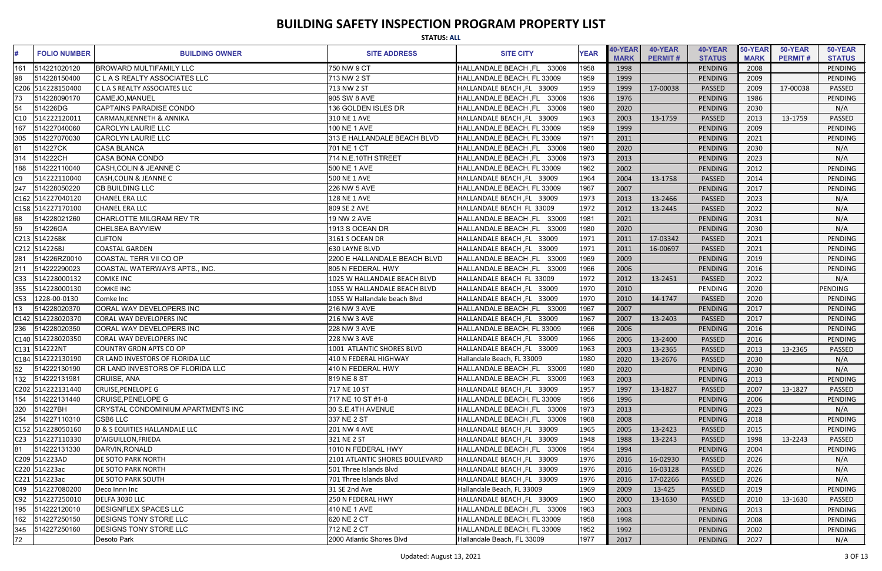# BUILDING SAFETY INSPECTION PROGRAM PROPERTY LIST

**STATUS: ALL**

| # | FOLIO NUMBER | BUILDING OWNER | SITE ADDRESS | SITE CITY | YEAR | 40-YEAR MARK | 40-YEAR PERMIT # | 40-YEAR STATUS | 50-YEAR MARK | 50-YEAR PERMIT # | 50-YEAR STATUS |
|---|---|---|---|---|---|---|---|---|---|---|---|
| 161 | 514221020120 | BROWARD MULTIFAMILY LLC | 750 NW 9 CT | HALLANDALE BEACH ,FL 33009 | 1958 | 1998 | | PENDING | 2008 | | PENDING |
| 98 | 514228150400 | C L A S REALTY ASSOCIATES LLC | 713 NW 2 ST | HALLANDALE BEACH, FL 33009 | 1959 | 1999 | | PENDING | 2009 | | PENDING |
| C206 | 514228150400 | C L A S REALTY ASSOCIATES LLC | 713 NW 2 ST | HALLANDALE BEACH ,FL 33009 | 1959 | 1999 | 17-00038 | PASSED | 2009 | 17-00038 | PASSED |
| 73 | 514228090170 | CAMEJO,MANUEL | 905 SW 8 AVE | HALLANDALE BEACH ,FL 33009 | 1936 | 1976 | | PENDING | 1986 | | PENDING |
| 54 | 514226DG | CAPTAINS PARADISE CONDO | 136 GOLDEN ISLES DR | HALLANDALE BEACH ,FL 33009 | 1980 | 2020 | | PENDING | 2030 | | N/A |
| C10 | 514222120011 | CARMAN,KENNETH & ANNIKA | 310 NE 1 AVE | HALLANDALE BEACH ,FL 33009 | 1963 | 2003 | 13-1759 | PASSED | 2013 | 13-1759 | PASSED |
| 167 | 514227040060 | CAROLYN LAURIE LLC | 100 NE 1 AVE | HALLANDALE BEACH, FL 33009 | 1959 | 1999 | | PENDING | 2009 | | PENDING |
| 305 | 514227070030 | CAROLYN LAURIE LLC | 313 E HALLANDALE BEACH BLVD | HALLANDALE BEACH, FL 33009 | 1971 | 2011 | | PENDING | 2021 | | PENDING |
| 61 | 514227CK | CASA BLANCA | 701 NE 1 CT | HALLANDALE BEACH ,FL 33009 | 1980 | 2020 | | PENDING | 2030 | | N/A |
| 314 | 514222CH | CASA BONA CONDO | 714 N.E.10TH STREET | HALLANDALE BEACH ,FL 33009 | 1973 | 2013 | | PENDING | 2023 | | N/A |
| 188 | 514222110040 | CASH,COLIN & JEANNE C | 500 NE 1 AVE | HALLANDALE BEACH, FL 33009 | 1962 | 2002 | | PENDING | 2012 | | PENDING |
| C9 | 514222110040 | CASH,COLIN & JEANNE C | 500 NE 1 AVE | HALLANDALE BEACH ,FL 33009 | 1964 | 2004 | 13-1758 | PASSED | 2014 | | PENDING |
| 247 | 514228050220 | CB BUILDING LLC | 226 NW 5 AVE | HALLANDALE BEACH, FL 33009 | 1967 | 2007 | | PENDING | 2017 | | PENDING |
| C162 | 514227040120 | CHANEL ERA LLC | 128 NE 1 AVE | HALLANDALE BEACH ,FL 33009 | 1973 | 2013 | 13-2466 | PASSED | 2023 | | N/A |
| C158 | 514227170100 | CHANEL ERA LLC | 809 SE 2 AVE | HALLANDALE BEACH FL 33009 | 1972 | 2012 | 13-2445 | PASSED | 2022 | | N/A |
| 68 | 514228021260 | CHARLOTTE MILGRAM REV TR | 19 NW 2 AVE | HALLANDALE BEACH ,FL 33009 | 1981 | 2021 | | PENDING | 2031 | | N/A |
| 59 | 514226GA | CHELSEA BAYVIEW | 1913 S OCEAN DR | HALLANDALE BEACH ,FL 33009 | 1980 | 2020 | | PENDING | 2030 | | N/A |
| C213 | 514226BK | CLIFTON | 3161 S OCEAN DR | HALLANDALE BEACH ,FL 33009 | 1971 | 2011 | 17-03342 | PASSED | 2021 | | PENDING |
| C212 | 514226BJ | COASTAL GARDEN | 630 LAYNE BLVD | HALLANDALE BEACH ,FL 33009 | 1971 | 2011 | 16-00697 | PASSED | 2021 | | PENDING |
| 281 | 514226RZ0010 | COASTAL TERR VII CO OP | 2200 E HALLANDALE BEACH BLVD | HALLANDALE BEACH ,FL 33009 | 1969 | 2009 | | PENDING | 2019 | | PENDING |
| 211 | 514222290023 | COASTAL WATERWAYS APTS., INC. | 805 N FEDERAL HWY | HALLANDALE BEACH ,FL 33009 | 1966 | 2006 | | PENDING | 2016 | | PENDING |
| C33 | 514228000132 | COMKE INC | 1025 W HALLANDALE BEACH BLVD | HALLANDALE BEACH FL 33009 | 1972 | 2012 | 13-2451 | PASSED | 2022 | | N/A |
| 355 | 514228000130 | COMKE INC | 1055 W HALLANDALE BEACH BLVD | HALLANDALE BEACH ,FL 33009 | 1970 | 2010 | | PENDING | 2020 | | PENDING |
| C53 | 1228-00-0130 | Comke Inc | 1055 W Hallandale beach Blvd | HALLANDALE BEACH ,FL 33009 | 1970 | 2010 | 14-1747 | PASSED | 2020 | | PENDING |
| 13 | 514228020370 | CORAL WAY DEVELOPERS INC | 216 NW 3 AVE | HALLANDALE BEACH ,FL 33009 | 1967 | 2007 | | PENDING | 2017 | | PENDING |
| C142 | 514228020370 | CORAL WAY DEVELOPERS INC | 216 NW 3 AVE | HALLANDALE BEACH ,FL 33009 | 1967 | 2007 | 13-2403 | PASSED | 2017 | | PENDING |
| 236 | 514228020350 | CORAL WAY DEVELOPERS INC | 228 NW 3 AVE | HALLANDALE BEACH, FL 33009 | 1966 | 2006 | | PENDING | 2016 | | PENDING |
| C140 | 514228020350 | CORAL WAY DEVELOPERS INC | 228 NW 3 AVE | HALLANDALE BEACH ,FL 33009 | 1966 | 2006 | 13-2400 | PASSED | 2016 | | PENDING |
| C131 | 514222NT | COUNTRY GRDN APTS CO OP | 1001 ATLANTIC SHORES BLVD | HALLANDALE BEACH ,FL 33009 | 1963 | 2003 | 13-2365 | PASSED | 2013 | 13-2365 | PASSED |
| C184 | 514222130190 | CR LAND INVESTORS OF FLORIDA LLC | 410 N FEDERAL HIGHWAY | Hallandale Beach, FL 33009 | 1980 | 2020 | 13-2676 | PASSED | 2030 | | N/A |
| 52 | 514222130190 | CR LAND INVESTORS OF FLORIDA LLC | 410 N FEDERAL HWY | HALLANDALE BEACH ,FL 33009 | 1980 | 2020 | | PENDING | 2030 | | N/A |
| 132 | 514222131981 | CRUISE, ANA | 819 NE 8 ST | HALLANDALE BEACH ,FL 33009 | 1963 | 2003 | | PENDING | 2013 | | PENDING |
| C202 | 514222131440 | CRUISE,PENELOPE G | 717 NE 10 ST | HALLANDALE BEACH ,FL 33009 | 1957 | 1997 | 13-1827 | PASSED | 2007 | 13-1827 | PASSED |
| 154 | 514222131440 | CRUISE,PENELOPE G | 717 NE 10 ST #1-8 | HALLANDALE BEACH, FL 33009 | 1956 | 1996 | | PENDING | 2006 | | PENDING |
| 320 | 514227BH | CRYSTAL CONDOMINIUM APARTMENTS INC | 30 S.E.4TH AVENUE | HALLANDALE BEACH ,FL 33009 | 1973 | 2013 | | PENDING | 2023 | | N/A |
| 254 | 514227110310 | CSB6 LLC | 337 NE 2 ST | HALLANDALE BEACH ,FL 33009 | 1968 | 2008 | | PENDING | 2018 | | PENDING |
| C152 | 514228050160 | D & S EQUITIES HALLANDALE LLC | 201 NW 4 AVE | HALLANDALE BEACH ,FL 33009 | 1965 | 2005 | 13-2423 | PASSED | 2015 | | PENDING |
| C23 | 514227110330 | D'AIGUILLON,FRIEDA | 321 NE 2 ST | HALLANDALE BEACH ,FL 33009 | 1948 | 1988 | 13-2243 | PASSED | 1998 | 13-2243 | PASSED |
| 81 | 514222131330 | DARVIN,RONALD | 1010 N FEDERAL HWY | HALLANDALE BEACH ,FL 33009 | 1954 | 1994 | | PENDING | 2004 | | PENDING |
| C209 | 514223AD | DE SOTO PARK NORTH | 2101 ATLANTIC SHORES BOULEVARD | HALLANDALE BEACH ,FL 33009 | 1976 | 2016 | 16-02930 | PASSED | 2026 | | N/A |
| C220 | 514223ac | DE SOTO PARK NORTH | 501 Three Islands Blvd | HALLANDALE BEACH ,FL 33009 | 1976 | 2016 | 16-03128 | PASSED | 2026 | | N/A |
| C221 | 514223ac | DE SOTO PARK SOUTH | 701 Three Islands Blvd | HALLANDALE BEACH ,FL 33009 | 1976 | 2016 | 17-02266 | PASSED | 2026 | | N/A |
| C49 | 514227080200 | Deco Innn Inc | 31 SE 2nd Ave | Hallandale Beach, FL 33009 | 1969 | 2009 | 13-425 | PASSED | 2019 | | PENDING |
| C92 | 514227250010 | DELFA 3030 LLC | 250 N FEDERAL HWY | HALLANDALE BEACH ,FL 33009 | 1960 | 2000 | 13-1630 | PASSED | 2010 | 13-1630 | PASSED |
| 195 | 514222120010 | DESIGNFLEX SPACES LLC | 410 NE 1 AVE | HALLANDALE BEACH ,FL 33009 | 1963 | 2003 | | PENDING | 2013 | | PENDING |
| 162 | 514227250150 | DESIGNS TONY STORE LLC | 620 NE 2 CT | HALLANDALE BEACH, FL 33009 | 1958 | 1998 | | PENDING | 2008 | | PENDING |
| 345 | 514227250160 | DESIGNS TONY STORE LLC | 712 NE 2 CT | HALLANDALE BEACH, FL 33009 | 1952 | 1992 | | PENDING | 2002 | | PENDING |
| 72 | | Desoto Park | 2000 Atlantic Shores Blvd | Hallandale Beach, FL 33009 | 1977 | 2017 | | PENDING | 2027 | | N/A |

Updated: August 13, 2021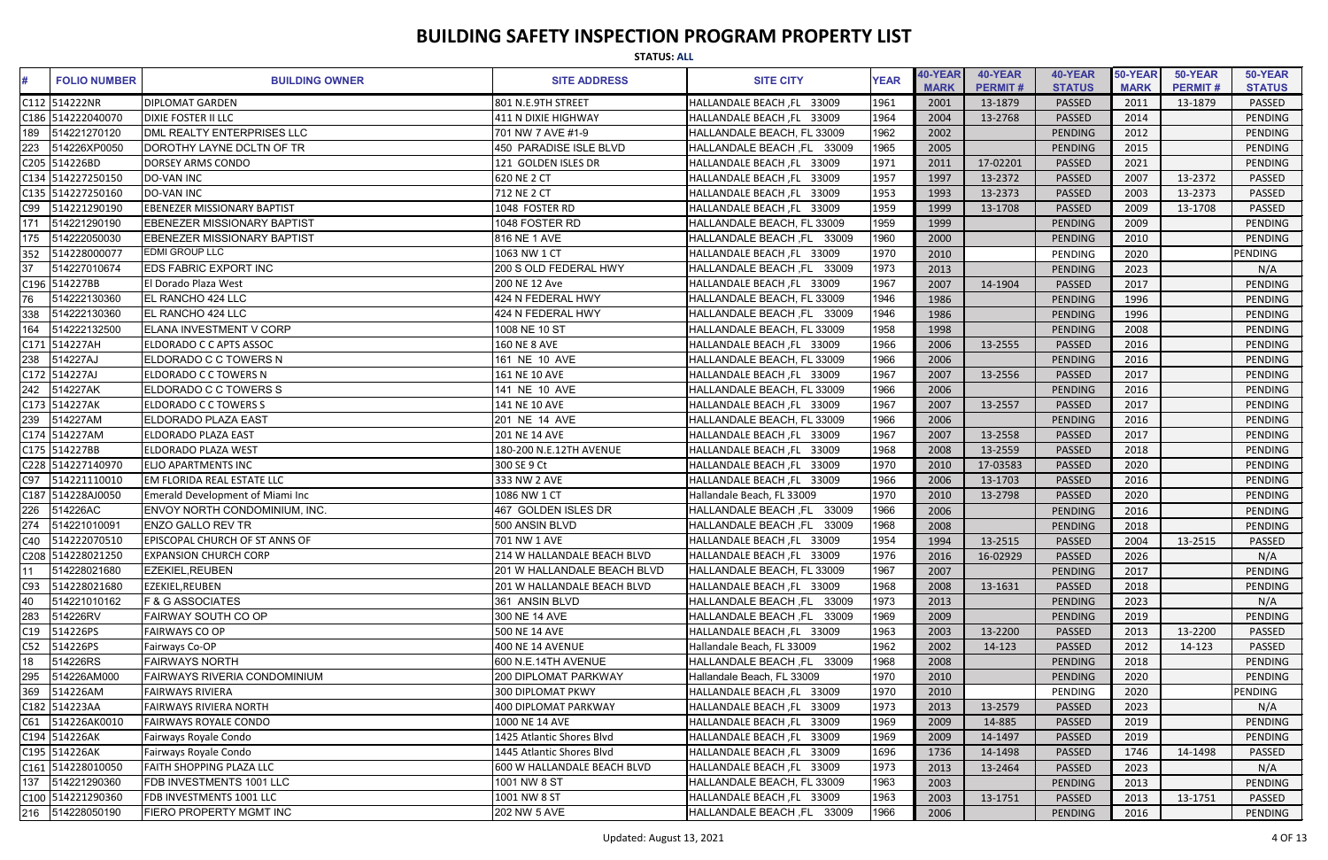# BUILDING SAFETY INSPECTION PROGRAM PROPERTY LIST

**STATUS: ALL**

| # | FOLIO NUMBER | BUILDING OWNER | SITE ADDRESS | SITE CITY | YEAR | 40-YEAR MARK | 40-YEAR PERMIT # | 40-YEAR STATUS | 50-YEAR MARK | 50-YEAR PERMIT # | 50-YEAR STATUS |
|---|---|---|---|---|---|---|---|---|---|---|---|
| C112 | 514222NR | DIPLOMAT GARDEN | 801 N.E.9TH STREET | HALLANDALE BEACH ,FL 33009 | 1961 | 2001 | 13-1879 | PASSED | 2011 | 13-1879 | PASSED |
| C186 | 514222040070 | DIXIE FOSTER II LLC | 411 N DIXIE HIGHWAY | HALLANDALE BEACH ,FL 33009 | 1964 | 2004 | 13-2768 | PASSED | 2014 | | PENDING |
| 189 | 514221270120 | DML REALTY ENTERPRISES LLC | 701 NW 7 AVE #1-9 | HALLANDALE BEACH, FL 33009 | 1962 | 2002 | | PENDING | 2012 | | PENDING |
| 223 | 514226XP0050 | DOROTHY LAYNE DCLTN OF TR | 450 PARADISE ISLE BLVD | HALLANDALE BEACH ,FL 33009 | 1965 | 2005 | | PENDING | 2015 | | PENDING |
| C205 | 514226BD | DORSEY ARMS CONDO | 121 GOLDEN ISLES DR | HALLANDALE BEACH ,FL 33009 | 1971 | 2011 | 17-02201 | PASSED | 2021 | | PENDING |
| C134 | 514227250150 | DO-VAN INC | 620 NE 2 CT | HALLANDALE BEACH ,FL 33009 | 1957 | 1997 | 13-2372 | PASSED | 2007 | 13-2372 | PASSED |
| C135 | 514227250160 | DO-VAN INC | 712 NE 2 CT | HALLANDALE BEACH ,FL 33009 | 1953 | 1993 | 13-2373 | PASSED | 2003 | 13-2373 | PASSED |
| C99 | 514221290190 | EBENEZER MISSIONARY BAPTIST | 1048 FOSTER RD | HALLANDALE BEACH ,FL 33009 | 1959 | 1999 | 13-1708 | PASSED | 2009 | 13-1708 | PASSED |
| 171 | 514221290190 | EBENEZER MISSIONARY BAPTIST | 1048 FOSTER RD | HALLANDALE BEACH, FL 33009 | 1959 | 1999 | | PENDING | 2009 | | PENDING |
| 175 | 514222050030 | EBENEZER MISSIONARY BAPTIST | 816 NE 1 AVE | HALLANDALE BEACH ,FL 33009 | 1960 | 2000 | | PENDING | 2010 | | PENDING |
| 352 | 514228000077 | EDMI GROUP LLC | 1063 NW 1 CT | HALLANDALE BEACH ,FL 33009 | 1970 | 2010 | | PENDING | 2020 | | PENDING |
| 37 | 514227010674 | EDS FABRIC EXPORT INC | 200 S OLD FEDERAL HWY | HALLANDALE BEACH ,FL 33009 | 1973 | 2013 | | PENDING | 2023 | | N/A |
| C196 | 514227BB | El Dorado Plaza West | 200 NE 12 Ave | HALLANDALE BEACH ,FL 33009 | 1967 | 2007 | 14-1904 | PASSED | 2017 | | PENDING |
| 76 | 514222130360 | EL RANCHO 424 LLC | 424 N FEDERAL HWY | HALLANDALE BEACH, FL 33009 | 1946 | 1986 | | PENDING | 1996 | | PENDING |
| 338 | 514222130360 | EL RANCHO 424 LLC | 424 N FEDERAL HWY | HALLANDALE BEACH ,FL 33009 | 1946 | 1986 | | PENDING | 1996 | | PENDING |
| 164 | 514222132500 | ELANA INVESTMENT V CORP | 1008 NE 10 ST | HALLANDALE BEACH, FL 33009 | 1958 | 1998 | | PENDING | 2008 | | PENDING |
| C171 | 514227AH | ELDORADO C C APTS ASSOC | 160 NE 8 AVE | HALLANDALE BEACH ,FL 33009 | 1966 | 2006 | 13-2555 | PASSED | 2016 | | PENDING |
| 238 | 514227AJ | ELDORADO C C TOWERS N | 161 NE 10 AVE | HALLANDALE BEACH, FL 33009 | 1966 | 2006 | | PENDING | 2016 | | PENDING |
| C172 | 514227AJ | ELDORADO C C TOWERS N | 161 NE 10 AVE | HALLANDALE BEACH ,FL 33009 | 1967 | 2007 | 13-2556 | PASSED | 2017 | | PENDING |
| 242 | 514227AK | ELDORADO C C TOWERS S | 141 NE 10 AVE | HALLANDALE BEACH, FL 33009 | 1966 | 2006 | | PENDING | 2016 | | PENDING |
| C173 | 514227AK | ELDORADO C C TOWERS S | 141 NE 10 AVE | HALLANDALE BEACH ,FL 33009 | 1967 | 2007 | 13-2557 | PASSED | 2017 | | PENDING |
| 239 | 514227AM | ELDORADO PLAZA EAST | 201 NE 14 AVE | HALLANDALE BEACH, FL 33009 | 1966 | 2006 | | PENDING | 2016 | | PENDING |
| C174 | 514227AM | ELDORADO PLAZA EAST | 201 NE 14 AVE | HALLANDALE BEACH ,FL 33009 | 1967 | 2007 | 13-2558 | PASSED | 2017 | | PENDING |
| C175 | 514227BB | ELDORADO PLAZA WEST | 180-200 N.E.12TH AVENUE | HALLANDALE BEACH ,FL 33009 | 1968 | 2008 | 13-2559 | PASSED | 2018 | | PENDING |
| C228 | 514227140970 | ELIO APARTMENTS INC | 300 SE 9 Ct | HALLANDALE BEACH ,FL 33009 | 1970 | 2010 | 17-03583 | PASSED | 2020 | | PENDING |
| C97 | 514221110010 | EM FLORIDA REAL ESTATE LLC | 333 NW 2 AVE | HALLANDALE BEACH ,FL 33009 | 1966 | 2006 | 13-1703 | PASSED | 2016 | | PENDING |
| C187 | 514228AJ0050 | Emerald Development of Miami Inc | 1086 NW 1 CT | Hallandale Beach, FL 33009 | 1970 | 2010 | 13-2798 | PASSED | 2020 | | PENDING |
| 226 | 514226AC | ENVOY NORTH CONDOMINIUM, INC. | 467 GOLDEN ISLES DR | HALLANDALE BEACH ,FL 33009 | 1966 | 2006 | | PENDING | 2016 | | PENDING |
| 274 | 514221010091 | ENZO GALLO REV TR | 500 ANSIN BLVD | HALLANDALE BEACH ,FL 33009 | 1968 | 2008 | | PENDING | 2018 | | PENDING |
| C40 | 514222070510 | EPISCOPAL CHURCH OF ST ANNS OF | 701 NW 1 AVE | HALLANDALE BEACH ,FL 33009 | 1954 | 1994 | 13-2515 | PASSED | 2004 | 13-2515 | PASSED |
| C208 | 514228021250 | EXPANSION CHURCH CORP | 214 W HALLANDALE BEACH BLVD | HALLANDALE BEACH ,FL 33009 | 1976 | 2016 | 16-02929 | PASSED | 2026 | | N/A |
| 11 | 514228021680 | EZEKIEL,REUBEN | 201 W HALLANDALE BEACH BLVD | HALLANDALE BEACH, FL 33009 | 1967 | 2007 | | PENDING | 2017 | | PENDING |
| C93 | 514228021680 | EZEKIEL,REUBEN | 201 W HALLANDALE BEACH BLVD | HALLANDALE BEACH ,FL 33009 | 1968 | 2008 | 13-1631 | PASSED | 2018 | | PENDING |
| 40 | 514221010162 | F & G ASSOCIATES | 361 ANSIN BLVD | HALLANDALE BEACH ,FL 33009 | 1973 | 2013 | | PENDING | 2023 | | N/A |
| 283 | 514226RV | FAIRWAY SOUTH CO OP | 300 NE 14 AVE | HALLANDALE BEACH ,FL 33009 | 1969 | 2009 | | PENDING | 2019 | | PENDING |
| C19 | 514226PS | FAIRWAYS CO OP | 500 NE 14 AVE | HALLANDALE BEACH ,FL 33009 | 1963 | 2003 | 13-2200 | PASSED | 2013 | 13-2200 | PASSED |
| C52 | 514226PS | Fairways Co-OP | 400 NE 14 AVENUE | Hallandale Beach, FL 33009 | 1962 | 2002 | 14-123 | PASSED | 2012 | 14-123 | PASSED |
| 18 | 514226RS | FAIRWAYS NORTH | 600 N.E.14TH AVENUE | HALLANDALE BEACH ,FL 33009 | 1968 | 2008 | | PENDING | 2018 | | PENDING |
| 295 | 514226AM000 | FAIRWAYS RIVERIA CONDOMINIUM | 200 DIPLOMAT PARKWAY | Hallandale Beach, FL 33009 | 1970 | 2010 | | PENDING | 2020 | | PENDING |
| 369 | 514226AM | FAIRWAYS RIVIERA | 300 DIPLOMAT PKWY | HALLANDALE BEACH ,FL 33009 | 1970 | 2010 | | PENDING | 2020 | | PENDING |
| C182 | 514223AA | FAIRWAYS RIVIERA NORTH | 400 DIPLOMAT PARKWAY | HALLANDALE BEACH ,FL 33009 | 1973 | 2013 | 13-2579 | PASSED | 2023 | | N/A |
| C61 | 514226AK0010 | FAIRWAYS ROYALE CONDO | 1000 NE 14 AVE | HALLANDALE BEACH ,FL 33009 | 1969 | 2009 | 14-885 | PASSED | 2019 | | PENDING |
| C194 | 514226AK | Fairways Royale Condo | 1425 Atlantic Shores Blvd | HALLANDALE BEACH ,FL 33009 | 1969 | 2009 | 14-1497 | PASSED | 2019 | | PENDING |
| C195 | 514226AK | Fairways Royale Condo | 1445 Atlantic Shores Blvd | HALLANDALE BEACH ,FL 33009 | 1696 | 1736 | 14-1498 | PASSED | 1746 | 14-1498 | PASSED |
| C161 | 514228010050 | FAITH SHOPPING PLAZA LLC | 600 W HALLANDALE BEACH BLVD | HALLANDALE BEACH ,FL 33009 | 1973 | 2013 | 13-2464 | PASSED | 2023 | | N/A |
| 137 | 514221290360 | FDB INVESTMENTS 1001 LLC | 1001 NW 8 ST | HALLANDALE BEACH, FL 33009 | 1963 | 2003 | | PENDING | 2013 | | PENDING |
| C100 | 514221290360 | FDB INVESTMENTS 1001 LLC | 1001 NW 8 ST | HALLANDALE BEACH ,FL 33009 | 1963 | 2003 | 13-1751 | PASSED | 2013 | 13-1751 | PASSED |
| 216 | 514228050190 | FIERO PROPERTY MGMT INC | 202 NW 5 AVE | HALLANDALE BEACH ,FL 33009 | 1966 | 2006 | | PENDING | 2016 | | PENDING |

Updated: August 13, 2021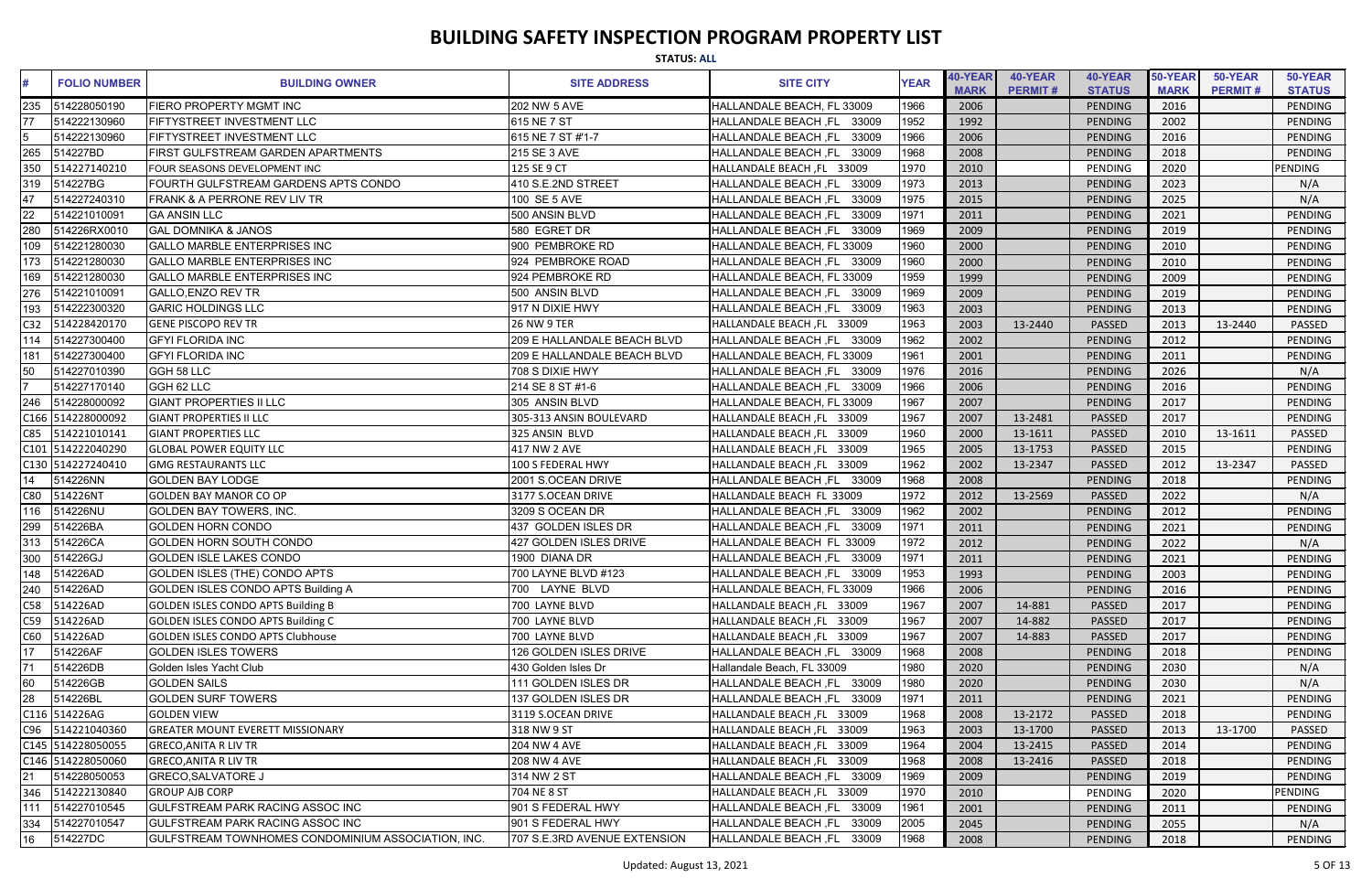# BUILDING SAFETY INSPECTION PROGRAM PROPERTY LIST

**STATUS: ALL**

| # | FOLIO NUMBER | BUILDING OWNER | SITE ADDRESS | SITE CITY | YEAR | 40-YEAR MARK | 40-YEAR PERMIT # | 40-YEAR STATUS | 50-YEAR MARK | 50-YEAR PERMIT # | 50-YEAR STATUS |
|---|---|---|---|---|---|---|---|---|---|---|---|
| 235 | 514228050190 | FIERO PROPERTY MGMT INC | 202 NW 5 AVE | HALLANDALE BEACH, FL 33009 | 1966 | 2006 | | PENDING | 2016 | | PENDING |
| 77 | 514222130960 | FIFTYSTREET INVESTMENT LLC | 615 NE 7 ST | HALLANDALE BEACH ,FL 33009 | 1952 | 1992 | | PENDING | 2002 | | PENDING |
| 5 | 514222130960 | FIFTYSTREET INVESTMENT LLC | 615 NE 7 ST #'1-7 | HALLANDALE BEACH ,FL 33009 | 1966 | 2006 | | PENDING | 2016 | | PENDING |
| 265 | 514227BD | FIRST GULFSTREAM GARDEN APARTMENTS | 215 SE 3 AVE | HALLANDALE BEACH ,FL 33009 | 1968 | 2008 | | PENDING | 2018 | | PENDING |
| 350 | 514227140210 | FOUR SEASONS DEVELOPMENT INC | 125 SE 9 CT | HALLANDALE BEACH ,FL 33009 | 1970 | 2010 | | PENDING | 2020 | | PENDING |
| 319 | 514227BG | FOURTH GULFSTREAM GARDENS APTS CONDO | 410 S.E.2ND STREET | HALLANDALE BEACH ,FL 33009 | 1973 | 2013 | | PENDING | 2023 | | N/A |
| 47 | 514227240310 | FRANK & A PERRONE REV LIV TR | 100 SE 5 AVE | HALLANDALE BEACH ,FL 33009 | 1975 | 2015 | | PENDING | 2025 | | N/A |
| 22 | 514221010091 | GA ANSIN LLC | 500 ANSIN BLVD | HALLANDALE BEACH ,FL 33009 | 1971 | 2011 | | PENDING | 2021 | | PENDING |
| 280 | 514226RX0010 | GAL DOMNIKA & JANOS | 580 EGRET DR | HALLANDALE BEACH ,FL 33009 | 1969 | 2009 | | PENDING | 2019 | | PENDING |
| 109 | 514221280030 | GALLO MARBLE ENTERPRISES INC | 900 PEMBROKE RD | HALLANDALE BEACH, FL 33009 | 1960 | 2000 | | PENDING | 2010 | | PENDING |
| 173 | 514221280030 | GALLO MARBLE ENTERPRISES INC | 924 PEMBROKE ROAD | HALLANDALE BEACH ,FL 33009 | 1960 | 2000 | | PENDING | 2010 | | PENDING |
| 169 | 514221280030 | GALLO MARBLE ENTERPRISES INC | 924 PEMBROKE RD | HALLANDALE BEACH, FL 33009 | 1959 | 1999 | | PENDING | 2009 | | PENDING |
| 276 | 514221010091 | GALLO,ENZO REV TR | 500 ANSIN BLVD | HALLANDALE BEACH ,FL 33009 | 1969 | 2009 | | PENDING | 2019 | | PENDING |
| 193 | 514222300320 | GARIC HOLDINGS LLC | 917 N DIXIE HWY | HALLANDALE BEACH ,FL 33009 | 1963 | 2003 | | PENDING | 2013 | | PENDING |
| C32 | 514228420170 | GENE PISCOPO REV TR | 26 NW 9 TER | HALLANDALE BEACH ,FL 33009 | 1963 | 2003 | 13-2440 | PASSED | 2013 | 13-2440 | PASSED |
| 114 | 514227300400 | GFYI FLORIDA INC | 209 E HALLANDALE BEACH BLVD | HALLANDALE BEACH ,FL 33009 | 1962 | 2002 | | PENDING | 2012 | | PENDING |
| 181 | 514227300400 | GFYI FLORIDA INC | 209 E HALLANDALE BEACH BLVD | HALLANDALE BEACH, FL 33009 | 1961 | 2001 | | PENDING | 2011 | | PENDING |
| 50 | 514227010390 | GGH 58 LLC | 708 S DIXIE HWY | HALLANDALE BEACH ,FL 33009 | 1976 | 2016 | | PENDING | 2026 | | N/A |
| 7 | 514227170140 | GGH 62 LLC | 214 SE 8 ST #1-6 | HALLANDALE BEACH ,FL 33009 | 1966 | 2006 | | PENDING | 2016 | | PENDING |
| 246 | 514228000092 | GIANT PROPERTIES II LLC | 305 ANSIN BLVD | HALLANDALE BEACH, FL 33009 | 1967 | 2007 | | PENDING | 2017 | | PENDING |
| C166 | 514228000092 | GIANT PROPERTIES II LLC | 305-313 ANSIN BOULEVARD | HALLANDALE BEACH ,FL 33009 | 1967 | 2007 | 13-2481 | PASSED | 2017 | | PENDING |
| C85 | 514221010141 | GIANT PROPERTIES LLC | 325 ANSIN BLVD | HALLANDALE BEACH ,FL 33009 | 1960 | 2000 | 13-1611 | PASSED | 2010 | 13-1611 | PASSED |
| C101 | 514222040290 | GLOBAL POWER EQUITY LLC | 417 NW 2 AVE | HALLANDALE BEACH ,FL 33009 | 1965 | 2005 | 13-1753 | PASSED | 2015 | | PENDING |
| C130 | 514227240410 | GMG RESTAURANTS LLC | 100 S FEDERAL HWY | HALLANDALE BEACH ,FL 33009 | 1962 | 2002 | 13-2347 | PASSED | 2012 | 13-2347 | PASSED |
| 14 | 514226NN | GOLDEN BAY LODGE | 2001 S.OCEAN DRIVE | HALLANDALE BEACH ,FL 33009 | 1968 | 2008 | | PENDING | 2018 | | PENDING |
| C80 | 514226NT | GOLDEN BAY MANOR CO OP | 3177 S.OCEAN DRIVE | HALLANDALE BEACH FL 33009 | 1972 | 2012 | 13-2569 | PASSED | 2022 | | N/A |
| 116 | 514226NU | GOLDEN BAY TOWERS, INC. | 3209 S OCEAN DR | HALLANDALE BEACH ,FL 33009 | 1962 | 2002 | | PENDING | 2012 | | PENDING |
| 299 | 514226BA | GOLDEN HORN CONDO | 437 GOLDEN ISLES DR | HALLANDALE BEACH ,FL 33009 | 1971 | 2011 | | PENDING | 2021 | | PENDING |
| 313 | 514226CA | GOLDEN HORN SOUTH CONDO | 427 GOLDEN ISLES DRIVE | HALLANDALE BEACH FL 33009 | 1972 | 2012 | | PENDING | 2022 | | N/A |
| 300 | 514226GJ | GOLDEN ISLE LAKES CONDO | 1900 DIANA DR | HALLANDALE BEACH ,FL 33009 | 1971 | 2011 | | PENDING | 2021 | | PENDING |
| 148 | 514226AD | GOLDEN ISLES (THE) CONDO APTS | 700 LAYNE BLVD #123 | HALLANDALE BEACH ,FL 33009 | 1953 | 1993 | | PENDING | 2003 | | PENDING |
| 240 | 514226AD | GOLDEN ISLES CONDO APTS Building A | 700 LAYNE BLVD | HALLANDALE BEACH, FL 33009 | 1966 | 2006 | | PENDING | 2016 | | PENDING |
| C58 | 514226AD | GOLDEN ISLES CONDO APTS Building B | 700 LAYNE BLVD | HALLANDALE BEACH ,FL 33009 | 1967 | 2007 | 14-881 | PASSED | 2017 | | PENDING |
| C59 | 514226AD | GOLDEN ISLES CONDO APTS Building C | 700 LAYNE BLVD | HALLANDALE BEACH ,FL 33009 | 1967 | 2007 | 14-882 | PASSED | 2017 | | PENDING |
| C60 | 514226AD | GOLDEN ISLES CONDO APTS Clubhouse | 700 LAYNE BLVD | HALLANDALE BEACH ,FL 33009 | 1967 | 2007 | 14-883 | PASSED | 2017 | | PENDING |
| 17 | 514226AF | GOLDEN ISLES TOWERS | 126 GOLDEN ISLES DRIVE | HALLANDALE BEACH ,FL 33009 | 1968 | 2008 | | PENDING | 2018 | | PENDING |
| 71 | 514226DB | Golden Isles Yacht Club | 430 Golden Isles Dr | Hallandale Beach, FL 33009 | 1980 | 2020 | | PENDING | 2030 | | N/A |
| 60 | 514226GB | GOLDEN SAILS | 111 GOLDEN ISLES DR | HALLANDALE BEACH ,FL 33009 | 1980 | 2020 | | PENDING | 2030 | | N/A |
| 28 | 514226BL | GOLDEN SURF TOWERS | 137 GOLDEN ISLES DR | HALLANDALE BEACH ,FL 33009 | 1971 | 2011 | | PENDING | 2021 | | PENDING |
| C116 | 514226AG | GOLDEN VIEW | 3119 S.OCEAN DRIVE | HALLANDALE BEACH ,FL 33009 | 1968 | 2008 | 13-2172 | PASSED | 2018 | | PENDING |
| C96 | 514221040360 | GREATER MOUNT EVERETT MISSIONARY | 318 NW 9 ST | HALLANDALE BEACH ,FL 33009 | 1963 | 2003 | 13-1700 | PASSED | 2013 | 13-1700 | PASSED |
| C145 | 514228050055 | GRECO,ANITA R LIV TR | 204 NW 4 AVE | HALLANDALE BEACH ,FL 33009 | 1964 | 2004 | 13-2415 | PASSED | 2014 | | PENDING |
| C146 | 514228050060 | GRECO,ANITA R LIV TR | 208 NW 4 AVE | HALLANDALE BEACH ,FL 33009 | 1968 | 2008 | 13-2416 | PASSED | 2018 | | PENDING |
| 21 | 514228050053 | GRECO,SALVATORE J | 314 NW 2 ST | HALLANDALE BEACH ,FL 33009 | 1969 | 2009 | | PENDING | 2019 | | PENDING |
| 346 | 514222130840 | GROUP AJB CORP | 704 NE 8 ST | HALLANDALE BEACH ,FL 33009 | 1970 | 2010 | | PENDING | 2020 | | PENDING |
| 111 | 514227010545 | GULFSTREAM PARK RACING ASSOC INC | 901 S FEDERAL HWY | HALLANDALE BEACH ,FL 33009 | 1961 | 2001 | | PENDING | 2011 | | PENDING |
| 334 | 514227010547 | GULFSTREAM PARK RACING ASSOC INC | 901 S FEDERAL HWY | HALLANDALE BEACH ,FL 33009 | 2005 | 2045 | | PENDING | 2055 | | N/A |
| 16 | 514227DC | GULFSTREAM TOWNHOMES CONDOMINIUM ASSOCIATION, INC. | 707 S.E.3RD AVENUE EXTENSION | HALLANDALE BEACH ,FL 33009 | 1968 | 2008 | | PENDING | 2018 | | PENDING |

Updated: August 13, 2021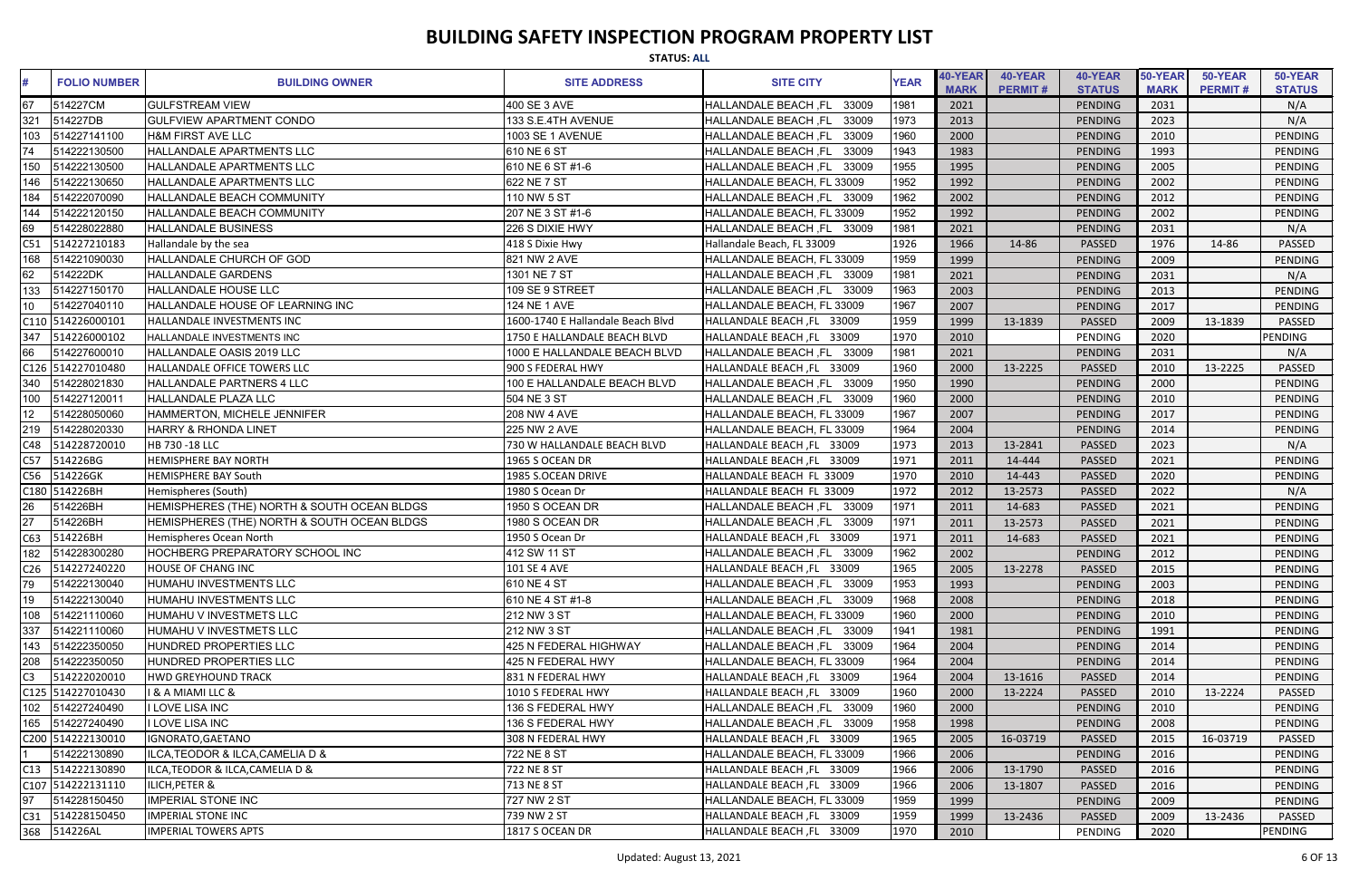# BUILDING SAFETY INSPECTION PROGRAM PROPERTY LIST

**STATUS: ALL**

| # | FOLIO NUMBER | BUILDING OWNER | SITE ADDRESS | SITE CITY | YEAR | 40-YEAR MARK | 40-YEAR PERMIT # | 40-YEAR STATUS | 50-YEAR MARK | 50-YEAR PERMIT # | 50-YEAR STATUS |
|---|---|---|---|---|---|---|---|---|---|---|---|
| 67 | 514227CM | GULFSTREAM VIEW | 400 SE 3 AVE | HALLANDALE BEACH ,FL 33009 | 1981 | 2021 | | PENDING | 2031 | | N/A |
| 321 | 514227DB | GULFVIEW APARTMENT CONDO | 133 S.E.4TH AVENUE | HALLANDALE BEACH ,FL 33009 | 1973 | 2013 | | PENDING | 2023 | | N/A |
| 103 | 514227141100 | H&M FIRST AVE LLC | 1003 SE 1 AVENUE | HALLANDALE BEACH ,FL 33009 | 1960 | 2000 | | PENDING | 2010 | | PENDING |
| 74 | 514222130500 | HALLANDALE APARTMENTS LLC | 610 NE 6 ST | HALLANDALE BEACH ,FL 33009 | 1943 | 1983 | | PENDING | 1993 | | PENDING |
| 150 | 514222130500 | HALLANDALE APARTMENTS LLC | 610 NE 6 ST #1-6 | HALLANDALE BEACH ,FL 33009 | 1955 | 1995 | | PENDING | 2005 | | PENDING |
| 146 | 514222130650 | HALLANDALE APARTMENTS LLC | 622 NE 7 ST | HALLANDALE BEACH, FL 33009 | 1952 | 1992 | | PENDING | 2002 | | PENDING |
| 184 | 514222070090 | HALLANDALE BEACH COMMUNITY | 110 NW 5 ST | HALLANDALE BEACH ,FL 33009 | 1962 | 2002 | | PENDING | 2012 | | PENDING |
| 144 | 514222120150 | HALLANDALE BEACH COMMUNITY | 207 NE 3 ST #1-6 | HALLANDALE BEACH, FL 33009 | 1952 | 1992 | | PENDING | 2002 | | PENDING |
| 69 | 514228022880 | HALLANDALE BUSINESS | 226 S DIXIE HWY | HALLANDALE BEACH ,FL 33009 | 1981 | 2021 | | PENDING | 2031 | | N/A |
| C51 | 514227210183 | Hallandale by the sea | 418 S Dixie Hwy | Hallandale Beach, FL 33009 | 1926 | 1966 | 14-86 | PASSED | 1976 | 14-86 | PASSED |
| 168 | 514221090030 | HALLANDALE CHURCH OF GOD | 821 NW 2 AVE | HALLANDALE BEACH, FL 33009 | 1959 | 1999 | | PENDING | 2009 | | PENDING |
| 62 | 514222DK | HALLANDALE GARDENS | 1301 NE 7 ST | HALLANDALE BEACH ,FL 33009 | 1981 | 2021 | | PENDING | 2031 | | N/A |
| 133 | 514227150170 | HALLANDALE HOUSE LLC | 109 SE 9 STREET | HALLANDALE BEACH ,FL 33009 | 1963 | 2003 | | PENDING | 2013 | | PENDING |
| 10 | 514227040110 | HALLANDALE HOUSE OF LEARNING INC | 124 NE 1 AVE | HALLANDALE BEACH, FL 33009 | 1967 | 2007 | | PENDING | 2017 | | PENDING |
| C110 | 514226000101 | HALLANDALE INVESTMENTS INC | 1600-1740 E Hallandale Beach Blvd | HALLANDALE BEACH ,FL 33009 | 1959 | 1999 | 13-1839 | PASSED | 2009 | 13-1839 | PASSED |
| 347 | 514226000102 | HALLANDALE INVESTMENTS INC | 1750 E HALLANDALE BEACH BLVD | HALLANDALE BEACH ,FL 33009 | 1970 | 2010 | | PENDING | 2020 | | PENDING |
| 66 | 514227600010 | HALLANDALE OASIS 2019 LLC | 1000 E HALLANDALE BEACH BLVD | HALLANDALE BEACH ,FL 33009 | 1981 | 2021 | | PENDING | 2031 | | N/A |
| C126 | 514227010480 | HALLANDALE OFFICE TOWERS LLC | 900 S FEDERAL HWY | HALLANDALE BEACH ,FL 33009 | 1960 | 2000 | 13-2225 | PASSED | 2010 | 13-2225 | PASSED |
| 340 | 514228021830 | HALLANDALE PARTNERS 4 LLC | 100 E HALLANDALE BEACH BLVD | HALLANDALE BEACH ,FL 33009 | 1950 | 1990 | | PENDING | 2000 | | PENDING |
| 100 | 514227120011 | HALLANDALE PLAZA LLC | 504 NE 3 ST | HALLANDALE BEACH ,FL 33009 | 1960 | 2000 | | PENDING | 2010 | | PENDING |
| 12 | 514228050060 | HAMMERTON, MICHELE JENNIFER | 208 NW 4 AVE | HALLANDALE BEACH, FL 33009 | 1967 | 2007 | | PENDING | 2017 | | PENDING |
| 219 | 514228020330 | HARRY & RHONDA LINET | 225 NW 2 AVE | HALLANDALE BEACH, FL 33009 | 1964 | 2004 | | PENDING | 2014 | | PENDING |
| C48 | 514228720010 | HB 730 -18 LLC | 730 W HALLANDALE BEACH BLVD | HALLANDALE BEACH ,FL 33009 | 1973 | 2013 | 13-2841 | PASSED | 2023 | | N/A |
| C57 | 514226BG | HEMISPHERE BAY NORTH | 1965 S OCEAN DR | HALLANDALE BEACH ,FL 33009 | 1971 | 2011 | 14-444 | PASSED | 2021 | | PENDING |
| C56 | 514226GK | HEMISPHERE BAY South | 1985 S.OCEAN DRIVE | HALLANDALE BEACH FL 33009 | 1970 | 2010 | 14-443 | PASSED | 2020 | | PENDING |
| C180 | 514226BH | Hemispheres (South) | 1980 S Ocean Dr | HALLANDALE BEACH FL 33009 | 1972 | 2012 | 13-2573 | PASSED | 2022 | | N/A |
| 26 | 514226BH | HEMISPHERES (THE) NORTH & SOUTH OCEAN BLDGS | 1950 S OCEAN DR | HALLANDALE BEACH ,FL 33009 | 1971 | 2011 | 14-683 | PASSED | 2021 | | PENDING |
| 27 | 514226BH | HEMISPHERES (THE) NORTH & SOUTH OCEAN BLDGS | 1980 S OCEAN DR | HALLANDALE BEACH ,FL 33009 | 1971 | 2011 | 13-2573 | PASSED | 2021 | | PENDING |
| C63 | 514226BH | Hemispheres Ocean North | 1950 S Ocean Dr | HALLANDALE BEACH ,FL 33009 | 1971 | 2011 | 14-683 | PASSED | 2021 | | PENDING |
| 182 | 514228300280 | HOCHBERG PREPARATORY SCHOOL INC | 412 SW 11 ST | HALLANDALE BEACH ,FL 33009 | 1962 | 2002 | | PENDING | 2012 | | PENDING |
| C26 | 514227240220 | HOUSE OF CHANG INC | 101 SE 4 AVE | HALLANDALE BEACH ,FL 33009 | 1965 | 2005 | 13-2278 | PASSED | 2015 | | PENDING |
| 79 | 514222130040 | HUMAHU INVESTMENTS LLC | 610 NE 4 ST | HALLANDALE BEACH ,FL 33009 | 1953 | 1993 | | PENDING | 2003 | | PENDING |
| 19 | 514222130040 | HUMAHU INVESTMENTS LLC | 610 NE 4 ST #1-8 | HALLANDALE BEACH ,FL 33009 | 1968 | 2008 | | PENDING | 2018 | | PENDING |
| 108 | 514221110060 | HUMAHU V INVESTMETS LLC | 212 NW 3 ST | HALLANDALE BEACH, FL 33009 | 1960 | 2000 | | PENDING | 2010 | | PENDING |
| 337 | 514221110060 | HUMAHU V INVESTMETS LLC | 212 NW 3 ST | HALLANDALE BEACH ,FL 33009 | 1941 | 1981 | | PENDING | 1991 | | PENDING |
| 143 | 514222350050 | HUNDRED PROPERTIES LLC | 425 N FEDERAL HIGHWAY | HALLANDALE BEACH ,FL 33009 | 1964 | 2004 | | PENDING | 2014 | | PENDING |
| 208 | 514222350050 | HUNDRED PROPERTIES LLC | 425 N FEDERAL HWY | HALLANDALE BEACH, FL 33009 | 1964 | 2004 | | PENDING | 2014 | | PENDING |
| C3 | 514222020010 | HWD GREYHOUND TRACK | 831 N FEDERAL HWY | HALLANDALE BEACH ,FL 33009 | 1964 | 2004 | 13-1616 | PASSED | 2014 | | PENDING |
| C125 | 514227010430 | I & A MIAMI LLC & | 1010 S FEDERAL HWY | HALLANDALE BEACH ,FL 33009 | 1960 | 2000 | 13-2224 | PASSED | 2010 | 13-2224 | PASSED |
| 102 | 514227240490 | I LOVE LISA INC | 136 S FEDERAL HWY | HALLANDALE BEACH ,FL 33009 | 1960 | 2000 | | PENDING | 2010 | | PENDING |
| 165 | 514227240490 | I LOVE LISA INC | 136 S FEDERAL HWY | HALLANDALE BEACH ,FL 33009 | 1958 | 1998 | | PENDING | 2008 | | PENDING |
| C200 | 514222130010 | IGNORATO,GAETANO | 308 N FEDERAL HWY | HALLANDALE BEACH ,FL 33009 | 1965 | 2005 | 16-03719 | PASSED | 2015 | 16-03719 | PASSED |
| 1 | 514222130890 | ILCA,TEODOR & ILCA,CAMELIA D & | 722 NE 8 ST | HALLANDALE BEACH, FL 33009 | 1966 | 2006 | | PENDING | 2016 | | PENDING |
| C13 | 514222130890 | ILCA,TEODOR & ILCA,CAMELIA D & | 722 NE 8 ST | HALLANDALE BEACH ,FL 33009 | 1966 | 2006 | 13-1790 | PASSED | 2016 | | PENDING |
| C107 | 514222131110 | ILICH,PETER & | 713 NE 8 ST | HALLANDALE BEACH ,FL 33009 | 1966 | 2006 | 13-1807 | PASSED | 2016 | | PENDING |
| 97 | 514228150450 | IMPERIAL STONE INC | 727 NW 2 ST | HALLANDALE BEACH, FL 33009 | 1959 | 1999 | | PENDING | 2009 | | PENDING |
| C31 | 514228150450 | IMPERIAL STONE INC | 739 NW 2 ST | HALLANDALE BEACH ,FL 33009 | 1959 | 1999 | 13-2436 | PASSED | 2009 | 13-2436 | PASSED |
| 368 | 514226AL | IMPERIAL TOWERS APTS | 1817 S OCEAN DR | HALLANDALE BEACH ,FL 33009 | 1970 | 2010 | | PENDING | 2020 | | PENDING |

Updated: August 13, 2021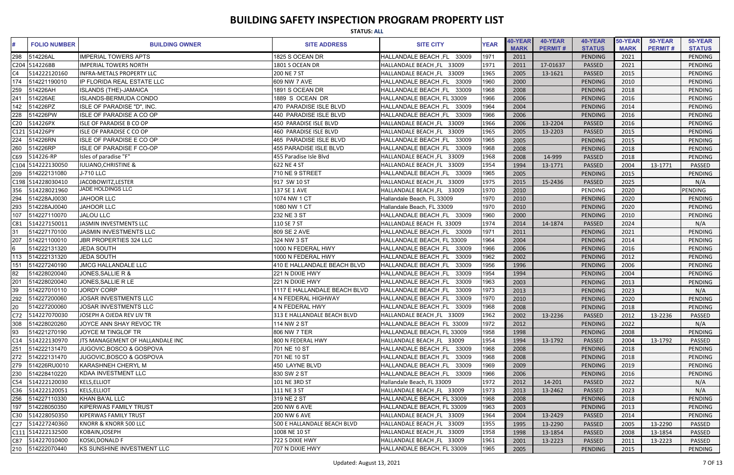# BUILDING SAFETY INSPECTION PROGRAM PROPERTY LIST

**STATUS: ALL**

| # | FOLIO NUMBER | BUILDING OWNER | SITE ADDRESS | SITE CITY | YEAR | 40-YEAR MARK | 40-YEAR PERMIT # | 40-YEAR STATUS | 50-YEAR MARK | 50-YEAR PERMIT # | 50-YEAR STATUS |
|---|---|---|---|---|---|---|---|---|---|---|---|
| 298 | 514226AL | IMPERIAL TOWERS APTS | 1825 S OCEAN DR | HALLANDALE BEACH ,FL 33009 | 1971 | 2011 | | PENDING | 2021 | | PENDING |
| C204 | 514226BB | IMPERIAL TOWERS NORTH | 1801 S OCEAN DR | HALLANDALE BEACH ,FL 33009 | 1971 | 2011 | 17-01637 | PASSED | 2021 | | PENDING |
| C4 | 514222120160 | INFRA-METALS PROPERTY LLC | 200 NE 7 ST | HALLANDALE BEACH ,FL 33009 | 1965 | 2005 | 13-1621 | PASSED | 2015 | | PENDING |
| 174 | 514221190010 | IP FLORIDA REAL ESTATE LLC | 609 NW 7 AVE | HALLANDALE BEACH ,FL 33009 | 1960 | 2000 | | PENDING | 2010 | | PENDING |
| 259 | 514226AH | ISLANDS (THE)-JAMAICA | 1891 S OCEAN DR | HALLANDALE BEACH ,FL 33009 | 1968 | 2008 | | PENDING | 2018 | | PENDING |
| 241 | 514226AE | ISLANDS-BERMUDA CONDO | 1889 S OCEAN DR | HALLANDALE BEACH, FL 33009 | 1966 | 2006 | | PENDING | 2016 | | PENDING |
| 142 | 514226PZ | ISLE OF PARADISE "D", INC. | 470 PARADISE ISLE BLVD | HALLANDALE BEACH ,FL 33009 | 1964 | 2004 | | PENDING | 2014 | | PENDING |
| 228 | 514226PW | ISLE OF PARADISE A CO OP | 440 PARADISE ISLE BLVD | HALLANDALE BEACH ,FL 33009 | 1966 | 2006 | | PENDING | 2016 | | PENDING |
| C20 | 514226PX | ISLE OF PARADISE B CO OP | 450 PARADISE ISLE BLVD | HALLANDALE BEACH ,FL 33009 | 1966 | 2006 | 13-2204 | PASSED | 2016 | | PENDING |
| C121 | 514226PY | ISLE OF PARADISE C CO OP | 460 PARADISE ISLE BLVD | HALLANDALE BEACH ,FL 33009 | 1965 | 2005 | 13-2203 | PASSED | 2015 | | PENDING |
| 224 | 514226RN | ISLE OF PARADISE E CO OP | 465 PARADISE ISLE BLVD | HALLANDALE BEACH ,FL 33009 | 1965 | 2005 | | PENDING | 2015 | | PENDING |
| 260 | 514226RP | ISLE OF PARADISE F CO-OP | 455 PARADISE ISLE BLVD | HALLANDALE BEACH ,FL 33009 | 1968 | 2008 | | PENDING | 2018 | | PENDING |
| C69 | 514226-RP | Isles of paradise "F" | 455 Paradise Isle Blvd | HALLANDALE BEACH ,FL 33009 | 1968 | 2008 | 14-999 | PASSED | 2018 | | PENDING |
| C104 | 514222130050 | IULIANO,CHRISTINE & | 622 NE 4 ST | HALLANDALE BEACH ,FL 33009 | 1954 | 1994 | 13-1771 | PASSED | 2004 | 13-1771 | PASSED |
| 209 | 514222131080 | J-710 LLC | 710 NE 9 STREET | HALLANDALE BEACH ,FL 33009 | 1965 | 2005 | | PENDING | 2015 | | PENDING |
| C198 | 514228030410 | JACOBOWITZ,LESTER | 917 SW 10 ST | HALLANDALE BEACH ,FL 33009 | 1975 | 2015 | 15-2436 | PASSED | 2025 | | N/A |
| 356 | 514228021960 | JADE HOLDINGS LLC | 137 SE 1 AVE | HALLANDALE BEACH ,FL 33009 | 1970 | 2010 | | PENDING | 2020 | | PENDING |
| 294 | 514228AJ0030 | JAHOOR LLC | 1074 NW 1 CT | Hallandale Beach, FL 33009 | 1970 | 2010 | | PENDING | 2020 | | PENDING |
| 293 | 514228AJ0040 | JAHOOR LLC | 1080 NW 1 CT | Hallandale Beach, FL 33009 | 1970 | 2010 | | PENDING | 2020 | | PENDING |
| 107 | 514227110070 | JALOU LLC | 232 NE 3 ST | HALLANDALE BEACH ,FL 33009 | 1960 | 2000 | | PENDING | 2010 | | PENDING |
| C81 | 514227150011 | JASMIN INVESTMENTS LLC | 110 SE 7 ST | HALLANDALE BEACH FL 33009 | 1974 | 2014 | 14-1874 | PASSED | 2024 | | N/A |
| 31 | 514227170100 | JASMIN INVESTMENTS LLC | 809 SE 2 AVE | HALLANDALE BEACH ,FL 33009 | 1971 | 2011 | | PENDING | 2021 | | PENDING |
| 207 | 514221100010 | JBR PROPERTIES 324 LLC | 324 NW 3 ST | HALLANDALE BEACH, FL 33009 | 1964 | 2004 | | PENDING | 2014 | | PENDING |
| 6 | 514222131320 | JEDA SOUTH | 1000 N FEDERAL HWY | HALLANDALE BEACH ,FL 33009 | 1966 | 2006 | | PENDING | 2016 | | PENDING |
| 113 | 514222131320 | JEDA SOUTH | 1000 N FEDERAL HWY | HALLANDALE BEACH ,FL 33009 | 1962 | 2002 | | PENDING | 2012 | | PENDING |
| 151 | 514227240190 | JMCG HALLANDALE LLC | 410 E HALLANDALE BEACH BLVD | HALLANDALE BEACH ,FL 33009 | 1956 | 1996 | | PENDING | 2006 | | PENDING |
| 82 | 514228020040 | JONES,SALLIE R & | 221 N DIXIE HWY | HALLANDALE BEACH ,FL 33009 | 1954 | 1994 | | PENDING | 2004 | | PENDING |
| 201 | 514228020040 | JONES,SALLIE R LE | 221 N DIXIE HWY | HALLANDALE BEACH ,FL 33009 | 1963 | 2003 | | PENDING | 2013 | | PENDING |
| 39 | 514227010110 | JORDY CORP | 1117 E HALLANDALE BEACH BLVD | HALLANDALE BEACH ,FL 33009 | 1973 | 2013 | | PENDING | 2023 | | N/A |
| 292 | 514227200060 | JOSAR INVESTMENTS LLC | 4 N FEDERAL HIGHWAY | HALLANDALE BEACH ,FL 33009 | 1970 | 2010 | | PENDING | 2020 | | PENDING |
| 20 | 514227200060 | JOSAR INVESTMENTS LLC | 4 N FEDERAL HWY | HALLANDALE BEACH ,FL 33009 | 1968 | 2008 | | PENDING | 2018 | | PENDING |
| C72 | 514227070030 | JOSEPH A OJEDA REV LIV TR | 313 E HALLANDALE BEACH BLVD | HALLANDALE BEACH ,FL 33009 | 1962 | 2002 | 13-2236 | PASSED | 2012 | 13-2236 | PASSED |
| 308 | 514228020260 | JOYCE ANN SHAY REVOC TR | 114 NW 2 ST | HALLANDALE BEACH FL 33009 | 1972 | 2012 | | PENDING | 2022 | | N/A |
| 93 | 514221270190 | JOYCE M TINGLOF TR | 806 NW 7 TER | HALLANDALE BEACH, FL 33009 | 1958 | 1998 | | PENDING | 2008 | | PENDING |
| C14 | 514222130970 | JTS MANAGEMENT OF HALLANDALE INC | 800 N FEDERAL HWY | HALLANDALE BEACH ,FL 33009 | 1954 | 1994 | 13-1792 | PASSED | 2004 | 13-1792 | PASSED |
| 251 | 514222131470 | JUGOVIC,BOSCO & GOSPOVA | 701 NE 10 ST | HALLANDALE BEACH ,FL 33009 | 1968 | 2008 | | PENDING | 2018 | | PENDING |
| 272 | 514222131470 | JUGOVIC,BOSCO & GOSPOVA | 701 NE 10 ST | HALLANDALE BEACH ,FL 33009 | 1968 | 2008 | | PENDING | 2018 | | PENDING |
| 279 | 514226RU0010 | KARASHNEH CHERYL M | 450 LAYNE BLVD | HALLANDALE BEACH ,FL 33009 | 1969 | 2009 | | PENDING | 2019 | | PENDING |
| 230 | 514228410220 | KDAA INVESTMENT LLC | 830 SW 2 ST | HALLANDALE BEACH ,FL 33009 | 1966 | 2006 | | PENDING | 2016 | | PENDING |
| C54 | 514222120030 | KELS,ELLIOT | 101 NE 3RD ST | Hallandale Beach, FL 33009 | 1972 | 2012 | 14-201 | PASSED | 2022 | | N/A |
| C36 | 514222120051 | KELS,ELLIOT | 111 NE 3 ST | HALLANDALE BEACH ,FL 33009 | 1973 | 2013 | 13-2462 | PASSED | 2023 | | N/A |
| 256 | 514227110330 | KHAN BA'AL LLC | 319 NE 2 ST | HALLANDALE BEACH, FL 33009 | 1968 | 2008 | | PENDING | 2018 | | PENDING |
| 197 | 514228050350 | KIPERWAS FAMILY TRUST | 200 NW 6 AVE | HALLANDALE BEACH, FL 33009 | 1963 | 2003 | | PENDING | 2013 | | PENDING |
| C30 | 514228050350 | KIPERWAS FAMILY TRUST | 200 NW 6 AVE | HALLANDALE BEACH ,FL 33009 | 1964 | 2004 | 13-2429 | PASSED | 2014 | | PENDING |
| C27 | 514227240360 | KNORR & KNORR 500 LLC | 500 E HALLANDALE BEACH BLVD | HALLANDALE BEACH ,FL 33009 | 1955 | 1995 | 13-2290 | PASSED | 2005 | 13-2290 | PASSED |
| C111 | 514222132500 | KOBAIN,JOSEPH | 1008 NE 10 ST | HALLANDALE BEACH ,FL 33009 | 1958 | 1998 | 13-1854 | PASSED | 2008 | 13-1854 | PASSED |
| C87 | 514227010400 | KOSKI,DONALD F | 722 S DIXIE HWY | HALLANDALE BEACH ,FL 33009 | 1961 | 2001 | 13-2223 | PASSED | 2011 | 13-2223 | PASSED |
| 210 | 514222070440 | KS SUNSHINE INVESTMENT LLC | 707 N DIXIE HWY | HALLANDALE BEACH, FL 33009 | 1965 | 2005 | | PENDING | 2015 | | PENDING |

Updated: August 13, 2021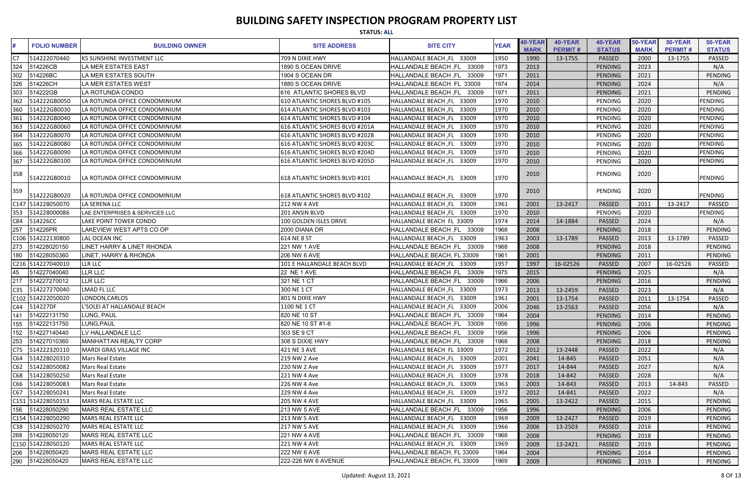# BUILDING SAFETY INSPECTION PROGRAM PROPERTY LIST

**STATUS: ALL**

| # | FOLIO NUMBER | BUILDING OWNER | SITE ADDRESS | SITE CITY | YEAR | 40-YEAR MARK | 40-YEAR PERMIT # | 40-YEAR STATUS | 50-YEAR MARK | 50-YEAR PERMIT # | 50-YEAR STATUS |
|---|---|---|---|---|---|---|---|---|---|---|---|
| C7 | 514222070440 | KS SUNSHINE INVESTMENT LLC | 709 N DIXIE HWY | HALLANDALE BEACH ,FL 33009 | 1950 | 1990 | 13-1755 | PASSED | 2000 | 13-1755 | PASSED |
| 324 | 514226CB | LA MER ESTATES EAST | 1890 S.OCEAN DRIVE | HALLANDALE BEACH ,FL 33009 | 1973 | 2013 | | PENDING | 2023 | | N/A |
| 302 | 514226BC | LA MER ESTATES SOUTH | 1904 S OCEAN DR | HALLANDALE BEACH ,FL 33009 | 1971 | 2011 | | PENDING | 2021 | | PENDING |
| 326 | 514226CH | LA MER ESTATES WEST | 1880 S OCEAN DRIVE | HALLANDALE BEACH FL 33009 | 1974 | 2014 | | PENDING | 2024 | | N/A |
| 303 | 514222GB | LA ROTUNDA CONDO | 616 ATLANTIC SHORES BLVD | HALLANDALE BEACH ,FL 33009 | 1971 | 2011 | | PENDING | 2021 | | PENDING |
| 362 | 514222GB0050 | LA ROTUNDA OFFICE CONDOMINIUM | 610 ATLANTIC SHORES BLVD #105 | HALLANDALE BEACH ,FL 33009 | 1970 | 2010 | | PENDING | 2020 | | PENDING |
| 360 | 514222GB0030 | LA ROTUNDA OFFICE CONDOMINIUM | 614 ATLANTIC SHORES BLVD #103 | HALLANDALE BEACH ,FL 33009 | 1970 | 2010 | | PENDING | 2020 | | PENDING |
| 361 | 514222GB0040 | LA ROTUNDA OFFICE CONDOMINIUM | 614 ATLANTIC SHORES BLVD #104 | HALLANDALE BEACH ,FL 33009 | 1970 | 2010 | | PENDING | 2020 | | PENDING |
| 363 | 514222GB0060 | LA ROTUNDA OFFICE CONDOMINIUM | 616 ATLANTIC SHORES BLVD #201A | HALLANDALE BEACH ,FL 33009 | 1970 | 2010 | | PENDING | 2020 | | PENDING |
| 364 | 514222GB0070 | LA ROTUNDA OFFICE CONDOMINIUM | 616 ATLANTIC SHORES BLVD #202B | HALLANDALE BEACH ,FL 33009 | 1970 | 2010 | | PENDING | 2020 | | PENDING |
| 365 | 514222GB0080 | LA ROTUNDA OFFICE CONDOMINIUM | 616 ATLANTIC SHORES BLVD #203C | HALLANDALE BEACH ,FL 33009 | 1970 | 2010 | | PENDING | 2020 | | PENDING |
| 366 | 514222GB0090 | LA ROTUNDA OFFICE CONDOMINIUM | 616 ATLANTIC SHORES BLVD #204D | HALLANDALE BEACH ,FL 33009 | 1970 | 2010 | | PENDING | 2020 | | PENDING |
| 367 | 514222GB0100 | LA ROTUNDA OFFICE CONDOMINIUM | 616 ATLANTIC SHORES BLVD #205D | HALLANDALE BEACH ,FL 33009 | 1970 | 2010 | | PENDING | 2020 | | PENDING |
| 358 | 514222GB0010 | LA ROTUNDA OFFICE CONDOMINIUM | 618 ATLANTIC SHORES BLVD #101 | HALLANDALE BEACH ,FL 33009 | 1970 | 2010 | | PENDING | 2020 | | PENDING |
| 359 | 514222GB0020 | LA ROTUNDA OFFICE CONDOMINIUM | 618 ATLANTIC SHORES BLVD #102 | HALLANDALE BEACH ,FL 33009 | 1970 | 2010 | | PENDING | 2020 | | PENDING |
| C147 | 514228050070 | LA SERENA LLC | 212 NW 4 AVE | HALLANDALE BEACH ,FL 33009 | 1961 | 2001 | 13-2417 | PASSED | 2011 | 13-2417 | PASSED |
| 353 | 514228000086 | LAE ENTERPRISES & SERVICES LLC | 201 ANSIN BLVD | HALLANDALE BEACH ,FL 33009 | 1970 | 2010 | | PENDING | 2020 | | PENDING |
| C84 | 514226CC | LAKE POINT TOWER CONDO | 100 GOLDEN ISLES DRIVE | HALLANDALE BEACH FL 33009 | 1974 | 2014 | 14-1884 | PASSED | 2024 | | N/A |
| 257 | 514226PR | LAKEVIEW WEST APTS CO OP | 2000 DIANA DR | HALLANDALE BEACH ,FL 33009 | 1968 | 2008 | | PENDING | 2018 | | PENDING |
| C106 | 514222130800 | LAL OCEAN INC | 614 NE 8 ST | HALLANDALE BEACH ,FL 33009 | 1963 | 2003 | 13-1789 | PASSED | 2013 | 13-1789 | PASSED |
| 273 | 514228020150 | LINET HARRY & LINET RHONDA | 221 NW 1 AVE | HALLANDALE BEACH ,FL 33009 | 1968 | 2008 | | PENDING | 2018 | | PENDING |
| 180 | 514228050360 | LINET, HARRY & RHONDA | 206 NW 6 AVE | HALLANDALE BEACH, FL 33009 | 1961 | 2001 | | PENDING | 2011 | | PENDING |
| C216 | 514227040010 | LLR LLC | 101 E HALLANDALE BEACH BLVD | HALLANDALE BEACH ,FL 33009 | 1957 | 1997 | 16-02526 | PASSED | 2007 | 16-02526 | PASSED |
| 45 | 514227040040 | LLR LLC | 22 NE 1 AVE | HALLANDALE BEACH ,FL 33009 | 1975 | 2015 | | PENDING | 2025 | | N/A |
| 217 | 514227270012 | LLR LLC | 321 NE 1 CT | HALLANDALE BEACH ,FL 33009 | 1966 | 2006 | | PENDING | 2016 | | PENDING |
| C35 | 514227270040 | LMAD FL LLC | 300 NE 1 CT | HALLANDALE BEACH ,FL 33009 | 1973 | 2013 | 13-2459 | PASSED | 2023 | | N/A |
| C102 | 514222050020 | LONDON,CARLOS | 801 N DIXIE HWY | HALLANDALE BEACH ,FL 33009 | 1961 | 2001 | 13-1754 | PASSED | 2011 | 13-1754 | PASSED |
| C44 | 514227DF | L'SOLEI AT HALLANDALE BEACH | 1100 NE 1 CT | HALLANDALE BEACH ,FL 33009 | 2006 | 2046 | 13-2563 | PASSED | 2056 | | N/A |
| 141 | 514222131750 | LUNG, PAUL | 820 NE 10 ST | HALLANDALE BEACH ,FL 33009 | 1964 | 2004 | | PENDING | 2014 | | PENDING |
| 155 | 514222131750 | LUNG,PAUL | 820 NE 10 ST #1-6 | HALLANDALE BEACH ,FL 33009 | 1956 | 1996 | | PENDING | 2006 | | PENDING |
| 152 | 514227140440 | LV HALLANDALE LLC | 303 SE 9 CT | HALLANDALE BEACH ,FL 33009 | 1956 | 1996 | | PENDING | 2006 | | PENDING |
| 253 | 514227010360 | MANHATTAN REALTY CORP | 308 S DIXIE HWY | HALLANDALE BEACH ,FL 33009 | 1968 | 2008 | | PENDING | 2018 | | PENDING |
| C75 | 514222320110 | MARDI GRAS VILLAGE INC | 421 NE 3 AVE | HALLANDALE BEACH FL 33009 | 1972 | 2012 | 13-2448 | PASSED | 2022 | | N/A |
| C64 | 514228020310 | Mars Real Estate | 219 NW 2 Ave | HALLANDALE BEACH ,FL 33009 | 2001 | 2041 | 14-845 | PASSED | 2051 | | N/A |
| C62 | 514228050082 | Mars Real Estate | 220 NW 2 Ave | HALLANDALE BEACH ,FL 33009 | 1977 | 2017 | 14-844 | PASSED | 2027 | | N/A |
| C68 | 514228050250 | Mars Real Estate | 221 NW 4 Ave | HALLANDALE BEACH ,FL 33009 | 1978 | 2018 | 14-842 | PASSED | 2028 | | N/A |
| C66 | 514228050083 | Mars Real Estate | 226 NW 4 Ave | HALLANDALE BEACH ,FL 33009 | 1963 | 2003 | 14-843 | PASSED | 2013 | 14-843 | PASSED |
| C67 | 514228050241 | Mars Real Estate | 229 NW 4 Ave | HALLANDALE BEACH ,FL 33009 | 1972 | 2012 | 14-841 | PASSED | 2022 | | N/A |
| C151 | 514228050153 | MARS REAL ESTATE LLC | 205 NW 4 AVE | HALLANDALE BEACH ,FL 33009 | 1965 | 2005 | 13-2422 | PASSED | 2015 | | PENDING |
| 156 | 514228050290 | MARS REAL ESTATE LLC | 213 NW 5 AVE | HALLANDALE BEACH ,FL 33009 | 1956 | 1996 | | PENDING | 2006 | | PENDING |
| C154 | 514228050290 | MARS REAL ESTATE LLC | 213 NW 5 AVE | HALLANDALE BEACH ,FL 33009 | 1969 | 2009 | 13-2427 | PASSED | 2019 | | PENDING |
| C38 | 514228050270 | MARS REAL ESTATE LLC | 217 NW 5 AVE | HALLANDALE BEACH ,FL 33009 | 1966 | 2006 | 13-2503 | PASSED | 2016 | | PENDING |
| 268 | 514228050120 | MARS REAL ESTATE LLC | 221 NW 4 AVE | HALLANDALE BEACH ,FL 33009 | 1968 | 2008 | | PENDING | 2018 | | PENDING |
| C150 | 514228050120 | MARS REAL ESTATE LLC | 221 NW 4 AVE | HALLANDALE BEACH ,FL 33009 | 1969 | 2009 | 13-2421 | PASSED | 2019 | | PENDING |
| 206 | 514228050420 | MARS REAL ESTATE LLC | 222 NW 6 AVE | HALLANDALE BEACH, FL 33009 | 1964 | 2004 | | PENDING | 2014 | | PENDING |
| 290 | 514228050420 | MARS REAL ESTATE LLC | 222-226 NW 6 AVENUE | HALLANDALE BEACH, FL 33009 | 1969 | 2009 | | PENDING | 2019 | | PENDING |

Updated: August 13, 2021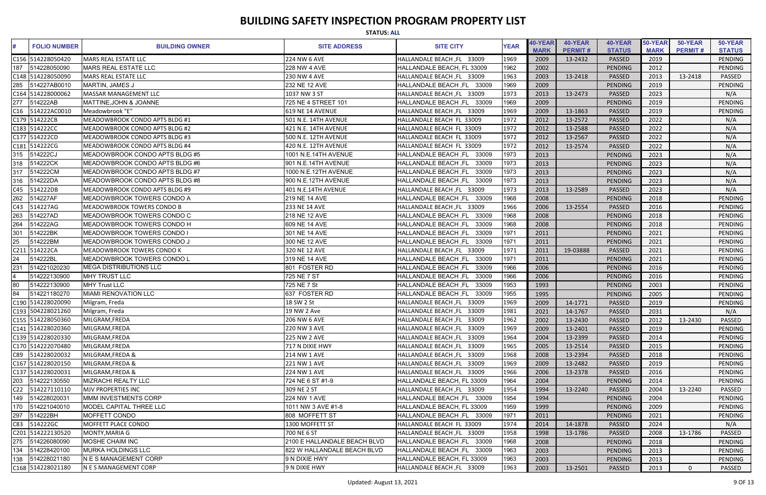# BUILDING SAFETY INSPECTION PROGRAM PROPERTY LIST

**STATUS: ALL**

| # | FOLIO NUMBER | BUILDING OWNER | SITE ADDRESS | SITE CITY | YEAR | 40-YEAR MARK | 40-YEAR PERMIT # | 40-YEAR STATUS | 50-YEAR MARK | 50-YEAR PERMIT # | 50-YEAR STATUS |
|---|---|---|---|---|---|---|---|---|---|---|---|
| C156 | 514228050420 | MARS REAL ESTATE LLC | 224 NW 6 AVE | HALLANDALE BEACH ,FL 33009 | 1969 | 2009 | 13-2432 | PASSED | 2019 | | PENDING |
| 187 | 514228050090 | MARS REAL ESTATE LLC | 228 NW 4 AVE | HALLANDALE BEACH, FL 33009 | 1962 | 2002 | | PENDING | 2012 | | PENDING |
| C148 | 514228050090 | MARS REAL ESTATE LLC | 230 NW 4 AVE | HALLANDALE BEACH ,FL 33009 | 1963 | 2003 | 13-2418 | PASSED | 2013 | 13-2418 | PASSED |
| 285 | 514227AB0010 | MARTIN, JAMES J | 232 NE 12 AVE | HALLANDALE BEACH ,FL 33009 | 1969 | 2009 | | PENDING | 2019 | | PENDING |
| C164 | 514228000062 | MASSAR MANAGEMENT LLC | 1037 NW 3 ST | HALLANDALE BEACH ,FL 33009 | 1973 | 2013 | 13-2473 | PASSED | 2023 | | N/A |
| 277 | 514222AB | MATTINE,JOHN & JOANNE | 725 NE 4 STREET 101 | HALLANDALE BEACH ,FL 33009 | 1969 | 2009 | | PENDING | 2019 | | PENDING |
| C16 | 514222AC0010 | Meadowbrook "E" | 619 NE 14 AVENUE | HALLANDALE BEACH ,FL 33009 | 1969 | 2009 | 13-1863 | PASSED | 2019 | | PENDING |
| C179 | 514222CB | MEADOWBROOK CONDO APTS BLDG #1 | 501 N.E. 14TH AVENUE | HALLANDALE BEACH FL 33009 | 1972 | 2012 | 13-2572 | PASSED | 2022 | | N/A |
| C183 | 514222CC | MEADOWBROOK CONDO APTS BLDG #2 | 421 N.E. 14TH AVENUE | HALLANDALE BEACH FL 33009 | 1972 | 2012 | 13-2588 | PASSED | 2022 | | N/A |
| C177 | 514222CD | MEADOWBROOK CONDO APTS BLDG #3 | 500 N.E. 12TH AVENUE | HALLANDALE BEACH FL 33009 | 1972 | 2012 | 13-2567 | PASSED | 2022 | | N/A |
| C181 | 514222CG | MEADOWBROOK CONDO APTS BLDG #4 | 420 N.E. 12TH AVENUE | HALLANDALE BEACH FL 33009 | 1972 | 2012 | 13-2574 | PASSED | 2022 | | N/A |
| 315 | 514222CJ | MEADOWBROOK CONDO APTS BLDG #5 | 1001 N.E.14TH AVENUE | HALLANDALE BEACH ,FL 33009 | 1973 | 2013 | | PENDING | 2023 | | N/A |
| 318 | 514222CK | MEADOWBROOK CONDO APTS BLDG #6 | 901 N.E.14TH AVENUE | HALLANDALE BEACH ,FL 33009 | 1973 | 2013 | | PENDING | 2023 | | N/A |
| 317 | 514222CM | MEADOWBROOK CONDO APTS BLDG #7 | 1000 N.E.12TH AVENUE | HALLANDALE BEACH ,FL 33009 | 1973 | 2013 | | PENDING | 2023 | | N/A |
| 316 | 514222DA | MEADOWBROOK CONDO APTS BLDG #8 | 900 N.E.12TH AVENUE | HALLANDALE BEACH ,FL 33009 | 1973 | 2013 | | PENDING | 2023 | | N/A |
| C45 | 514222DB | MEADOWBROOK CONDO APTS BLDG #9 | 401 N.E.14TH AVENUE | HALLANDALE BEACH ,FL 33009 | 1973 | 2013 | 13-2589 | PASSED | 2023 | | N/A |
| 262 | 514227AF | MEADOWBROOK TOWERS CONDO A | 219 NE 14 AVE | HALLANDALE BEACH ,FL 33009 | 1968 | 2008 | | PENDING | 2018 | | PENDING |
| C43 | 514227AG | MEADOWBROOK TOWERS CONDO B | 233 NE 14 AVE | HALLANDALE BEACH ,FL 33009 | 1966 | 2006 | 13-2554 | PASSED | 2016 | | PENDING |
| 263 | 514227AD | MEADOWBROOK TOWERS CONDO C | 218 NE 12 AVE | HALLANDALE BEACH ,FL 33009 | 1968 | 2008 | | PENDING | 2018 | | PENDING |
| 264 | 514222AG | MEADOWBROOK TOWERS CONDO H | 609 NE 14 AVE | HALLANDALE BEACH ,FL 33009 | 1968 | 2008 | | PENDING | 2018 | | PENDING |
| 301 | 514222BK | MEADOWBROOK TOWERS CONDO I | 301 NE 14 AVE | HALLANDALE BEACH ,FL 33009 | 1971 | 2011 | | PENDING | 2021 | | PENDING |
| 25 | 514222BM | MEADOWBROOK TOWERS CONDO J | 300 NE 12 AVE | HALLANDALE BEACH ,FL 33009 | 1971 | 2011 | | PENDING | 2021 | | PENDING |
| C211 | 514222CA | MEADOWBROOK TOWERS CONDO K | 320 NE 12 AVE | HALLANDALE BEACH ,FL 33009 | 1971 | 2011 | 19-03888 | PASSED | 2021 | | PENDING |
| 24 | 514222BL | MEADOWBROOK TOWERS CONDO L | 319 NE 14 AVE | HALLANDALE BEACH ,FL 33009 | 1971 | 2011 | | PENDING | 2021 | | PENDING |
| 231 | 514221020230 | MEGA DISTRIBUTIONS LLC | 801 FOSTER RD | HALLANDALE BEACH ,FL 33009 | 1966 | 2006 | | PENDING | 2016 | | PENDING |
| 4 | 514222130900 | MHY TRUST LLC | 725 NE 7 ST | HALLANDALE BEACH ,FL 33009 | 1966 | 2006 | | PENDING | 2016 | | PENDING |
| 80 | 514222130900 | MHY Trust LLC | 725 NE 7 St | HALLANDALE BEACH ,FL 33009 | 1953 | 1993 | | PENDING | 2003 | | PENDING |
| 84 | 514221180270 | MIAMI RENOVATION LLC | 637 FOSTER RD | HALLANDALE BEACH ,FL 33009 | 1955 | 1995 | | PENDING | 2005 | | PENDING |
| C190 | 514228020090 | Milgram, Freda | 18 SW 2 St | HALLANDALE BEACH ,FL 33009 | 1969 | 2009 | 14-1771 | PASSED | 2019 | | PENDING |
| C193 | 504228021260 | Milgram, Freda | 19 NW 2 Ave | HALLANDALE BEACH ,FL 33009 | 1981 | 2021 | 14-1767 | PASSED | 2031 | | N/A |
| C155 | 514228050360 | MILGRAM,FREDA | 206 NW 6 AVE | HALLANDALE BEACH ,FL 33009 | 1962 | 2002 | 13-2430 | PASSED | 2012 | 13-2430 | PASSED |
| C141 | 514228020360 | MILGRAM,FREDA | 220 NW 3 AVE | HALLANDALE BEACH ,FL 33009 | 1969 | 2009 | 13-2401 | PASSED | 2019 | | PENDING |
| C139 | 514228020330 | MILGRAM,FREDA | 225 NW 2 AVE | HALLANDALE BEACH ,FL 33009 | 1964 | 2004 | 13-2399 | PASSED | 2014 | | PENDING |
| C170 | 514222070480 | MILGRAM,FREDA | 717 N DIXIE HWY | HALLANDALE BEACH ,FL 33009 | 1965 | 2005 | 13-2514 | PASSED | 2015 | | PENDING |
| C89 | 514228020032 | MILGRAM,FREDA & | 214 NW 1 AVE | HALLANDALE BEACH ,FL 33009 | 1968 | 2008 | 13-2394 | PASSED | 2018 | | PENDING |
| C167 | 514228020150 | MILGRAM,FREDA & | 221 NW 1 AVE | HALLANDALE BEACH ,FL 33009 | 1969 | 2009 | 13-2482 | PASSED | 2019 | | PENDING |
| C137 | 514228020031 | MILGRAM,FREDA & | 224 NW 1 AVE | HALLANDALE BEACH ,FL 33009 | 1966 | 2006 | 13-2378 | PASSED | 2016 | | PENDING |
| 203 | 514222130550 | MIZRACHI REALTY LLC | 724 NE 6 ST #1-9 | HALLANDALE BEACH, FL 33009 | 1964 | 2004 | | PENDING | 2014 | | PENDING |
| C22 | 514227110110 | MJV PROPERTIES INC | 309 NE 2 ST | HALLANDALE BEACH ,FL 33009 | 1954 | 1994 | 13-2240 | PASSED | 2004 | 13-2240 | PASSED |
| 149 | 514228020031 | MMM INVESTMENTS CORP | 224 NW 1 AVE | HALLANDALE BEACH ,FL 33009 | 1954 | 1994 | | PENDING | 2004 | | PENDING |
| 170 | 514221040010 | MODEL CAPITAL THREE LLC | 1011 NW 3 AVE #1-8 | HALLANDALE BEACH, FL 33009 | 1959 | 1999 | | PENDING | 2009 | | PENDING |
| 297 | 514222BH | MOFFETT CONDO | 808 MOFFETT ST | HALLANDALE BEACH ,FL 33009 | 1971 | 2011 | | PENDING | 2021 | | PENDING |
| C83 | 514222GC | MOFFETT PLACE CONDO | 1300 MOFFETT ST | HALLANDALE BEACH FL 33009 | 1974 | 2014 | 14-1878 | PASSED | 2024 | | N/A |
| C201 | 514222130520 | MONTY,MARIA G | 700 NE 6 ST | HALLANDALE BEACH ,FL 33009 | 1958 | 1998 | 13-1786 | PASSED | 2008 | 13-1786 | PASSED |
| 275 | 514226080090 | MOSHE CHAIM INC | 2100 E HALLANDALE BEACH BLVD | HALLANDALE BEACH ,FL 33009 | 1968 | 2008 | | PENDING | 2018 | | PENDING |
| 134 | 514228420100 | MURKA HOLDINGS LLC | 822 W HALLANDALE BEACH BLVD | HALLANDALE BEACH ,FL 33009 | 1963 | 2003 | | PENDING | 2013 | | PENDING |
| 138 | 514228021180 | N E S MANAGEMENT CORP | 9 N DIXIE HWY | HALLANDALE BEACH, FL 33009 | 1963 | 2003 | | PENDING | 2013 | | PENDING |
| C168 | 514228021180 | N E S MANAGEMENT CORP | 9 N DIXIE HWY | HALLANDALE BEACH ,FL 33009 | 1963 | 2003 | 13-2501 | PASSED | 2013 | 0 | PASSED |

Updated: August 13, 2021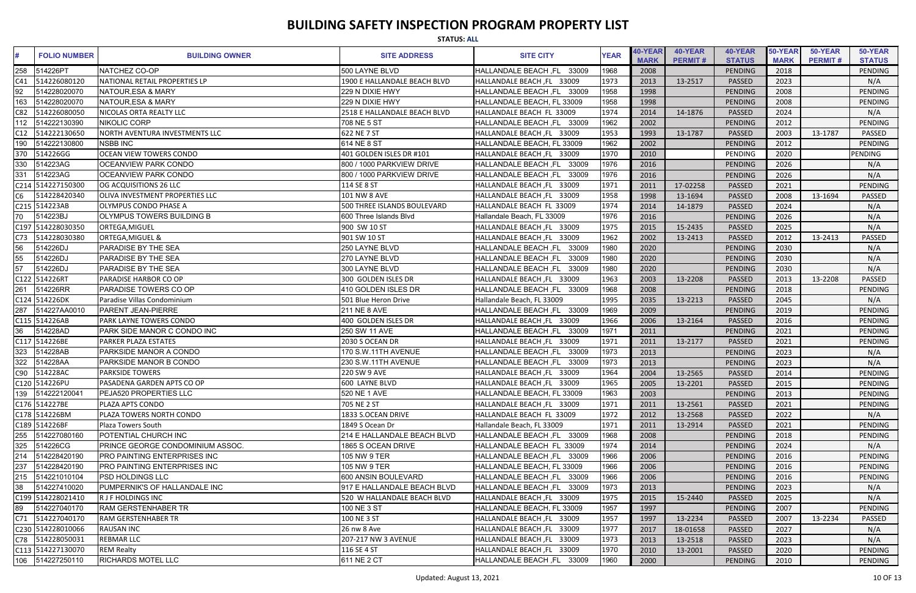# BUILDING SAFETY INSPECTION PROGRAM PROPERTY LIST

**STATUS: ALL**

| # | FOLIO NUMBER | BUILDING OWNER | SITE ADDRESS | SITE CITY | YEAR | 40-YEAR MARK | 40-YEAR PERMIT # | 40-YEAR STATUS | 50-YEAR MARK | 50-YEAR PERMIT # | 50-YEAR STATUS |
|---|---|---|---|---|---|---|---|---|---|---|---|
| 258 | 514226PT | NATCHEZ CO-OP | 500 LAYNE BLVD | HALLANDALE BEACH ,FL 33009 | 1968 | 2008 | | PENDING | 2018 | | PENDING |
| C41 | 514226080120 | NATIONAL RETAIL PROPERTIES LP | 1900 E HALLANDALE BEACH BLVD | HALLANDALE BEACH ,FL 33009 | 1973 | 2013 | 13-2517 | PASSED | 2023 | | N/A |
| 92 | 514228020070 | NATOUR,ESA & MARY | 229 N DIXIE HWY | HALLANDALE BEACH ,FL 33009 | 1958 | 1998 | | PENDING | 2008 | | PENDING |
| 163 | 514228020070 | NATOUR,ESA & MARY | 229 N DIXIE HWY | HALLANDALE BEACH, FL 33009 | 1958 | 1998 | | PENDING | 2008 | | PENDING |
| C82 | 514226080050 | NICOLAS ORTA REALTY LLC | 2518 E HALLANDALE BEACH BLVD | HALLANDALE BEACH FL 33009 | 1974 | 2014 | 14-1876 | PASSED | 2024 | | N/A |
| 112 | 514222130390 | NIKOLIC CORP | 708 NE 5 ST | HALLANDALE BEACH ,FL 33009 | 1962 | 2002 | | PENDING | 2012 | | PENDING |
| C12 | 514222130650 | NORTH AVENTURA INVESTMENTS LLC | 622 NE 7 ST | HALLANDALE BEACH ,FL 33009 | 1953 | 1993 | 13-1787 | PASSED | 2003 | 13-1787 | PASSED |
| 190 | 514222130800 | NSBB INC | 614 NE 8 ST | HALLANDALE BEACH, FL 33009 | 1962 | 2002 | | PENDING | 2012 | | PENDING |
| 370 | 514226GG | OCEAN VIEW TOWERS CONDO | 401 GOLDEN ISLES DR #101 | HALLANDALE BEACH ,FL 33009 | 1970 | 2010 | | PENDING | 2020 | | PENDING |
| 330 | 514223AG | OCEANVIEW PARK CONDO | 800 / 1000 PARKVIEW DRIVE | HALLANDALE BEACH ,FL 33009 | 1976 | 2016 | | PENDING | 2026 | | N/A |
| 331 | 514223AG | OCEANVIEW PARK CONDO | 800 / 1000 PARKVIEW DRIVE | HALLANDALE BEACH ,FL 33009 | 1976 | 2016 | | PENDING | 2026 | | N/A |
| C214 | 514227150300 | OG ACQUISITIONS 26 LLC | 114 SE 8 ST | HALLANDALE BEACH ,FL 33009 | 1971 | 2011 | 17-02258 | PASSED | 2021 | | PENDING |
| C6 | 514228420340 | OLIVA INVESTMENT PROPERTIES LLC | 101 NW 8 AVE | HALLANDALE BEACH ,FL 33009 | 1958 | 1998 | 13-1694 | PASSED | 2008 | 13-1694 | PASSED |
| C215 | 514223AB | OLYMPUS CONDO PHASE A | 500 THREE ISLANDS BOULEVARD | HALLANDALE BEACH FL 33009 | 1974 | 2014 | 14-1879 | PASSED | 2024 | | N/A |
| 70 | 514223BJ | OLYMPUS TOWERS BUILDING B | 600 Three Islands Blvd | Hallandale Beach, FL 33009 | 1976 | 2016 | | PENDING | 2026 | | N/A |
| C197 | 514228030350 | ORTEGA,MIGUEL | 900 SW 10 ST | HALLANDALE BEACH ,FL 33009 | 1975 | 2015 | 15-2435 | PASSED | 2025 | | N/A |
| C73 | 514228030380 | ORTEGA,MIGUEL & | 901 SW 10 ST | HALLANDALE BEACH ,FL 33009 | 1962 | 2002 | 13-2413 | PASSED | 2012 | 13-2413 | PASSED |
| 56 | 514226DJ | PARADISE BY THE SEA | 250 LAYNE BLVD | HALLANDALE BEACH ,FL 33009 | 1980 | 2020 | | PENDING | 2030 | | N/A |
| 55 | 514226DJ | PARADISE BY THE SEA | 270 LAYNE BLVD | HALLANDALE BEACH ,FL 33009 | 1980 | 2020 | | PENDING | 2030 | | N/A |
| 57 | 514226DJ | PARADISE BY THE SEA | 300 LAYNE BLVD | HALLANDALE BEACH ,FL 33009 | 1980 | 2020 | | PENDING | 2030 | | N/A |
| C122 | 514226RT | PARADISE HARBOR CO OP | 300 GOLDEN ISLES DR | HALLANDALE BEACH ,FL 33009 | 1963 | 2003 | 13-2208 | PASSED | 2013 | 13-2208 | PASSED |
| 261 | 514226RR | PARADISE TOWERS CO OP | 410 GOLDEN ISLES DR | HALLANDALE BEACH ,FL 33009 | 1968 | 2008 | | PENDING | 2018 | | PENDING |
| C124 | 514226DK | Paradise Villas Condominium | 501 Blue Heron Drive | Hallandale Beach, FL 33009 | 1995 | 2035 | 13-2213 | PASSED | 2045 | | N/A |
| 287 | 514227AA0010 | PARENT JEAN-PIERRE | 211 NE 8 AVE | HALLANDALE BEACH ,FL 33009 | 1969 | 2009 | | PENDING | 2019 | | PENDING |
| C115 | 514226AB | PARK LAYNE TOWERS CONDO | 400 GOLDEN ISLES DR | HALLANDALE BEACH ,FL 33009 | 1966 | 2006 | 13-2164 | PASSED | 2016 | | PENDING |
| 36 | 514228AD | PARK SIDE MANOR C CONDO INC | 250 SW 11 AVE | HALLANDALE BEACH ,FL 33009 | 1971 | 2011 | | PENDING | 2021 | | PENDING |
| C117 | 514226BE | PARKER PLAZA ESTATES | 2030 S OCEAN DR | HALLANDALE BEACH ,FL 33009 | 1971 | 2011 | 13-2177 | PASSED | 2021 | | PENDING |
| 323 | 514228AB | PARKSIDE MANOR A CONDO | 170 S.W.11TH AVENUE | HALLANDALE BEACH ,FL 33009 | 1973 | 2013 | | PENDING | 2023 | | N/A |
| 322 | 514228AA | PARKSIDE MANOR B CONDO | 230 S.W.11TH AVENUE | HALLANDALE BEACH ,FL 33009 | 1973 | 2013 | | PENDING | 2023 | | N/A |
| C90 | 514228AC | PARKSIDE TOWERS | 220 SW 9 AVE | HALLANDALE BEACH ,FL 33009 | 1964 | 2004 | 13-2565 | PASSED | 2014 | | PENDING |
| C120 | 514226PU | PASADENA GARDEN APTS CO OP | 600 LAYNE BLVD | HALLANDALE BEACH ,FL 33009 | 1965 | 2005 | 13-2201 | PASSED | 2015 | | PENDING |
| 139 | 514222120041 | PEJA520 PROPERTIES LLC | 520 NE 1 AVE | HALLANDALE BEACH, FL 33009 | 1963 | 2003 | | PENDING | 2013 | | PENDING |
| C176 | 514227BE | PLAZA APTS CONDO | 705 NE 2 ST | HALLANDALE BEACH ,FL 33009 | 1971 | 2011 | 13-2561 | PASSED | 2021 | | PENDING |
| C178 | 514226BM | PLAZA TOWERS NORTH CONDO | 1833 S.OCEAN DRIVE | HALLANDALE BEACH FL 33009 | 1972 | 2012 | 13-2568 | PASSED | 2022 | | N/A |
| C189 | 514226BF | Plaza Towers South | 1849 S Ocean Dr | Hallandale Beach, FL 33009 | 1971 | 2011 | 13-2914 | PASSED | 2021 | | PENDING |
| 255 | 514227080160 | POTENTIAL CHURCH INC | 214 E HALLANDALE BEACH BLVD | HALLANDALE BEACH ,FL 33009 | 1968 | 2008 | | PENDING | 2018 | | PENDING |
| 325 | 514226CG | PRINCE GEORGE CONDOMINIUM ASSOC. | 1865 S OCEAN DRIVE | HALLANDALE BEACH FL 33009 | 1974 | 2014 | | PENDING | 2024 | | N/A |
| 214 | 514228420190 | PRO PAINTING ENTERPRISES INC | 105 NW 9 TER | HALLANDALE BEACH ,FL 33009 | 1966 | 2006 | | PENDING | 2016 | | PENDING |
| 237 | 514228420190 | PRO PAINTING ENTERPRISES INC | 105 NW 9 TER | HALLANDALE BEACH, FL 33009 | 1966 | 2006 | | PENDING | 2016 | | PENDING |
| 215 | 514221010104 | PSD HOLDINGS LLC | 600 ANSIN BOULEVARD | HALLANDALE BEACH ,FL 33009 | 1966 | 2006 | | PENDING | 2016 | | PENDING |
| 38 | 514227410020 | PUMPERNIK'S OF HALLANDALE INC | 917 E HALLANDALE BEACH BLVD | HALLANDALE BEACH ,FL 33009 | 1973 | 2013 | | PENDING | 2023 | | N/A |
| C199 | 514228021410 | R J F HOLDINGS INC | 520 W HALLANDALE BEACH BLVD | HALLANDALE BEACH ,FL 33009 | 1975 | 2015 | 15-2440 | PASSED | 2025 | | N/A |
| 89 | 514227040170 | RAM GERSTENHABER TR | 100 NE 3 ST | HALLANDALE BEACH, FL 33009 | 1957 | 1997 | | PENDING | 2007 | | PENDING |
| C71 | 514227040170 | RAM GERSTENHABER TR | 100 NE 3 ST | HALLANDALE BEACH ,FL 33009 | 1957 | 1997 | 13-2234 | PASSED | 2007 | 13-2234 | PASSED |
| C230 | 514228010066 | RAUSAN INC | 26 nw 8 Ave | HALLANDALE BEACH ,FL 33009 | 1977 | 2017 | 18-01658 | PASSED | 2027 | | N/A |
| C78 | 514228050031 | REBMAR LLC | 207-217 NW 3 AVENUE | HALLANDALE BEACH ,FL 33009 | 1973 | 2013 | 13-2518 | PASSED | 2023 | | N/A |
| C113 | 514227130070 | REM Realty | 116 SE 4 ST | HALLANDALE BEACH ,FL 33009 | 1970 | 2010 | 13-2001 | PASSED | 2020 | | PENDING |
| 106 | 514227250110 | RICHARDS MOTEL LLC | 611 NE 2 CT | HALLANDALE BEACH ,FL 33009 | 1960 | 2000 | | PENDING | 2010 | | PENDING |

Updated: August 13, 2021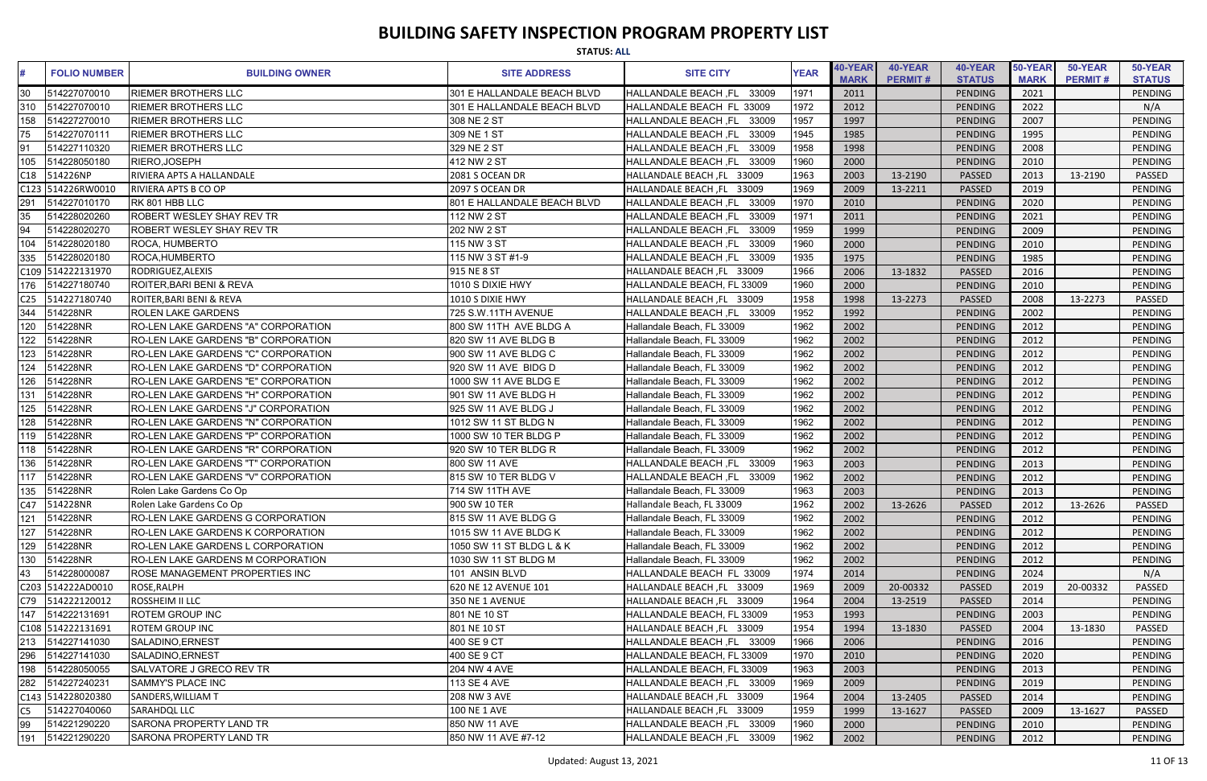# BUILDING SAFETY INSPECTION PROGRAM PROPERTY LIST

**STATUS: ALL**

| # | FOLIO NUMBER | BUILDING OWNER | SITE ADDRESS | SITE CITY | YEAR | 40-YEAR MARK | 40-YEAR PERMIT # | 40-YEAR STATUS | 50-YEAR MARK | 50-YEAR PERMIT # | 50-YEAR STATUS |
|---|---|---|---|---|---|---|---|---|---|---|---|
| 30 | 514227070010 | RIEMER BROTHERS LLC | 301 E HALLANDALE BEACH BLVD | HALLANDALE BEACH ,FL 33009 | 1971 | 2011 | | PENDING | 2021 | | PENDING |
| 310 | 514227070010 | RIEMER BROTHERS LLC | 301 E HALLANDALE BEACH BLVD | HALLANDALE BEACH FL 33009 | 1972 | 2012 | | PENDING | 2022 | | N/A |
| 158 | 514227270010 | RIEMER BROTHERS LLC | 308 NE 2 ST | HALLANDALE BEACH ,FL 33009 | 1957 | 1997 | | PENDING | 2007 | | PENDING |
| 75 | 514227070111 | RIEMER BROTHERS LLC | 309 NE 1 ST | HALLANDALE BEACH ,FL 33009 | 1945 | 1985 | | PENDING | 1995 | | PENDING |
| 91 | 514227110320 | RIEMER BROTHERS LLC | 329 NE 2 ST | HALLANDALE BEACH ,FL 33009 | 1958 | 1998 | | PENDING | 2008 | | PENDING |
| 105 | 514228050180 | RIERO,JOSEPH | 412 NW 2 ST | HALLANDALE BEACH ,FL 33009 | 1960 | 2000 | | PENDING | 2010 | | PENDING |
| C18 | 514226NP | RIVIERA APTS A HALLANDALE | 2081 S OCEAN DR | HALLANDALE BEACH ,FL 33009 | 1963 | 2003 | 13-2190 | PASSED | 2013 | 13-2190 | PASSED |
| C123 | 514226RW0010 | RIVIERA APTS B CO OP | 2097 S OCEAN DR | HALLANDALE BEACH ,FL 33009 | 1969 | 2009 | 13-2211 | PASSED | 2019 | | PENDING |
| 291 | 514227010170 | RK 801 HBB LLC | 801 E HALLANDALE BEACH BLVD | HALLANDALE BEACH ,FL 33009 | 1970 | 2010 | | PENDING | 2020 | | PENDING |
| 35 | 514228020260 | ROBERT WESLEY SHAY REV TR | 112 NW 2 ST | HALLANDALE BEACH ,FL 33009 | 1971 | 2011 | | PENDING | 2021 | | PENDING |
| 94 | 514228020270 | ROBERT WESLEY SHAY REV TR | 202 NW 2 ST | HALLANDALE BEACH ,FL 33009 | 1959 | 1999 | | PENDING | 2009 | | PENDING |
| 104 | 514228020180 | ROCA, HUMBERTO | 115 NW 3 ST | HALLANDALE BEACH ,FL 33009 | 1960 | 2000 | | PENDING | 2010 | | PENDING |
| 335 | 514228020180 | ROCA,HUMBERTO | 115 NW 3 ST #1-9 | HALLANDALE BEACH ,FL 33009 | 1935 | 1975 | | PENDING | 1985 | | PENDING |
| C109 | 514222131970 | RODRIGUEZ,ALEXIS | 915 NE 8 ST | HALLANDALE BEACH ,FL 33009 | 1966 | 2006 | 13-1832 | PASSED | 2016 | | PENDING |
| 176 | 514227180740 | ROITER,BARI BENI & REVA | 1010 S DIXIE HWY | HALLANDALE BEACH, FL 33009 | 1960 | 2000 | | PENDING | 2010 | | PENDING |
| C25 | 514227180740 | ROITER,BARI BENI & REVA | 1010 S DIXIE HWY | HALLANDALE BEACH ,FL 33009 | 1958 | 1998 | 13-2273 | PASSED | 2008 | 13-2273 | PASSED |
| 344 | 514228NR | ROLEN LAKE GARDENS | 725 S.W.11TH AVENUE | HALLANDALE BEACH ,FL 33009 | 1952 | 1992 | | PENDING | 2002 | | PENDING |
| 120 | 514228NR | RO-LEN LAKE GARDENS "A" CORPORATION | 800 SW 11TH AVE BLDG A | Hallandale Beach, FL 33009 | 1962 | 2002 | | PENDING | 2012 | | PENDING |
| 122 | 514228NR | RO-LEN LAKE GARDENS "B" CORPORATION | 820 SW 11 AVE BLDG B | Hallandale Beach, FL 33009 | 1962 | 2002 | | PENDING | 2012 | | PENDING |
| 123 | 514228NR | RO-LEN LAKE GARDENS "C" CORPORATION | 900 SW 11 AVE BLDG C | Hallandale Beach, FL 33009 | 1962 | 2002 | | PENDING | 2012 | | PENDING |
| 124 | 514228NR | RO-LEN LAKE GARDENS "D" CORPORATION | 920 SW 11 AVE BIDG D | Hallandale Beach, FL 33009 | 1962 | 2002 | | PENDING | 2012 | | PENDING |
| 126 | 514228NR | RO-LEN LAKE GARDENS "E" CORPORATION | 1000 SW 11 AVE BLDG E | Hallandale Beach, FL 33009 | 1962 | 2002 | | PENDING | 2012 | | PENDING |
| 131 | 514228NR | RO-LEN LAKE GARDENS "H" CORPORATION | 901 SW 11 AVE BLDG H | Hallandale Beach, FL 33009 | 1962 | 2002 | | PENDING | 2012 | | PENDING |
| 125 | 514228NR | RO-LEN LAKE GARDENS "J" CORPORATION | 925 SW 11 AVE BLDG J | Hallandale Beach, FL 33009 | 1962 | 2002 | | PENDING | 2012 | | PENDING |
| 128 | 514228NR | RO-LEN LAKE GARDENS "N" CORPORATION | 1012 SW 11 ST BLDG N | Hallandale Beach, FL 33009 | 1962 | 2002 | | PENDING | 2012 | | PENDING |
| 119 | 514228NR | RO-LEN LAKE GARDENS "P" CORPORATION | 1000 SW 10 TER BLDG P | Hallandale Beach, FL 33009 | 1962 | 2002 | | PENDING | 2012 | | PENDING |
| 118 | 514228NR | RO-LEN LAKE GARDENS "R" CORPORATION | 920 SW 10 TER BLDG R | Hallandale Beach, FL 33009 | 1962 | 2002 | | PENDING | 2012 | | PENDING |
| 136 | 514228NR | RO-LEN LAKE GARDENS "T" CORPORATION | 800 SW 11 AVE | HALLANDALE BEACH ,FL 33009 | 1963 | 2003 | | PENDING | 2013 | | PENDING |
| 117 | 514228NR | RO-LEN LAKE GARDENS "V" CORPORATION | 815 SW 10 TER BLDG V | HALLANDALE BEACH ,FL 33009 | 1962 | 2002 | | PENDING | 2012 | | PENDING |
| 135 | 514228NR | Rolen Lake Gardens Co Op | 714 SW 11TH AVE | Hallandale Beach, FL 33009 | 1963 | 2003 | | PENDING | 2013 | | PENDING |
| C47 | 514228NR | Rolen Lake Gardens Co Op | 900 SW 10 TER | Hallandale Beach, FL 33009 | 1962 | 2002 | 13-2626 | PASSED | 2012 | 13-2626 | PASSED |
| 121 | 514228NR | RO-LEN LAKE GARDENS G CORPORATION | 815 SW 11 AVE BLDG G | Hallandale Beach, FL 33009 | 1962 | 2002 | | PENDING | 2012 | | PENDING |
| 127 | 514228NR | RO-LEN LAKE GARDENS K CORPORATION | 1015 SW 11 AVE BLDG K | Hallandale Beach, FL 33009 | 1962 | 2002 | | PENDING | 2012 | | PENDING |
| 129 | 514228NR | RO-LEN LAKE GARDENS L CORPORATION | 1050 SW 11 ST BLDG L & K | Hallandale Beach, FL 33009 | 1962 | 2002 | | PENDING | 2012 | | PENDING |
| 130 | 514228NR | RO-LEN LAKE GARDENS M CORPORATION | 1030 SW 11 ST BLDG M | Hallandale Beach, FL 33009 | 1962 | 2002 | | PENDING | 2012 | | PENDING |
| 43 | 514228000087 | ROSE MANAGEMENT PROPERTIES INC | 101 ANSIN BLVD | HALLANDALE BEACH FL 33009 | 1974 | 2014 | | PENDING | 2024 | | N/A |
| C203 | 514222AD0010 | ROSE,RALPH | 620 NE 12 AVENUE 101 | HALLANDALE BEACH ,FL 33009 | 1969 | 2009 | 20-00332 | PASSED | 2019 | 20-00332 | PASSED |
| C79 | 514222120012 | ROSSHEIM II LLC | 350 NE 1 AVENUE | HALLANDALE BEACH ,FL 33009 | 1964 | 2004 | 13-2519 | PASSED | 2014 | | PENDING |
| 147 | 514222131691 | ROTEM GROUP INC | 801 NE 10 ST | HALLANDALE BEACH, FL 33009 | 1953 | 1993 | | PENDING | 2003 | | PENDING |
| C108 | 514222131691 | ROTEM GROUP INC | 801 NE 10 ST | HALLANDALE BEACH ,FL 33009 | 1954 | 1994 | 13-1830 | PASSED | 2004 | 13-1830 | PASSED |
| 213 | 514227141030 | SALADINO,ERNEST | 400 SE 9 CT | HALLANDALE BEACH ,FL 33009 | 1966 | 2006 | | PENDING | 2016 | | PENDING |
| 296 | 514227141030 | SALADINO,ERNEST | 400 SE 9 CT | HALLANDALE BEACH, FL 33009 | 1970 | 2010 | | PENDING | 2020 | | PENDING |
| 198 | 514228050055 | SALVATORE J GRECO REV TR | 204 NW 4 AVE | HALLANDALE BEACH, FL 33009 | 1963 | 2003 | | PENDING | 2013 | | PENDING |
| 282 | 514227240231 | SAMMY'S PLACE INC | 113 SE 4 AVE | HALLANDALE BEACH ,FL 33009 | 1969 | 2009 | | PENDING | 2019 | | PENDING |
| C143 | 514228020380 | SANDERS,WILLIAM T | 208 NW 3 AVE | HALLANDALE BEACH ,FL 33009 | 1964 | 2004 | 13-2405 | PASSED | 2014 | | PENDING |
| C5 | 514227040060 | SARAHDQL LLC | 100 NE 1 AVE | HALLANDALE BEACH ,FL 33009 | 1959 | 1999 | 13-1627 | PASSED | 2009 | 13-1627 | PASSED |
| 99 | 514221290220 | SARONA PROPERTY LAND TR | 850 NW 11 AVE | HALLANDALE BEACH ,FL 33009 | 1960 | 2000 | | PENDING | 2010 | | PENDING |
| 191 | 514221290220 | SARONA PROPERTY LAND TR | 850 NW 11 AVE #7-12 | HALLANDALE BEACH ,FL 33009 | 1962 | 2002 | | PENDING | 2012 | | PENDING |

Updated: August 13, 2021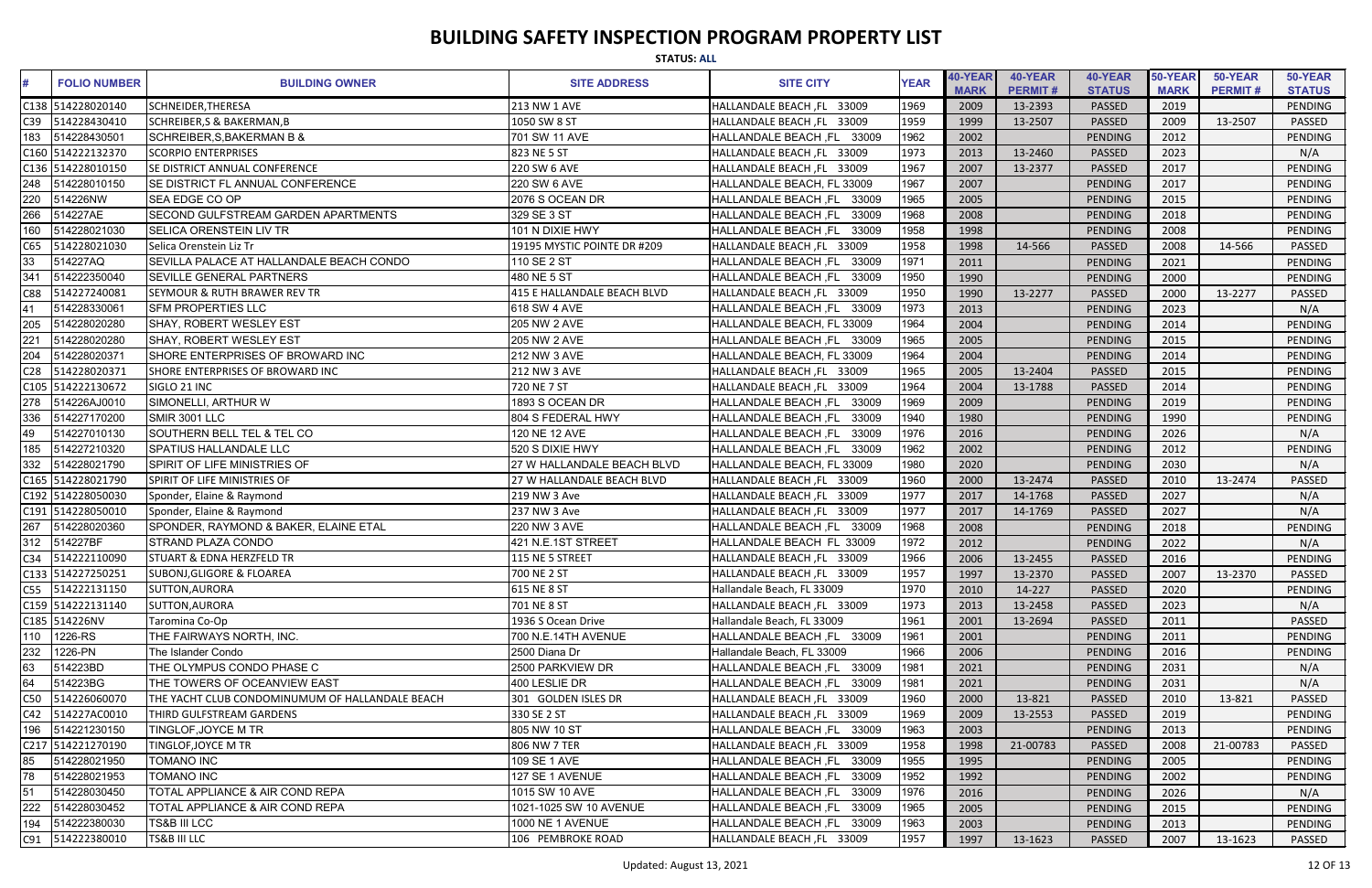# BUILDING SAFETY INSPECTION PROGRAM PROPERTY LIST

**STATUS: ALL**

| # | FOLIO NUMBER | BUILDING OWNER | SITE ADDRESS | SITE CITY | YEAR | 40-YEAR MARK | 40-YEAR PERMIT # | 40-YEAR STATUS | 50-YEAR MARK | 50-YEAR PERMIT # | 50-YEAR STATUS |
|---|---|---|---|---|---|---|---|---|---|---|---|
| C138 | 514228020140 | SCHNEIDER,THERESA | 213 NW 1 AVE | HALLANDALE BEACH ,FL 33009 | 1969 | 2009 | 13-2393 | PASSED | 2019 | | PENDING |
| C39 | 514228430410 | SCHREIBER,S & BAKERMAN,B | 1050 SW 8 ST | HALLANDALE BEACH ,FL 33009 | 1959 | 1999 | 13-2507 | PASSED | 2009 | 13-2507 | PASSED |
| 183 | 514228430501 | SCHREIBER,S,BAKERMAN B & | 701 SW 11 AVE | HALLANDALE BEACH ,FL 33009 | 1962 | 2002 | | PENDING | 2012 | | PENDING |
| C160 | 514222132370 | SCORPIO ENTERPRISES | 823 NE 5 ST | HALLANDALE BEACH ,FL 33009 | 1973 | 2013 | 13-2460 | PASSED | 2023 | | N/A |
| C136 | 514228010150 | SE DISTRICT ANNUAL CONFERENCE | 220 SW 6 AVE | HALLANDALE BEACH ,FL 33009 | 1967 | 2007 | 13-2377 | PASSED | 2017 | | PENDING |
| 248 | 514228010150 | SE DISTRICT FL ANNUAL CONFERENCE | 220 SW 6 AVE | HALLANDALE BEACH, FL 33009 | 1967 | 2007 | | PENDING | 2017 | | PENDING |
| 220 | 514226NW | SEA EDGE CO OP | 2076 S OCEAN DR | HALLANDALE BEACH ,FL 33009 | 1965 | 2005 | | PENDING | 2015 | | PENDING |
| 266 | 514227AE | SECOND GULFSTREAM GARDEN APARTMENTS | 329 SE 3 ST | HALLANDALE BEACH ,FL 33009 | 1968 | 2008 | | PENDING | 2018 | | PENDING |
| 160 | 514228021030 | SELICA ORENSTEIN LIV TR | 101 N DIXIE HWY | HALLANDALE BEACH ,FL 33009 | 1958 | 1998 | | PENDING | 2008 | | PENDING |
| C65 | 514228021030 | Selica Orenstein Liz Tr | 19195 MYSTIC POINTE DR #209 | HALLANDALE BEACH ,FL 33009 | 1958 | 1998 | 14-566 | PASSED | 2008 | 14-566 | PASSED |
| 33 | 514227AQ | SEVILLA PALACE AT HALLANDALE BEACH CONDO | 110 SE 2 ST | HALLANDALE BEACH ,FL 33009 | 1971 | 2011 | | PENDING | 2021 | | PENDING |
| 341 | 514222350040 | SEVILLE GENERAL PARTNERS | 480 NE 5 ST | HALLANDALE BEACH ,FL 33009 | 1950 | 1990 | | PENDING | 2000 | | PENDING |
| C88 | 514227240081 | SEYMOUR & RUTH BRAWER REV TR | 415 E HALLANDALE BEACH BLVD | HALLANDALE BEACH ,FL 33009 | 1950 | 1990 | 13-2277 | PASSED | 2000 | 13-2277 | PASSED |
| 41 | 514228330061 | SFM PROPERTIES LLC | 618 SW 4 AVE | HALLANDALE BEACH ,FL 33009 | 1973 | 2013 | | PENDING | 2023 | | N/A |
| 205 | 514228020280 | SHAY, ROBERT WESLEY EST | 205 NW 2 AVE | HALLANDALE BEACH, FL 33009 | 1964 | 2004 | | PENDING | 2014 | | PENDING |
| 221 | 514228020280 | SHAY, ROBERT WESLEY EST | 205 NW 2 AVE | HALLANDALE BEACH ,FL 33009 | 1965 | 2005 | | PENDING | 2015 | | PENDING |
| 204 | 514228020371 | SHORE ENTERPRISES OF BROWARD INC | 212 NW 3 AVE | HALLANDALE BEACH, FL 33009 | 1964 | 2004 | | PENDING | 2014 | | PENDING |
| C28 | 514228020371 | SHORE ENTERPRISES OF BROWARD INC | 212 NW 3 AVE | HALLANDALE BEACH ,FL 33009 | 1965 | 2005 | 13-2404 | PASSED | 2015 | | PENDING |
| C105 | 514222130672 | SIGLO 21 INC | 720 NE 7 ST | HALLANDALE BEACH ,FL 33009 | 1964 | 2004 | 13-1788 | PASSED | 2014 | | PENDING |
| 278 | 514226AJ0010 | SIMONELLI, ARTHUR W | 1893 S OCEAN DR | HALLANDALE BEACH ,FL 33009 | 1969 | 2009 | | PENDING | 2019 | | PENDING |
| 336 | 514227170200 | SMIR 3001 LLC | 804 S FEDERAL HWY | HALLANDALE BEACH ,FL 33009 | 1940 | 1980 | | PENDING | 1990 | | PENDING |
| 49 | 514227010130 | SOUTHERN BELL TEL & TEL CO | 120 NE 12 AVE | HALLANDALE BEACH ,FL 33009 | 1976 | 2016 | | PENDING | 2026 | | N/A |
| 185 | 514227210320 | SPATIUS HALLANDALE LLC | 520 S DIXIE HWY | HALLANDALE BEACH ,FL 33009 | 1962 | 2002 | | PENDING | 2012 | | PENDING |
| 332 | 514228021790 | SPIRIT OF LIFE MINISTRIES OF | 27 W HALLANDALE BEACH BLVD | HALLANDALE BEACH, FL 33009 | 1980 | 2020 | | PENDING | 2030 | | N/A |
| C165 | 514228021790 | SPIRIT OF LIFE MINISTRIES OF | 27 W HALLANDALE BEACH BLVD | HALLANDALE BEACH ,FL 33009 | 1960 | 2000 | 13-2474 | PASSED | 2010 | 13-2474 | PASSED |
| C192 | 514228050030 | Sponder, Elaine & Raymond | 219 NW 3 Ave | HALLANDALE BEACH ,FL 33009 | 1977 | 2017 | 14-1768 | PASSED | 2027 | | N/A |
| C191 | 514228050010 | Sponder, Elaine & Raymond | 237 NW 3 Ave | HALLANDALE BEACH ,FL 33009 | 1977 | 2017 | 14-1769 | PASSED | 2027 | | N/A |
| 267 | 514228020360 | SPONDER, RAYMOND & BAKER, ELAINE ETAL | 220 NW 3 AVE | HALLANDALE BEACH ,FL 33009 | 1968 | 2008 | | PENDING | 2018 | | PENDING |
| 312 | 514227BF | STRAND PLAZA CONDO | 421 N.E.1ST STREET | HALLANDALE BEACH FL 33009 | 1972 | 2012 | | PENDING | 2022 | | N/A |
| C34 | 514222110090 | STUART & EDNA HERZFELD TR | 115 NE 5 STREET | HALLANDALE BEACH ,FL 33009 | 1966 | 2006 | 13-2455 | PASSED | 2016 | | PENDING |
| C133 | 514227250251 | SUBONJ,GLIGORE & FLOAREA | 700 NE 2 ST | HALLANDALE BEACH ,FL 33009 | 1957 | 1997 | 13-2370 | PASSED | 2007 | 13-2370 | PASSED |
| C55 | 514222131150 | SUTTON,AURORA | 615 NE 8 ST | Hallandale Beach, FL 33009 | 1970 | 2010 | 14-227 | PASSED | 2020 | | PENDING |
| C159 | 514222131140 | SUTTON,AURORA | 701 NE 8 ST | HALLANDALE BEACH ,FL 33009 | 1973 | 2013 | 13-2458 | PASSED | 2023 | | N/A |
| C185 | 514226NV | Taromina Co-Op | 1936 S Ocean Drive | Hallandale Beach, FL 33009 | 1961 | 2001 | 13-2694 | PASSED | 2011 | | PASSED |
| 110 | 1226-RS | THE FAIRWAYS NORTH, INC. | 700 N.E.14TH AVENUE | HALLANDALE BEACH ,FL 33009 | 1961 | 2001 | | PENDING | 2011 | | PENDING |
| 232 | 1226-PN | The Islander Condo | 2500 Diana Dr | Hallandale Beach, FL 33009 | 1966 | 2006 | | PENDING | 2016 | | PENDING |
| 63 | 514223BD | THE OLYMPUS CONDO PHASE C | 2500 PARKVIEW DR | HALLANDALE BEACH ,FL 33009 | 1981 | 2021 | | PENDING | 2031 | | N/A |
| 64 | 514223BG | THE TOWERS OF OCEANVIEW EAST | 400 LESLIE DR | HALLANDALE BEACH ,FL 33009 | 1981 | 2021 | | PENDING | 2031 | | N/A |
| C50 | 514226060070 | THE YACHT CLUB CONDOMINUMUM OF HALLANDALE BEACH | 301 GOLDEN ISLES DR | HALLANDALE BEACH ,FL 33009 | 1960 | 2000 | 13-821 | PASSED | 2010 | 13-821 | PASSED |
| C42 | 514227AC0010 | THIRD GULFSTREAM GARDENS | 330 SE 2 ST | HALLANDALE BEACH ,FL 33009 | 1969 | 2009 | 13-2553 | PASSED | 2019 | | PENDING |
| 196 | 514221230150 | TINGLOF,JOYCE M TR | 805 NW 10 ST | HALLANDALE BEACH ,FL 33009 | 1963 | 2003 | | PENDING | 2013 | | PENDING |
| C217 | 514221270190 | TINGLOF,JOYCE M TR | 806 NW 7 TER | HALLANDALE BEACH ,FL 33009 | 1958 | 1998 | 21-00783 | PASSED | 2008 | 21-00783 | PASSED |
| 85 | 514228021950 | TOMANO INC | 109 SE 1 AVE | HALLANDALE BEACH ,FL 33009 | 1955 | 1995 | | PENDING | 2005 | | PENDING |
| 78 | 514228021953 | TOMANO INC | 127 SE 1 AVENUE | HALLANDALE BEACH ,FL 33009 | 1952 | 1992 | | PENDING | 2002 | | PENDING |
| 51 | 514228030450 | TOTAL APPLIANCE & AIR COND REPA | 1015 SW 10 AVE | HALLANDALE BEACH ,FL 33009 | 1976 | 2016 | | PENDING | 2026 | | N/A |
| 222 | 514228030452 | TOTAL APPLIANCE & AIR COND REPA | 1021-1025 SW 10 AVENUE | HALLANDALE BEACH ,FL 33009 | 1965 | 2005 | | PENDING | 2015 | | PENDING |
| 194 | 514222380030 | TS&B III LCC | 1000 NE 1 AVENUE | HALLANDALE BEACH ,FL 33009 | 1963 | 2003 | | PENDING | 2013 | | PENDING |
| C91 | 514222380010 | TS&B III LLC | 106 PEMBROKE ROAD | HALLANDALE BEACH ,FL 33009 | 1957 | 1997 | 13-1623 | PASSED | 2007 | 13-1623 | PASSED |

Updated: August 13, 2021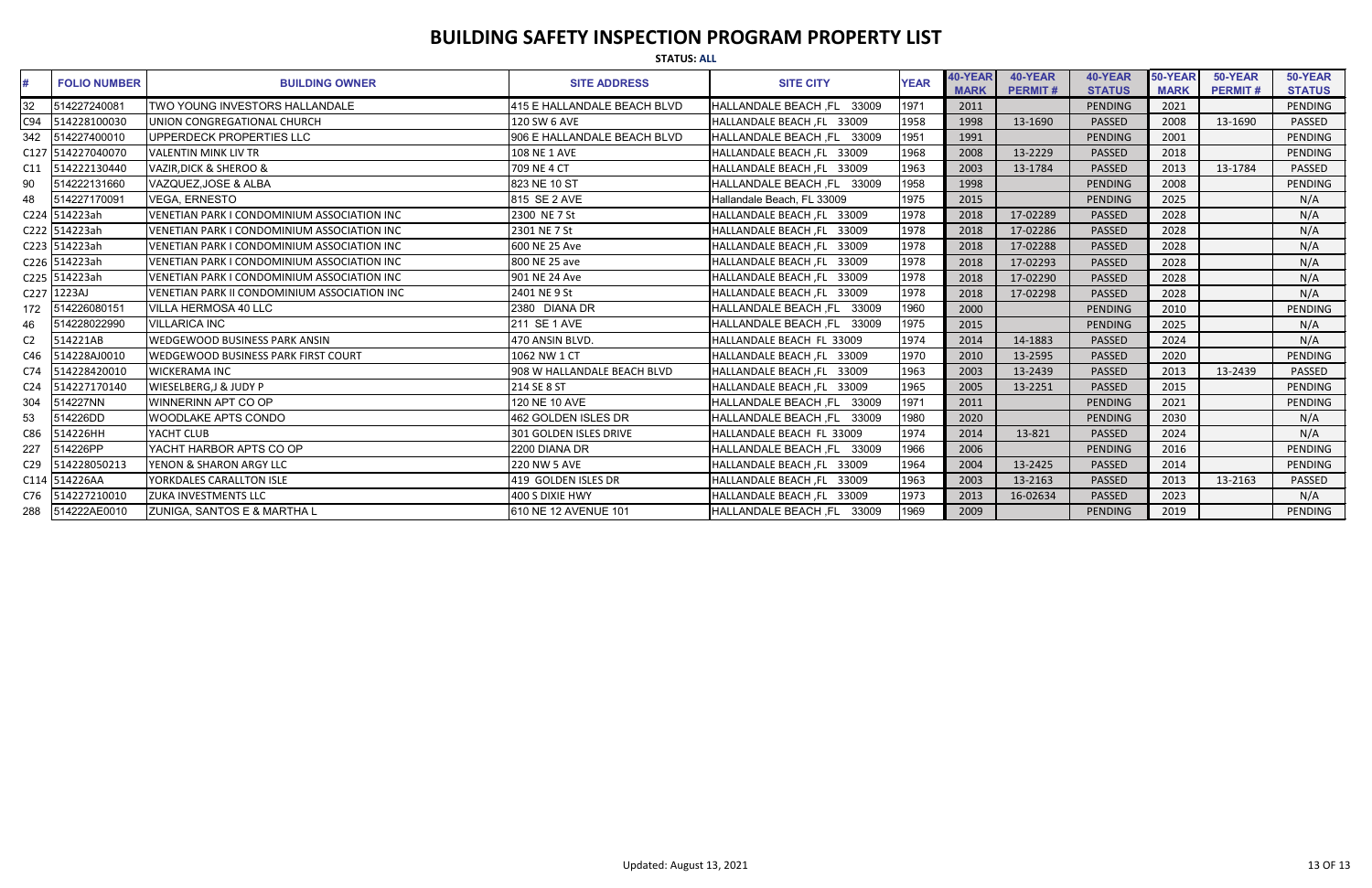# BUILDING SAFETY INSPECTION PROGRAM PROPERTY LIST

**STATUS: ALL**

| # | FOLIO NUMBER | BUILDING OWNER | SITE ADDRESS | SITE CITY | YEAR | 40-YEAR MARK | 40-YEAR PERMIT # | 40-YEAR STATUS | 50-YEAR MARK | 50-YEAR PERMIT # | 50-YEAR STATUS |
|---|---|---|---|---|---|---|---|---|---|---|---|
| 32 | 514227240081 | TWO YOUNG INVESTORS HALLANDALE | 415 E HALLANDALE BEACH BLVD | HALLANDALE BEACH ,FL 33009 | 1971 | 2011 | | PENDING | 2021 | | PENDING |
| C94 | 514228100030 | UNION CONGREGATIONAL CHURCH | 120 SW 6 AVE | HALLANDALE BEACH ,FL 33009 | 1958 | 1998 | 13-1690 | PASSED | 2008 | 13-1690 | PASSED |
| 342 | 514227400010 | UPPERDECK PROPERTIES LLC | 906 E HALLANDALE BEACH BLVD | HALLANDALE BEACH ,FL 33009 | 1951 | 1991 | | PENDING | 2001 | | PENDING |
| C127 | 514227040070 | VALENTIN MINK LIV TR | 108 NE 1 AVE | HALLANDALE BEACH ,FL 33009 | 1968 | 2008 | 13-2229 | PASSED | 2018 | | PENDING |
| C11 | 514222130440 | VAZIR,DICK & SHEROO & | 709 NE 4 CT | HALLANDALE BEACH ,FL 33009 | 1963 | 2003 | 13-1784 | PASSED | 2013 | 13-1784 | PASSED |
| 90 | 514222131660 | VAZQUEZ,JOSE & ALBA | 823 NE 10 ST | HALLANDALE BEACH ,FL 33009 | 1958 | 1998 | | PENDING | 2008 | | PENDING |
| 48 | 514227170091 | VEGA, ERNESTO | 815 SE 2 AVE | Hallandale Beach, FL 33009 | 1975 | 2015 | | PENDING | 2025 | | N/A |
| C224 | 514223ah | VENETIAN PARK I CONDOMINIUM ASSOCIATION INC | 2300 NE 7 St | HALLANDALE BEACH ,FL 33009 | 1978 | 2018 | 17-02289 | PASSED | 2028 | | N/A |
| C222 | 514223ah | VENETIAN PARK I CONDOMINIUM ASSOCIATION INC | 2301 NE 7 St | HALLANDALE BEACH ,FL 33009 | 1978 | 2018 | 17-02286 | PASSED | 2028 | | N/A |
| C223 | 514223ah | VENETIAN PARK I CONDOMINIUM ASSOCIATION INC | 600 NE 25 Ave | HALLANDALE BEACH ,FL 33009 | 1978 | 2018 | 17-02288 | PASSED | 2028 | | N/A |
| C226 | 514223ah | VENETIAN PARK I CONDOMINIUM ASSOCIATION INC | 800 NE 25 ave | HALLANDALE BEACH ,FL 33009 | 1978 | 2018 | 17-02293 | PASSED | 2028 | | N/A |
| C225 | 514223ah | VENETIAN PARK I CONDOMINIUM ASSOCIATION INC | 901 NE 24 Ave | HALLANDALE BEACH ,FL 33009 | 1978 | 2018 | 17-02290 | PASSED | 2028 | | N/A |
| C227 | 1223AJ | VENETIAN PARK II CONDOMINIUM ASSOCIATION INC | 2401 NE 9 St | HALLANDALE BEACH ,FL 33009 | 1978 | 2018 | 17-02298 | PASSED | 2028 | | N/A |
| 172 | 514226080151 | VILLA HERMOSA 40 LLC | 2380 DIANA DR | HALLANDALE BEACH ,FL 33009 | 1960 | 2000 | | PENDING | 2010 | | PENDING |
| 46 | 514228022990 | VILLARICA INC | 211 SE 1 AVE | HALLANDALE BEACH ,FL 33009 | 1975 | 2015 | | PENDING | 2025 | | N/A |
| C2 | 514221AB | WEDGEWOOD BUSINESS PARK ANSIN | 470 ANSIN BLVD. | HALLANDALE BEACH FL 33009 | 1974 | 2014 | 14-1883 | PASSED | 2024 | | N/A |
| C46 | 514228AJ0010 | WEDGEWOOD BUSINESS PARK FIRST COURT | 1062 NW 1 CT | HALLANDALE BEACH ,FL 33009 | 1970 | 2010 | 13-2595 | PASSED | 2020 | | PENDING |
| C74 | 514228420010 | WICKERAMA INC | 908 W HALLANDALE BEACH BLVD | HALLANDALE BEACH ,FL 33009 | 1963 | 2003 | 13-2439 | PASSED | 2013 | 13-2439 | PASSED |
| C24 | 514227170140 | WIESELBERG,J & JUDY P | 214 SE 8 ST | HALLANDALE BEACH ,FL 33009 | 1965 | 2005 | 13-2251 | PASSED | 2015 | | PENDING |
| 304 | 514227NN | WINNERINN APT CO OP | 120 NE 10 AVE | HALLANDALE BEACH ,FL 33009 | 1971 | 2011 | | PENDING | 2021 | | PENDING |
| 53 | 514226DD | WOODLAKE APTS CONDO | 462 GOLDEN ISLES DR | HALLANDALE BEACH ,FL 33009 | 1980 | 2020 | | PENDING | 2030 | | N/A |
| C86 | 514226HH | YACHT CLUB | 301 GOLDEN ISLES DRIVE | HALLANDALE BEACH FL 33009 | 1974 | 2014 | 13-821 | PASSED | 2024 | | N/A |
| 227 | 514226PP | YACHT HARBOR APTS CO OP | 2200 DIANA DR | HALLANDALE BEACH ,FL 33009 | 1966 | 2006 | | PENDING | 2016 | | PENDING |
| C29 | 514228050213 | YENON & SHARON ARGY LLC | 220 NW 5 AVE | HALLANDALE BEACH ,FL 33009 | 1964 | 2004 | 13-2425 | PASSED | 2014 | | PENDING |
| C114 | 514226AA | YORKDALES CARALLTON ISLE | 419 GOLDEN ISLES DR | HALLANDALE BEACH ,FL 33009 | 1963 | 2003 | 13-2163 | PASSED | 2013 | 13-2163 | PASSED |
| C76 | 514227210010 | ZUKA INVESTMENTS LLC | 400 S DIXIE HWY | HALLANDALE BEACH ,FL 33009 | 1973 | 2013 | 16-02634 | PASSED | 2023 | | N/A |
| 288 | 514222AE0010 | ZUNIGA, SANTOS E & MARTHA L | 610 NE 12 AVENUE 101 | HALLANDALE BEACH ,FL 33009 | 1969 | 2009 | | PENDING | 2019 | | PENDING |

Updated: August 13, 2021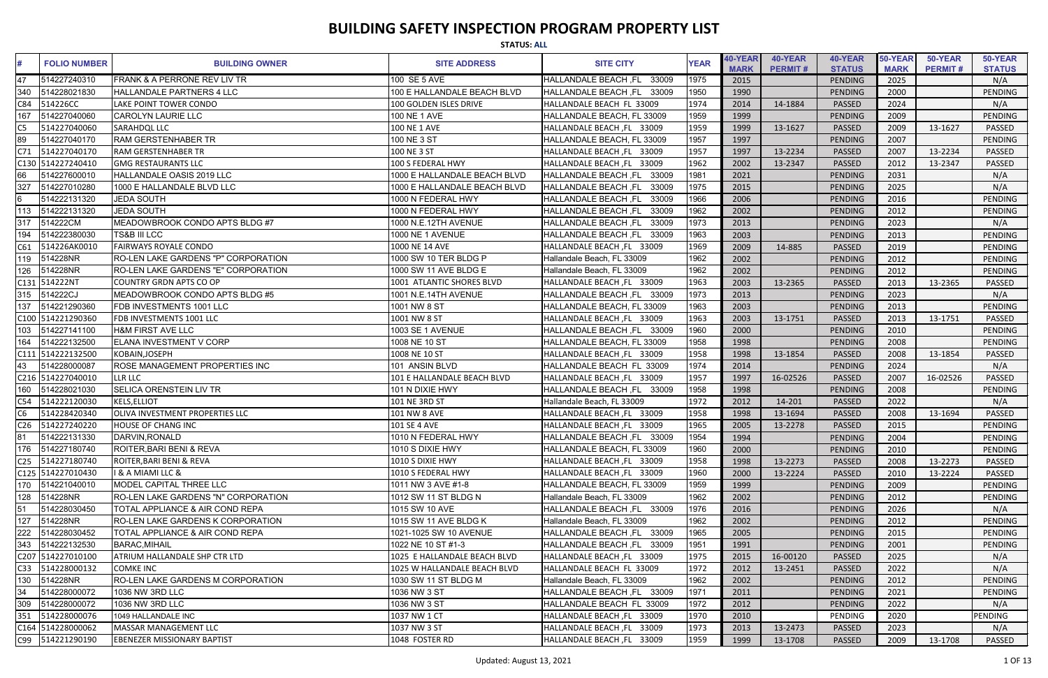# BUILDING SAFETY INSPECTION PROGRAM PROPERTY LIST

**STATUS: ALL**

| # | FOLIO NUMBER | BUILDING OWNER | SITE ADDRESS | SITE CITY | YEAR | 40-YEAR MARK | 40-YEAR PERMIT # | 40-YEAR STATUS | 50-YEAR MARK | 50-YEAR PERMIT # | 50-YEAR STATUS |
|---|---|---|---|---|---|---|---|---|---|---|---|
| 47 | 514227240310 | FRANK & A PERRONE REV LIV TR | 100 SE 5 AVE | HALLANDALE BEACH ,FL 33009 | 1975 | 2015 | | PENDING | 2025 | | N/A |
| 340 | 514228021830 | HALLANDALE PARTNERS 4 LLC | 100 E HALLANDALE BEACH BLVD | HALLANDALE BEACH ,FL 33009 | 1950 | 1990 | | PENDING | 2000 | | PENDING |
| C84 | 514226CC | LAKE POINT TOWER CONDO | 100 GOLDEN ISLES DRIVE | HALLANDALE BEACH FL 33009 | 1974 | 2014 | 14-1884 | PASSED | 2024 | | N/A |
| 167 | 514227040060 | CAROLYN LAURIE LLC | 100 NE 1 AVE | HALLANDALE BEACH, FL 33009 | 1959 | 1999 | | PENDING | 2009 | | PENDING |
| C5 | 514227040060 | SARAHDQL LLC | 100 NE 1 AVE | HALLANDALE BEACH ,FL 33009 | 1959 | 1999 | 13-1627 | PASSED | 2009 | 13-1627 | PASSED |
| 89 | 514227040170 | RAM GERSTENHABER TR | 100 NE 3 ST | HALLANDALE BEACH, FL 33009 | 1957 | 1997 | | PENDING | 2007 | | PENDING |
| C71 | 514227040170 | RAM GERSTENHABER TR | 100 NE 3 ST | HALLANDALE BEACH ,FL 33009 | 1957 | 1997 | 13-2234 | PASSED | 2007 | 13-2234 | PASSED |
| C130 | 514227240410 | GMG RESTAURANTS LLC | 100 S FEDERAL HWY | HALLANDALE BEACH ,FL 33009 | 1962 | 2002 | 13-2347 | PASSED | 2012 | 13-2347 | PASSED |
| 66 | 514227600010 | HALLANDALE OASIS 2019 LLC | 1000 E HALLANDALE BEACH BLVD | HALLANDALE BEACH ,FL 33009 | 1981 | 2021 | | PENDING | 2031 | | N/A |
| 327 | 514227010280 | 1000 E HALLANDALE BLVD LLC | 1000 E HALLANDALE BEACH BLVD | HALLANDALE BEACH ,FL 33009 | 1975 | 2015 | | PENDING | 2025 | | N/A |
| 6 | 514222131320 | JEDA SOUTH | 1000 N FEDERAL HWY | HALLANDALE BEACH ,FL 33009 | 1966 | 2006 | | PENDING | 2016 | | PENDING |
| 113 | 514222131320 | JEDA SOUTH | 1000 N FEDERAL HWY | HALLANDALE BEACH ,FL 33009 | 1962 | 2002 | | PENDING | 2012 | | PENDING |
| 317 | 514222CM | MEADOWBROOK CONDO APTS BLDG #7 | 1000 N.E.12TH AVENUE | HALLANDALE BEACH ,FL 33009 | 1973 | 2013 | | PENDING | 2023 | | N/A |
| 194 | 514222380030 | TS&B III LCC | 1000 NE 1 AVENUE | HALLANDALE BEACH ,FL 33009 | 1963 | 2003 | | PENDING | 2013 | | PENDING |
| C61 | 514226AK0010 | FAIRWAYS ROYALE CONDO | 1000 NE 14 AVE | HALLANDALE BEACH ,FL 33009 | 1969 | 2009 | 14-885 | PASSED | 2019 | | PENDING |
| 119 | 514228NR | RO-LEN LAKE GARDENS "P" CORPORATION | 1000 SW 10 TER BLDG P | Hallandale Beach, FL 33009 | 1962 | 2002 | | PENDING | 2012 | | PENDING |
| 126 | 514228NR | RO-LEN LAKE GARDENS "E" CORPORATION | 1000 SW 11 AVE BLDG E | Hallandale Beach, FL 33009 | 1962 | 2002 | | PENDING | 2012 | | PENDING |
| C131 | 514222NT | COUNTRY GRDN APTS CO OP | 1001 ATLANTIC SHORES BLVD | HALLANDALE BEACH ,FL 33009 | 1963 | 2003 | 13-2365 | PASSED | 2013 | 13-2365 | PASSED |
| 315 | 514222CJ | MEADOWBROOK CONDO APTS BLDG #5 | 1001 N.E.14TH AVENUE | HALLANDALE BEACH ,FL 33009 | 1973 | 2013 | | PENDING | 2023 | | N/A |
| 137 | 514221290360 | FDB INVESTMENTS 1001 LLC | 1001 NW 8 ST | HALLANDALE BEACH, FL 33009 | 1963 | 2003 | | PENDING | 2013 | | PENDING |
| C100 | 514221290360 | FDB INVESTMENTS 1001 LLC | 1001 NW 8 ST | HALLANDALE BEACH ,FL 33009 | 1963 | 2003 | 13-1751 | PASSED | 2013 | 13-1751 | PASSED |
| 103 | 514227141100 | H&M FIRST AVE LLC | 1003 SE 1 AVENUE | HALLANDALE BEACH ,FL 33009 | 1960 | 2000 | | PENDING | 2010 | | PENDING |
| 164 | 514222132500 | ELANA INVESTMENT V CORP | 1008 NE 10 ST | HALLANDALE BEACH, FL 33009 | 1958 | 1998 | | PENDING | 2008 | | PENDING |
| C111 | 514222132500 | KOBAIN,JOSEPH | 1008 NE 10 ST | HALLANDALE BEACH ,FL 33009 | 1958 | 1998 | 13-1854 | PASSED | 2008 | 13-1854 | PASSED |
| 43 | 514228000087 | ROSE MANAGEMENT PROPERTIES INC | 101 ANSIN BLVD | HALLANDALE BEACH FL 33009 | 1974 | 2014 | | PENDING | 2024 | | N/A |
| C216 | 514227040010 | LLR LLC | 101 E HALLANDALE BEACH BLVD | HALLANDALE BEACH ,FL 33009 | 1957 | 1997 | 16-02526 | PASSED | 2007 | 16-02526 | PASSED |
| 160 | 514228021030 | SELICA ORENSTEIN LIV TR | 101 N DIXIE HWY | HALLANDALE BEACH ,FL 33009 | 1958 | 1998 | | PENDING | 2008 | | PENDING |
| C54 | 514222120030 | KELS,ELLIOT | 101 NE 3RD ST | Hallandale Beach, FL 33009 | 1972 | 2012 | 14-201 | PASSED | 2022 | | N/A |
| C6 | 514228420340 | OLIVA INVESTMENT PROPERTIES LLC | 101 NW 8 AVE | HALLANDALE BEACH ,FL 33009 | 1958 | 1998 | 13-1694 | PASSED | 2008 | 13-1694 | PASSED |
| C26 | 514227240220 | HOUSE OF CHANG INC | 101 SE 4 AVE | HALLANDALE BEACH ,FL 33009 | 1965 | 2005 | 13-2278 | PASSED | 2015 | | PENDING |
| 81 | 514222131330 | DARVIN,RONALD | 1010 N FEDERAL HWY | HALLANDALE BEACH ,FL 33009 | 1954 | 1994 | | PENDING | 2004 | | PENDING |
| 176 | 514227180740 | ROITER,BARI BENI & REVA | 1010 S DIXIE HWY | HALLANDALE BEACH, FL 33009 | 1960 | 2000 | | PENDING | 2010 | | PENDING |
| C25 | 514227180740 | ROITER,BARI BENI & REVA | 1010 S DIXIE HWY | HALLANDALE BEACH ,FL 33009 | 1958 | 1998 | 13-2273 | PASSED | 2008 | 13-2273 | PASSED |
| C125 | 514227010430 | I & A MIAMI LLC & | 1010 S FEDERAL HWY | HALLANDALE BEACH ,FL 33009 | 1960 | 2000 | 13-2224 | PASSED | 2010 | 13-2224 | PASSED |
| 170 | 514221040010 | MODEL CAPITAL THREE LLC | 1011 NW 3 AVE #1-8 | HALLANDALE BEACH, FL 33009 | 1959 | 1999 | | PENDING | 2009 | | PENDING |
| 128 | 514228NR | RO-LEN LAKE GARDENS "N" CORPORATION | 1012 SW 11 ST BLDG N | Hallandale Beach, FL 33009 | 1962 | 2002 | | PENDING | 2012 | | PENDING |
| 51 | 514228030450 | TOTAL APPLIANCE & AIR COND REPA | 1015 SW 10 AVE | HALLANDALE BEACH ,FL 33009 | 1976 | 2016 | | PENDING | 2026 | | N/A |
| 127 | 514228NR | RO-LEN LAKE GARDENS K CORPORATION | 1015 SW 11 AVE BLDG K | Hallandale Beach, FL 33009 | 1962 | 2002 | | PENDING | 2012 | | PENDING |
| 222 | 514228030452 | TOTAL APPLIANCE & AIR COND REPA | 1021-1025 SW 10 AVENUE | HALLANDALE BEACH ,FL 33009 | 1965 | 2005 | | PENDING | 2015 | | PENDING |
| 343 | 514222132530 | BARAC,MIHAIL | 1022 NE 10 ST #1-3 | HALLANDALE BEACH ,FL 33009 | 1951 | 1991 | | PENDING | 2001 | | PENDING |
| C207 | 514227010100 | ATRIUM HALLANDALE SHP CTR LTD | 1025 E HALLANDALE BEACH BLVD | HALLANDALE BEACH ,FL 33009 | 1975 | 2015 | 16-00120 | PASSED | 2025 | | N/A |
| C33 | 514228000132 | COMKE INC | 1025 W HALLANDALE BEACH BLVD | HALLANDALE BEACH FL 33009 | 1972 | 2012 | 13-2451 | PASSED | 2022 | | N/A |
| 130 | 514228NR | RO-LEN LAKE GARDENS M CORPORATION | 1030 SW 11 ST BLDG M | Hallandale Beach, FL 33009 | 1962 | 2002 | | PENDING | 2012 | | PENDING |
| 34 | 514228000072 | 1036 NW 3RD LLC | 1036 NW 3 ST | HALLANDALE BEACH ,FL 33009 | 1971 | 2011 | | PENDING | 2021 | | PENDING |
| 309 | 514228000072 | 1036 NW 3RD LLC | 1036 NW 3 ST | HALLANDALE BEACH FL 33009 | 1972 | 2012 | | PENDING | 2022 | | N/A |
| 351 | 514228000076 | 1049 HALLANDALE INC | 1037 NW 1 CT | HALLANDALE BEACH ,FL 33009 | 1970 | 2010 | | PENDING | 2020 | | PENDING |
| C164 | 514228000062 | MASSAR MANAGEMENT LLC | 1037 NW 3 ST | HALLANDALE BEACH ,FL 33009 | 1973 | 2013 | 13-2473 | PASSED | 2023 | | N/A |
| C99 | 514221290190 | EBENEZER MISSIONARY BAPTIST | 1048 FOSTER RD | HALLANDALE BEACH ,FL 33009 | 1959 | 1999 | 13-1708 | PASSED | 2009 | 13-1708 | PASSED |

Updated: August 13, 2021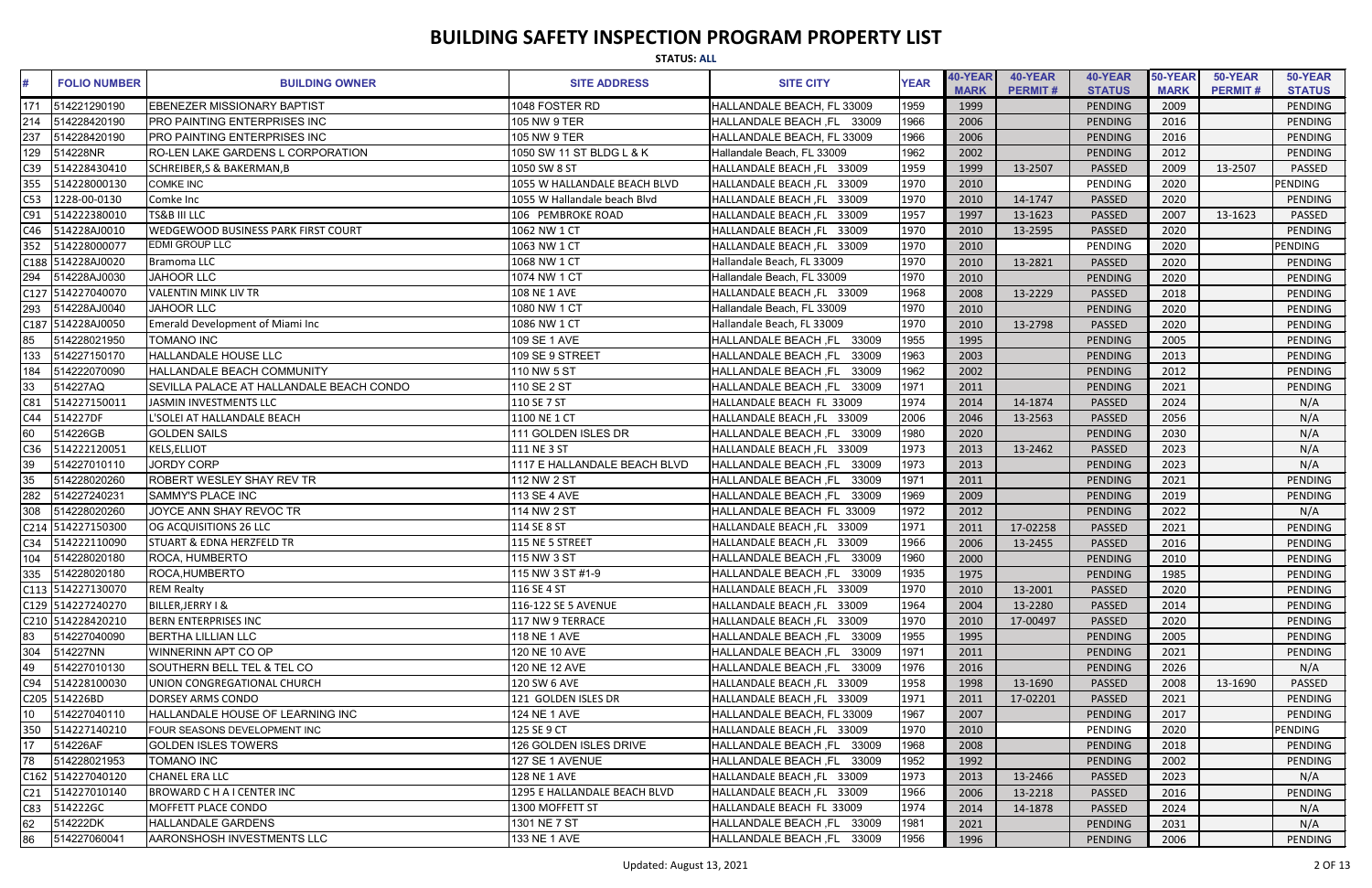# BUILDING SAFETY INSPECTION PROGRAM PROPERTY LIST

**STATUS: ALL**

| # | FOLIO NUMBER | BUILDING OWNER | SITE ADDRESS | SITE CITY | YEAR | 40-YEAR MARK | 40-YEAR PERMIT # | 40-YEAR STATUS | 50-YEAR MARK | 50-YEAR PERMIT # | 50-YEAR STATUS |
|---|---|---|---|---|---|---|---|---|---|---|---|
| 171 | 514221290190 | EBENEZER MISSIONARY BAPTIST | 1048 FOSTER RD | HALLANDALE BEACH, FL 33009 | 1959 | 1999 | | PENDING | 2009 | | PENDING |
| 214 | 514228420190 | PRO PAINTING ENTERPRISES INC | 105 NW 9 TER | HALLANDALE BEACH ,FL 33009 | 1966 | 2006 | | PENDING | 2016 | | PENDING |
| 237 | 514228420190 | PRO PAINTING ENTERPRISES INC | 105 NW 9 TER | HALLANDALE BEACH, FL 33009 | 1966 | 2006 | | PENDING | 2016 | | PENDING |
| 129 | 514228NR | RO-LEN LAKE GARDENS L CORPORATION | 1050 SW 11 ST BLDG L & K | Hallandale Beach, FL 33009 | 1962 | 2002 | | PENDING | 2012 | | PENDING |
| C39 | 514228430410 | SCHREIBER,S & BAKERMAN,B | 1050 SW 8 ST | HALLANDALE BEACH ,FL 33009 | 1959 | 1999 | 13-2507 | PASSED | 2009 | 13-2507 | PASSED |
| 355 | 514228000130 | COMKE INC | 1055 W HALLANDALE BEACH BLVD | HALLANDALE BEACH ,FL 33009 | 1970 | 2010 | | PENDING | 2020 | | PENDING |
| C53 | 1228-00-0130 | Comke Inc | 1055 W Hallandale beach Blvd | HALLANDALE BEACH ,FL 33009 | 1970 | 2010 | 14-1747 | PASSED | 2020 | | PENDING |
| C91 | 514222380010 | TS&B III LLC | 106 PEMBROKE ROAD | HALLANDALE BEACH ,FL 33009 | 1957 | 1997 | 13-1623 | PASSED | 2007 | 13-1623 | PASSED |
| C46 | 514228AJ0010 | WEDGEWOOD BUSINESS PARK FIRST COURT | 1062 NW 1 CT | HALLANDALE BEACH ,FL 33009 | 1970 | 2010 | 13-2595 | PASSED | 2020 | | PENDING |
| 352 | 514228000077 | EDMI GROUP LLC | 1063 NW 1 CT | HALLANDALE BEACH ,FL 33009 | 1970 | 2010 | | PENDING | 2020 | | PENDING |
| C188 | 514228AJ0020 | Bramoma LLC | 1068 NW 1 CT | Hallandale Beach, FL 33009 | 1970 | 2010 | 13-2821 | PASSED | 2020 | | PENDING |
| 294 | 514228AJ0030 | JAHOOR LLC | 1074 NW 1 CT | Hallandale Beach, FL 33009 | 1970 | 2010 | | PENDING | 2020 | | PENDING |
| C127 | 514227040070 | VALENTIN MINK LIV TR | 108 NE 1 AVE | HALLANDALE BEACH ,FL 33009 | 1968 | 2008 | 13-2229 | PASSED | 2018 | | PENDING |
| 293 | 514228AJ0040 | JAHOOR LLC | 1080 NW 1 CT | Hallandale Beach, FL 33009 | 1970 | 2010 | | PENDING | 2020 | | PENDING |
| C187 | 514228AJ0050 | Emerald Development of Miami Inc | 1086 NW 1 CT | Hallandale Beach, FL 33009 | 1970 | 2010 | 13-2798 | PASSED | 2020 | | PENDING |
| 85 | 514228021950 | TOMANO INC | 109 SE 1 AVE | HALLANDALE BEACH ,FL 33009 | 1955 | 1995 | | PENDING | 2005 | | PENDING |
| 133 | 514227150170 | HALLANDALE HOUSE LLC | 109 SE 9 STREET | HALLANDALE BEACH ,FL 33009 | 1963 | 2003 | | PENDING | 2013 | | PENDING |
| 184 | 514222070090 | HALLANDALE BEACH COMMUNITY | 110 NW 5 ST | HALLANDALE BEACH ,FL 33009 | 1962 | 2002 | | PENDING | 2012 | | PENDING |
| 33 | 514227AQ | SEVILLA PALACE AT HALLANDALE BEACH CONDO | 110 SE 2 ST | HALLANDALE BEACH ,FL 33009 | 1971 | 2011 | | PENDING | 2021 | | PENDING |
| C81 | 514227150011 | JASMIN INVESTMENTS LLC | 110 SE 7 ST | HALLANDALE BEACH FL 33009 | 1974 | 2014 | 14-1874 | PASSED | 2024 | | N/A |
| C44 | 514227DF | L'SOLEI AT HALLANDALE BEACH | 1100 NE 1 CT | HALLANDALE BEACH ,FL 33009 | 2006 | 2046 | 13-2563 | PASSED | 2056 | | N/A |
| 60 | 514226GB | GOLDEN SAILS | 111 GOLDEN ISLES DR | HALLANDALE BEACH ,FL 33009 | 1980 | 2020 | | PENDING | 2030 | | N/A |
| C36 | 514222120051 | KELS,ELLIOT | 111 NE 3 ST | HALLANDALE BEACH ,FL 33009 | 1973 | 2013 | 13-2462 | PASSED | 2023 | | N/A |
| 39 | 514227010110 | JORDY CORP | 1117 E HALLANDALE BEACH BLVD | HALLANDALE BEACH ,FL 33009 | 1973 | 2013 | | PENDING | 2023 | | N/A |
| 35 | 514228020260 | ROBERT WESLEY SHAY REV TR | 112 NW 2 ST | HALLANDALE BEACH ,FL 33009 | 1971 | 2011 | | PENDING | 2021 | | PENDING |
| 282 | 514227240231 | SAMMY'S PLACE INC | 113 SE 4 AVE | HALLANDALE BEACH ,FL 33009 | 1969 | 2009 | | PENDING | 2019 | | PENDING |
| 308 | 514228020260 | JOYCE ANN SHAY REVOC TR | 114 NW 2 ST | HALLANDALE BEACH FL 33009 | 1972 | 2012 | | PENDING | 2022 | | N/A |
| C214 | 514227150300 | OG ACQUISITIONS 26 LLC | 114 SE 8 ST | HALLANDALE BEACH ,FL 33009 | 1971 | 2011 | 17-02258 | PASSED | 2021 | | PENDING |
| C34 | 514222110090 | STUART & EDNA HERZFELD TR | 115 NE 5 STREET | HALLANDALE BEACH ,FL 33009 | 1966 | 2006 | 13-2455 | PASSED | 2016 | | PENDING |
| 104 | 514228020180 | ROCA, HUMBERTO | 115 NW 3 ST | HALLANDALE BEACH ,FL 33009 | 1960 | 2000 | | PENDING | 2010 | | PENDING |
| 335 | 514228020180 | ROCA,HUMBERTO | 115 NW 3 ST #1-9 | HALLANDALE BEACH ,FL 33009 | 1935 | 1975 | | PENDING | 1985 | | PENDING |
| C113 | 514227130070 | REM Realty | 116 SE 4 ST | HALLANDALE BEACH ,FL 33009 | 1970 | 2010 | 13-2001 | PASSED | 2020 | | PENDING |
| C129 | 514227240270 | BILLER,JERRY I & | 116-122 SE 5 AVENUE | HALLANDALE BEACH ,FL 33009 | 1964 | 2004 | 13-2280 | PASSED | 2014 | | PENDING |
| C210 | 514228420210 | BERN ENTERPRISES INC | 117 NW 9 TERRACE | HALLANDALE BEACH ,FL 33009 | 1970 | 2010 | 17-00497 | PASSED | 2020 | | PENDING |
| 83 | 514227040090 | BERTHA LILLIAN LLC | 118 NE 1 AVE | HALLANDALE BEACH ,FL 33009 | 1955 | 1995 | | PENDING | 2005 | | PENDING |
| 304 | 514227NN | WINNERINN APT CO OP | 120 NE 10 AVE | HALLANDALE BEACH ,FL 33009 | 1971 | 2011 | | PENDING | 2021 | | PENDING |
| 49 | 514227010130 | SOUTHERN BELL TEL & TEL CO | 120 NE 12 AVE | HALLANDALE BEACH ,FL 33009 | 1976 | 2016 | | PENDING | 2026 | | N/A |
| C94 | 514228100030 | UNION CONGREGATIONAL CHURCH | 120 SW 6 AVE | HALLANDALE BEACH ,FL 33009 | 1958 | 1998 | 13-1690 | PASSED | 2008 | 13-1690 | PASSED |
| C205 | 514226BD | DORSEY ARMS CONDO | 121 GOLDEN ISLES DR | HALLANDALE BEACH ,FL 33009 | 1971 | 2011 | 17-02201 | PASSED | 2021 | | PENDING |
| 10 | 514227040110 | HALLANDALE HOUSE OF LEARNING INC | 124 NE 1 AVE | HALLANDALE BEACH, FL 33009 | 1967 | 2007 | | PENDING | 2017 | | PENDING |
| 350 | 514227140210 | FOUR SEASONS DEVELOPMENT INC | 125 SE 9 CT | HALLANDALE BEACH ,FL 33009 | 1970 | 2010 | | PENDING | 2020 | | PENDING |
| 17 | 514226AF | GOLDEN ISLES TOWERS | 126 GOLDEN ISLES DRIVE | HALLANDALE BEACH ,FL 33009 | 1968 | 2008 | | PENDING | 2018 | | PENDING |
| 78 | 514228021953 | TOMANO INC | 127 SE 1 AVENUE | HALLANDALE BEACH ,FL 33009 | 1952 | 1992 | | PENDING | 2002 | | PENDING |
| C162 | 514227040120 | CHANEL ERA LLC | 128 NE 1 AVE | HALLANDALE BEACH ,FL 33009 | 1973 | 2013 | 13-2466 | PASSED | 2023 | | N/A |
| C21 | 514227010140 | BROWARD C H A I CENTER INC | 1295 E HALLANDALE BEACH BLVD | HALLANDALE BEACH ,FL 33009 | 1966 | 2006 | 13-2218 | PASSED | 2016 | | PENDING |
| C83 | 514222GC | MOFFETT PLACE CONDO | 1300 MOFFETT ST | HALLANDALE BEACH FL 33009 | 1974 | 2014 | 14-1878 | PASSED | 2024 | | N/A |
| 62 | 514222DK | HALLANDALE GARDENS | 1301 NE 7 ST | HALLANDALE BEACH ,FL 33009 | 1981 | 2021 | | PENDING | 2031 | | N/A |
| 86 | 514227060041 | AARONSHOSH INVESTMENTS LLC | 133 NE 1 AVE | HALLANDALE BEACH ,FL 33009 | 1956 | 1996 | | PENDING | 2006 | | PENDING |

Updated: August 13, 2021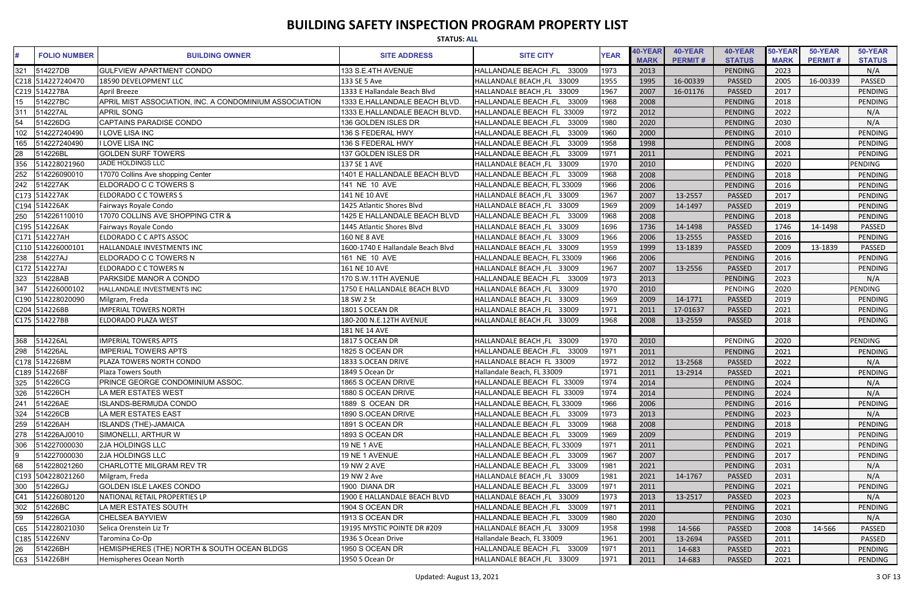# BUILDING SAFETY INSPECTION PROGRAM PROPERTY LIST

**STATUS: ALL**

| # | FOLIO NUMBER | BUILDING OWNER | SITE ADDRESS | SITE CITY | YEAR | 40-YEAR MARK | 40-YEAR PERMIT # | 40-YEAR STATUS | 50-YEAR MARK | 50-YEAR PERMIT # | 50-YEAR STATUS |
|---|---|---|---|---|---|---|---|---|---|---|---|
| 321 | 514227DB | GULFVIEW APARTMENT CONDO | 133 S.E.4TH AVENUE | HALLANDALE BEACH ,FL 33009 | 1973 | 2013 | | PENDING | 2023 | | N/A |
| C218 | 514227240470 | 18590 DEVELOPMENT LLC | 133 SE 5 Ave | HALLANDALE BEACH ,FL 33009 | 1955 | 1995 | 16-00339 | PASSED | 2005 | 16-00339 | PASSED |
| C219 | 514227BA | April Breeze | 1333 E Hallandale Beach Blvd | HALLANDALE BEACH ,FL 33009 | 1967 | 2007 | 16-01176 | PASSED | 2017 | | PENDING |
| 15 | 514227BC | APRIL MIST ASSOCIATION, INC. A CONDOMINIUM ASSOCIATION | 1333 E.HALLANDALE BEACH BLVD. | HALLANDALE BEACH ,FL 33009 | 1968 | 2008 | | PENDING | 2018 | | PENDING |
| 311 | 514227AL | APRIL SONG | 1333 E.HALLANDALE BEACH BLVD. | HALLANDALE BEACH FL 33009 | 1972 | 2012 | | PENDING | 2022 | | N/A |
| 54 | 514226DG | CAPTAINS PARADISE CONDO | 136 GOLDEN ISLES DR | HALLANDALE BEACH ,FL 33009 | 1980 | 2020 | | PENDING | 2030 | | N/A |
| 102 | 514227240490 | I LOVE LISA INC | 136 S FEDERAL HWY | HALLANDALE BEACH ,FL 33009 | 1960 | 2000 | | PENDING | 2010 | | PENDING |
| 165 | 514227240490 | I LOVE LISA INC | 136 S FEDERAL HWY | HALLANDALE BEACH ,FL 33009 | 1958 | 1998 | | PENDING | 2008 | | PENDING |
| 28 | 514226BL | GOLDEN SURF TOWERS | 137 GOLDEN ISLES DR | HALLANDALE BEACH ,FL 33009 | 1971 | 2011 | | PENDING | 2021 | | PENDING |
| 356 | 514228021960 | JADE HOLDINGS LLC | 137 SE 1 AVE | HALLANDALE BEACH ,FL 33009 | 1970 | 2010 | | PENDING | 2020 | | PENDING |
| 252 | 514226090010 | 17070 Collins Ave shopping Center | 1401 E HALLANDALE BEACH BLVD | HALLANDALE BEACH ,FL 33009 | 1968 | 2008 | | PENDING | 2018 | | PENDING |
| 242 | 514227AK | ELDORADO C C TOWERS S | 141 NE 10 AVE | HALLANDALE BEACH, FL 33009 | 1966 | 2006 | | PENDING | 2016 | | PENDING |
| C173 | 514227AK | ELDORADO C C TOWERS S | 141 NE 10 AVE | HALLANDALE BEACH ,FL 33009 | 1967 | 2007 | 13-2557 | PASSED | 2017 | | PENDING |
| C194 | 514226AK | Fairways Royale Condo | 1425 Atlantic Shores Blvd | HALLANDALE BEACH ,FL 33009 | 1969 | 2009 | 14-1497 | PASSED | 2019 | | PENDING |
| 250 | 514226110010 | 17070 COLLINS AVE SHOPPING CTR & | 1425 E HALLANDALE BEACH BLVD | HALLANDALE BEACH ,FL 33009 | 1968 | 2008 | | PENDING | 2018 | | PENDING |
| C195 | 514226AK | Fairways Royale Condo | 1445 Atlantic Shores Blvd | HALLANDALE BEACH ,FL 33009 | 1696 | 1736 | 14-1498 | PASSED | 1746 | 14-1498 | PASSED |
| C171 | 514227AH | ELDORADO C C APTS ASSOC | 160 NE 8 AVE | HALLANDALE BEACH ,FL 33009 | 1966 | 2006 | 13-2555 | PASSED | 2016 | | PENDING |
| C110 | 514226000101 | HALLANDALE INVESTMENTS INC | 1600-1740 E Hallandale Beach Blvd | HALLANDALE BEACH ,FL 33009 | 1959 | 1999 | 13-1839 | PASSED | 2009 | 13-1839 | PASSED |
| 238 | 514227AJ | ELDORADO C C TOWERS N | 161 NE 10 AVE | HALLANDALE BEACH, FL 33009 | 1966 | 2006 | | PENDING | 2016 | | PENDING |
| C172 | 514227AJ | ELDORADO C C TOWERS N | 161 NE 10 AVE | HALLANDALE BEACH ,FL 33009 | 1967 | 2007 | 13-2556 | PASSED | 2017 | | PENDING |
| 323 | 514228AB | PARKSIDE MANOR A CONDO | 170 S.W.11TH AVENUE | HALLANDALE BEACH ,FL 33009 | 1973 | 2013 | | PENDING | 2023 | | N/A |
| 347 | 514226000102 | HALLANDALE INVESTMENTS INC | 1750 E HALLANDALE BEACH BLVD | HALLANDALE BEACH ,FL 33009 | 1970 | 2010 | | PENDING | 2020 | | PENDING |
| C190 | 514228020090 | Milgram, Freda | 18 SW 2 St | HALLANDALE BEACH ,FL 33009 | 1969 | 2009 | 14-1771 | PASSED | 2019 | | PENDING |
| C204 | 514226BB | IMPERIAL TOWERS NORTH | 1801 S OCEAN DR | HALLANDALE BEACH ,FL 33009 | 1971 | 2011 | 17-01637 | PASSED | 2021 | | PENDING |
| C175 | 514227BB | ELDORADO PLAZA WEST | 180-200 N.E.12TH AVENUE | HALLANDALE BEACH ,FL 33009 | 1968 | 2008 | 13-2559 | PASSED | 2018 | | PENDING |
| | | | 181 NE 14 AVE | | | | | | | | |
| 368 | 514226AL | IMPERIAL TOWERS APTS | 1817 S OCEAN DR | HALLANDALE BEACH ,FL 33009 | 1970 | 2010 | | PENDING | 2020 | | PENDING |
| 298 | 514226AL | IMPERIAL TOWERS APTS | 1825 S OCEAN DR | HALLANDALE BEACH ,FL 33009 | 1971 | 2011 | | PENDING | 2021 | | PENDING |
| C178 | 514226BM | PLAZA TOWERS NORTH CONDO | 1833 S.OCEAN DRIVE | HALLANDALE BEACH FL 33009 | 1972 | 2012 | 13-2568 | PASSED | 2022 | | N/A |
| C189 | 514226BF | Plaza Towers South | 1849 S Ocean Dr | Hallandale Beach, FL 33009 | 1971 | 2011 | 13-2914 | PASSED | 2021 | | PENDING |
| 325 | 514226CG | PRINCE GEORGE CONDOMINIUM ASSOC. | 1865 S OCEAN DRIVE | HALLANDALE BEACH FL 33009 | 1974 | 2014 | | PENDING | 2024 | | N/A |
| 326 | 514226CH | LA MER ESTATES WEST | 1880 S OCEAN DRIVE | HALLANDALE BEACH FL 33009 | 1974 | 2014 | | PENDING | 2024 | | N/A |
| 241 | 514226AE | ISLANDS-BERMUDA CONDO | 1889 S OCEAN DR | HALLANDALE BEACH, FL 33009 | 1966 | 2006 | | PENDING | 2016 | | PENDING |
| 324 | 514226CB | LA MER ESTATES EAST | 1890 S.OCEAN DRIVE | HALLANDALE BEACH ,FL 33009 | 1973 | 2013 | | PENDING | 2023 | | N/A |
| 259 | 514226AH | ISLANDS (THE)-JAMAICA | 1891 S OCEAN DR | HALLANDALE BEACH ,FL 33009 | 1968 | 2008 | | PENDING | 2018 | | PENDING |
| 278 | 514226AJ0010 | SIMONELLI, ARTHUR W | 1893 S OCEAN DR | HALLANDALE BEACH ,FL 33009 | 1969 | 2009 | | PENDING | 2019 | | PENDING |
| 306 | 514227000030 | 2JA HOLDINGS LLC | 19 NE 1 AVE | HALLANDALE BEACH, FL 33009 | 1971 | 2011 | | PENDING | 2021 | | PENDING |
| 9 | 514227000030 | 2JA HOLDINGS LLC | 19 NE 1 AVENUE | HALLANDALE BEACH ,FL 33009 | 1967 | 2007 | | PENDING | 2017 | | PENDING |
| 68 | 514228021260 | CHARLOTTE MILGRAM REV TR | 19 NW 2 AVE | HALLANDALE BEACH ,FL 33009 | 1981 | 2021 | | PENDING | 2031 | | N/A |
| C193 | 504228021260 | Milgram, Freda | 19 NW 2 Ave | HALLANDALE BEACH ,FL 33009 | 1981 | 2021 | 14-1767 | PASSED | 2031 | | N/A |
| 300 | 514226GJ | GOLDEN ISLE LAKES CONDO | 1900 DIANA DR | HALLANDALE BEACH ,FL 33009 | 1971 | 2011 | | PENDING | 2021 | | PENDING |
| C41 | 514226080120 | NATIONAL RETAIL PROPERTIES LP | 1900 E HALLANDALE BEACH BLVD | HALLANDALE BEACH ,FL 33009 | 1973 | 2013 | 13-2517 | PASSED | 2023 | | N/A |
| 302 | 514226BC | LA MER ESTATES SOUTH | 1904 S OCEAN DR | HALLANDALE BEACH ,FL 33009 | 1971 | 2011 | | PENDING | 2021 | | PENDING |
| 59 | 514226GA | CHELSEA BAYVIEW | 1913 S OCEAN DR | HALLANDALE BEACH ,FL 33009 | 1980 | 2020 | | PENDING | 2030 | | N/A |
| C65 | 514228021030 | Selica Orenstein Liz Tr | 19195 MYSTIC POINTE DR #209 | HALLANDALE BEACH ,FL 33009 | 1958 | 1998 | 14-566 | PASSED | 2008 | 14-566 | PASSED |
| C185 | 514226NV | Taromina Co-Op | 1936 S Ocean Drive | Hallandale Beach, FL 33009 | 1961 | 2001 | 13-2694 | PASSED | 2011 | | PASSED |
| 26 | 514226BH | HEMISPHERES (THE) NORTH & SOUTH OCEAN BLDGS | 1950 S OCEAN DR | HALLANDALE BEACH ,FL 33009 | 1971 | 2011 | 14-683 | PASSED | 2021 | | PENDING |
| C63 | 514226BH | Hemispheres Ocean North | 1950 S Ocean Dr | HALLANDALE BEACH ,FL 33009 | 1971 | 2011 | 14-683 | PASSED | 2021 | | PENDING |

Updated: August 13, 2021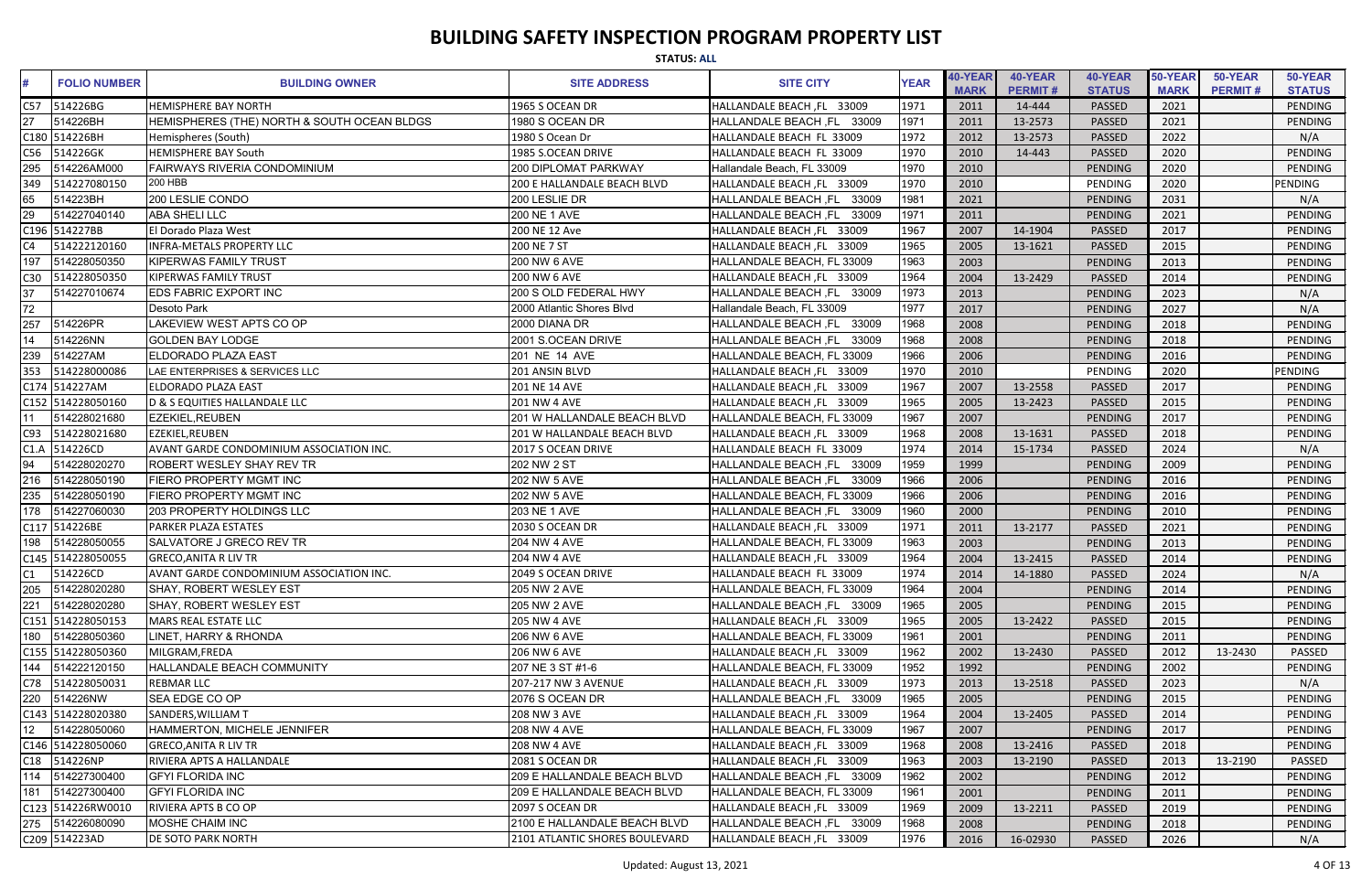# BUILDING SAFETY INSPECTION PROGRAM PROPERTY LIST

**STATUS: ALL**

| # | FOLIO NUMBER | BUILDING OWNER | SITE ADDRESS | SITE CITY | YEAR | 40-YEAR MARK | 40-YEAR PERMIT # | 40-YEAR STATUS | 50-YEAR MARK | 50-YEAR PERMIT # | 50-YEAR STATUS |
|---|---|---|---|---|---|---|---|---|---|---|---|
| C57 | 514226BG | HEMISPHERE BAY NORTH | 1965 S OCEAN DR | HALLANDALE BEACH ,FL 33009 | 1971 | 2011 | 14-444 | PASSED | 2021 | | PENDING |
| 27 | 514226BH | HEMISPHERES (THE) NORTH & SOUTH OCEAN BLDGS | 1980 S OCEAN DR | HALLANDALE BEACH ,FL 33009 | 1971 | 2011 | 13-2573 | PASSED | 2021 | | PENDING |
| C180 | 514226BH | Hemispheres (South) | 1980 S Ocean Dr | HALLANDALE BEACH FL 33009 | 1972 | 2012 | 13-2573 | PASSED | 2022 | | N/A |
| C56 | 514226GK | HEMISPHERE BAY South | 1985 S.OCEAN DRIVE | HALLANDALE BEACH FL 33009 | 1970 | 2010 | 14-443 | PASSED | 2020 | | PENDING |
| 295 | 514226AM000 | FAIRWAYS RIVERIA CONDOMINIUM | 200 DIPLOMAT PARKWAY | Hallandale Beach, FL 33009 | 1970 | 2010 | | PENDING | 2020 | | PENDING |
| 349 | 514227080150 | 200 HBB | 200 E HALLANDALE BEACH BLVD | HALLANDALE BEACH ,FL 33009 | 1970 | 2010 | | PENDING | 2020 | | PENDING |
| 65 | 514223BH | 200 LESLIE CONDO | 200 LESLIE DR | HALLANDALE BEACH ,FL 33009 | 1981 | 2021 | | PENDING | 2031 | | N/A |
| 29 | 514227040140 | ABA SHELI LLC | 200 NE 1 AVE | HALLANDALE BEACH ,FL 33009 | 1971 | 2011 | | PENDING | 2021 | | PENDING |
| C196 | 514227BB | El Dorado Plaza West | 200 NE 12 Ave | HALLANDALE BEACH ,FL 33009 | 1967 | 2007 | 14-1904 | PASSED | 2017 | | PENDING |
| C4 | 514222120160 | INFRA-METALS PROPERTY LLC | 200 NE 7 ST | HALLANDALE BEACH ,FL 33009 | 1965 | 2005 | 13-1621 | PASSED | 2015 | | PENDING |
| 197 | 514228050350 | KIPERWAS FAMILY TRUST | 200 NW 6 AVE | HALLANDALE BEACH, FL 33009 | 1963 | 2003 | | PENDING | 2013 | | PENDING |
| C30 | 514228050350 | KIPERWAS FAMILY TRUST | 200 NW 6 AVE | HALLANDALE BEACH ,FL 33009 | 1964 | 2004 | 13-2429 | PASSED | 2014 | | PENDING |
| 37 | 514227010674 | EDS FABRIC EXPORT INC | 200 S OLD FEDERAL HWY | HALLANDALE BEACH ,FL 33009 | 1973 | 2013 | | PENDING | 2023 | | N/A |
| 72 | | Desoto Park | 2000 Atlantic Shores Blvd | Hallandale Beach, FL 33009 | 1977 | 2017 | | PENDING | 2027 | | N/A |
| 257 | 514226PR | LAKEVIEW WEST APTS CO OP | 2000 DIANA DR | HALLANDALE BEACH ,FL 33009 | 1968 | 2008 | | PENDING | 2018 | | PENDING |
| 14 | 514226NN | GOLDEN BAY LODGE | 2001 S.OCEAN DRIVE | HALLANDALE BEACH ,FL 33009 | 1968 | 2008 | | PENDING | 2018 | | PENDING |
| 239 | 514227AM | ELDORADO PLAZA EAST | 201 NE 14 AVE | HALLANDALE BEACH, FL 33009 | 1966 | 2006 | | PENDING | 2016 | | PENDING |
| 353 | 514228000086 | LAE ENTERPRISES & SERVICES LLC | 201 ANSIN BLVD | HALLANDALE BEACH ,FL 33009 | 1970 | 2010 | | PENDING | 2020 | | PENDING |
| C174 | 514227AM | ELDORADO PLAZA EAST | 201 NE 14 AVE | HALLANDALE BEACH ,FL 33009 | 1967 | 2007 | 13-2558 | PASSED | 2017 | | PENDING |
| C152 | 514228050160 | D & S EQUITIES HALLANDALE LLC | 201 NW 4 AVE | HALLANDALE BEACH ,FL 33009 | 1965 | 2005 | 13-2423 | PASSED | 2015 | | PENDING |
| 11 | 514228021680 | EZEKIEL,REUBEN | 201 W HALLANDALE BEACH BLVD | HALLANDALE BEACH, FL 33009 | 1967 | 2007 | | PENDING | 2017 | | PENDING |
| C93 | 514228021680 | EZEKIEL,REUBEN | 201 W HALLANDALE BEACH BLVD | HALLANDALE BEACH ,FL 33009 | 1968 | 2008 | 13-1631 | PASSED | 2018 | | PENDING |
| C1.A | 514226CD | AVANT GARDE CONDOMINIUM ASSOCIATION INC. | 2017 S OCEAN DRIVE | HALLANDALE BEACH FL 33009 | 1974 | 2014 | 15-1734 | PASSED | 2024 | | N/A |
| 94 | 514228020270 | ROBERT WESLEY SHAY REV TR | 202 NW 2 ST | HALLANDALE BEACH ,FL 33009 | 1959 | 1999 | | PENDING | 2009 | | PENDING |
| 216 | 514228050190 | FIERO PROPERTY MGMT INC | 202 NW 5 AVE | HALLANDALE BEACH ,FL 33009 | 1966 | 2006 | | PENDING | 2016 | | PENDING |
| 235 | 514228050190 | FIERO PROPERTY MGMT INC | 202 NW 5 AVE | HALLANDALE BEACH, FL 33009 | 1966 | 2006 | | PENDING | 2016 | | PENDING |
| 178 | 514227060030 | 203 PROPERTY HOLDINGS LLC | 203 NE 1 AVE | HALLANDALE BEACH ,FL 33009 | 1960 | 2000 | | PENDING | 2010 | | PENDING |
| C117 | 514226BE | PARKER PLAZA ESTATES | 2030 S OCEAN DR | HALLANDALE BEACH ,FL 33009 | 1971 | 2011 | 13-2177 | PASSED | 2021 | | PENDING |
| 198 | 514228050055 | SALVATORE J GRECO REV TR | 204 NW 4 AVE | HALLANDALE BEACH, FL 33009 | 1963 | 2003 | | PENDING | 2013 | | PENDING |
| C145 | 514228050055 | GRECO,ANITA R LIV TR | 204 NW 4 AVE | HALLANDALE BEACH ,FL 33009 | 1964 | 2004 | 13-2415 | PASSED | 2014 | | PENDING |
| C1 | 514226CD | AVANT GARDE CONDOMINIUM ASSOCIATION INC. | 2049 S OCEAN DRIVE | HALLANDALE BEACH FL 33009 | 1974 | 2014 | 14-1880 | PASSED | 2024 | | N/A |
| 205 | 514228020280 | SHAY, ROBERT WESLEY EST | 205 NW 2 AVE | HALLANDALE BEACH, FL 33009 | 1964 | 2004 | | PENDING | 2014 | | PENDING |
| 221 | 514228020280 | SHAY, ROBERT WESLEY EST | 205 NW 2 AVE | HALLANDALE BEACH ,FL 33009 | 1965 | 2005 | | PENDING | 2015 | | PENDING |
| C151 | 514228050153 | MARS REAL ESTATE LLC | 205 NW 4 AVE | HALLANDALE BEACH ,FL 33009 | 1965 | 2005 | 13-2422 | PASSED | 2015 | | PENDING |
| 180 | 514228050360 | LINET, HARRY & RHONDA | 206 NW 6 AVE | HALLANDALE BEACH, FL 33009 | 1961 | 2001 | | PENDING | 2011 | | PENDING |
| C155 | 514228050360 | MILGRAM,FREDA | 206 NW 6 AVE | HALLANDALE BEACH ,FL 33009 | 1962 | 2002 | 13-2430 | PASSED | 2012 | 13-2430 | PASSED |
| 144 | 514222120150 | HALLANDALE BEACH COMMUNITY | 207 NE 3 ST #1-6 | HALLANDALE BEACH, FL 33009 | 1952 | 1992 | | PENDING | 2002 | | PENDING |
| C78 | 514228050031 | REBMAR LLC | 207-217 NW 3 AVENUE | HALLANDALE BEACH ,FL 33009 | 1973 | 2013 | 13-2518 | PASSED | 2023 | | N/A |
| 220 | 514226NW | SEA EDGE CO OP | 2076 S OCEAN DR | HALLANDALE BEACH ,FL 33009 | 1965 | 2005 | | PENDING | 2015 | | PENDING |
| C143 | 514228020380 | SANDERS,WILLIAM T | 208 NW 3 AVE | HALLANDALE BEACH ,FL 33009 | 1964 | 2004 | 13-2405 | PASSED | 2014 | | PENDING |
| 12 | 514228050060 | HAMMERTON, MICHELE JENNIFER | 208 NW 4 AVE | HALLANDALE BEACH, FL 33009 | 1967 | 2007 | | PENDING | 2017 | | PENDING |
| C146 | 514228050060 | GRECO,ANITA R LIV TR | 208 NW 4 AVE | HALLANDALE BEACH ,FL 33009 | 1968 | 2008 | 13-2416 | PASSED | 2018 | | PENDING |
| C18 | 514226NP | RIVIERA APTS A HALLANDALE | 2081 S OCEAN DR | HALLANDALE BEACH ,FL 33009 | 1963 | 2003 | 13-2190 | PASSED | 2013 | 13-2190 | PASSED |
| 114 | 514227300400 | GFYI FLORIDA INC | 209 E HALLANDALE BEACH BLVD | HALLANDALE BEACH ,FL 33009 | 1962 | 2002 | | PENDING | 2012 | | PENDING |
| 181 | 514227300400 | GFYI FLORIDA INC | 209 E HALLANDALE BEACH BLVD | HALLANDALE BEACH, FL 33009 | 1961 | 2001 | | PENDING | 2011 | | PENDING |
| C123 | 514226RW0010 | RIVIERA APTS B CO OP | 2097 S OCEAN DR | HALLANDALE BEACH ,FL 33009 | 1969 | 2009 | 13-2211 | PASSED | 2019 | | PENDING |
| 275 | 514226080090 | MOSHE CHAIM INC | 2100 E HALLANDALE BEACH BLVD | HALLANDALE BEACH ,FL 33009 | 1968 | 2008 | | PENDING | 2018 | | PENDING |
| C209 | 514223AD | DE SOTO PARK NORTH | 2101 ATLANTIC SHORES BOULEVARD | HALLANDALE BEACH ,FL 33009 | 1976 | 2016 | 16-02930 | PASSED | 2026 | | N/A |

Updated: August 13, 2021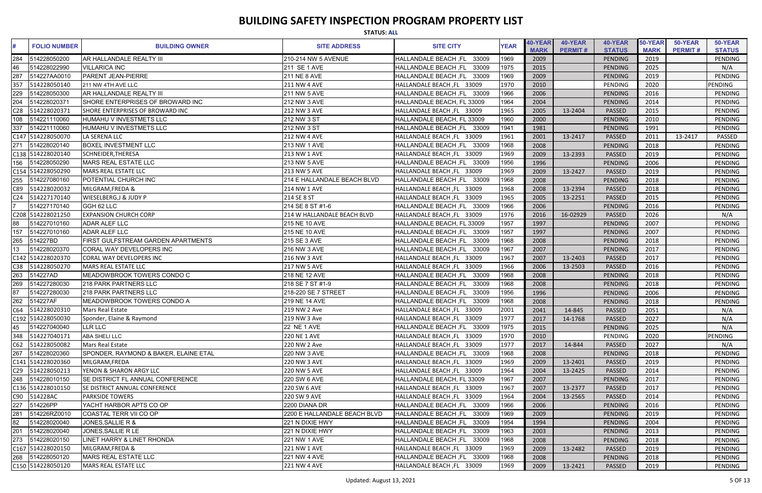# BUILDING SAFETY INSPECTION PROGRAM PROPERTY LIST

**STATUS: ALL**

| # | FOLIO NUMBER | BUILDING OWNER | SITE ADDRESS | SITE CITY | YEAR | 40-YEAR MARK | 40-YEAR PERMIT # | 40-YEAR STATUS | 50-YEAR MARK | 50-YEAR PERMIT # | 50-YEAR STATUS |
|---|---|---|---|---|---|---|---|---|---|---|---|
| 284 | 514228050200 | AR HALLANDALE REALTY III | 210-214 NW 5 AVENUE | HALLANDALE BEACH ,FL 33009 | 1969 | 2009 | | PENDING | 2019 | | PENDING |
| 46 | 514228022990 | VILLARICA INC | 211 SE 1 AVE | HALLANDALE BEACH ,FL 33009 | 1975 | 2015 | | PENDING | 2025 | | N/A |
| 287 | 514227AA0010 | PARENT JEAN-PIERRE | 211 NE 8 AVE | HALLANDALE BEACH ,FL 33009 | 1969 | 2009 | | PENDING | 2019 | | PENDING |
| 357 | 514228050140 | 211 NW 4TH AVE LLC | 211 NW 4 AVE | HALLANDALE BEACH ,FL 33009 | 1970 | 2010 | | PENDING | 2020 | | PENDING |
| 229 | 514228050300 | AR HALLANDALE REALTY III | 211 NW 5 AVE | HALLANDALE BEACH ,FL 33009 | 1966 | 2006 | | PENDING | 2016 | | PENDING |
| 204 | 514228020371 | SHORE ENTERPRISES OF BROWARD INC | 212 NW 3 AVE | HALLANDALE BEACH, FL 33009 | 1964 | 2004 | | PENDING | 2014 | | PENDING |
| C28 | 514228020371 | SHORE ENTERPRISES OF BROWARD INC | 212 NW 3 AVE | HALLANDALE BEACH ,FL 33009 | 1965 | 2005 | 13-2404 | PASSED | 2015 | | PENDING |
| 108 | 514221110060 | HUMAHU V INVESTMETS LLC | 212 NW 3 ST | HALLANDALE BEACH, FL 33009 | 1960 | 2000 | | PENDING | 2010 | | PENDING |
| 337 | 514221110060 | HUMAHU V INVESTMETS LLC | 212 NW 3 ST | HALLANDALE BEACH ,FL 33009 | 1941 | 1981 | | PENDING | 1991 | | PENDING |
| C147 | 514228050070 | LA SERENA LLC | 212 NW 4 AVE | HALLANDALE BEACH ,FL 33009 | 1961 | 2001 | 13-2417 | PASSED | 2011 | 13-2417 | PASSED |
| 271 | 514228020140 | BOXEL INVESTMENT LLC | 213 NW 1 AVE | HALLANDALE BEACH ,FL 33009 | 1968 | 2008 | | PENDING | 2018 | | PENDING |
| C138 | 514228020140 | SCHNEIDER,THERESA | 213 NW 1 AVE | HALLANDALE BEACH ,FL 33009 | 1969 | 2009 | 13-2393 | PASSED | 2019 | | PENDING |
| 156 | 514228050290 | MARS REAL ESTATE LLC | 213 NW 5 AVE | HALLANDALE BEACH ,FL 33009 | 1956 | 1996 | | PENDING | 2006 | | PENDING |
| C154 | 514228050290 | MARS REAL ESTATE LLC | 213 NW 5 AVE | HALLANDALE BEACH ,FL 33009 | 1969 | 2009 | 13-2427 | PASSED | 2019 | | PENDING |
| 255 | 514227080160 | POTENTIAL CHURCH INC | 214 E HALLANDALE BEACH BLVD | HALLANDALE BEACH ,FL 33009 | 1968 | 2008 | | PENDING | 2018 | | PENDING |
| C89 | 514228020032 | MILGRAM,FREDA & | 214 NW 1 AVE | HALLANDALE BEACH ,FL 33009 | 1968 | 2008 | 13-2394 | PASSED | 2018 | | PENDING |
| C24 | 514227170140 | WIESELBERG,J & JUDY P | 214 SE 8 ST | HALLANDALE BEACH ,FL 33009 | 1965 | 2005 | 13-2251 | PASSED | 2015 | | PENDING |
| 7 | 514227170140 | GGH 62 LLC | 214 SE 8 ST #1-6 | HALLANDALE BEACH ,FL 33009 | 1966 | 2006 | | PENDING | 2016 | | PENDING |
| C208 | 514228021250 | EXPANSION CHURCH CORP | 214 W HALLANDALE BEACH BLVD | HALLANDALE BEACH ,FL 33009 | 1976 | 2016 | 16-02929 | PASSED | 2026 | | N/A |
| 88 | 514227010160 | ADAR ALEF LLC | 215 NE 10 AVE | HALLANDALE BEACH, FL 33009 | 1957 | 1997 | | PENDING | 2007 | | PENDING |
| 157 | 514227010160 | ADAR ALEF LLC | 215 NE 10 AVE | HALLANDALE BEACH ,FL 33009 | 1957 | 1997 | | PENDING | 2007 | | PENDING |
| 265 | 514227BD | FIRST GULFSTREAM GARDEN APARTMENTS | 215 SE 3 AVE | HALLANDALE BEACH ,FL 33009 | 1968 | 2008 | | PENDING | 2018 | | PENDING |
| 13 | 514228020370 | CORAL WAY DEVELOPERS INC | 216 NW 3 AVE | HALLANDALE BEACH ,FL 33009 | 1967 | 2007 | | PENDING | 2017 | | PENDING |
| C142 | 514228020370 | CORAL WAY DEVELOPERS INC | 216 NW 3 AVE | HALLANDALE BEACH ,FL 33009 | 1967 | 2007 | 13-2403 | PASSED | 2017 | | PENDING |
| C38 | 514228050270 | MARS REAL ESTATE LLC | 217 NW 5 AVE | HALLANDALE BEACH ,FL 33009 | 1966 | 2006 | 13-2503 | PASSED | 2016 | | PENDING |
| 263 | 514227AD | MEADOWBROOK TOWERS CONDO C | 218 NE 12 AVE | HALLANDALE BEACH ,FL 33009 | 1968 | 2008 | | PENDING | 2018 | | PENDING |
| 269 | 514227280030 | 218 PARK PARTNERS LLC | 218 SE 7 ST #1-9 | HALLANDALE BEACH ,FL 33009 | 1968 | 2008 | | PENDING | 2018 | | PENDING |
| 87 | 514227280030 | 218 PARK PARTNERS LLC | 218-220 SE 7 STREET | HALLANDALE BEACH ,FL 33009 | 1956 | 1996 | | PENDING | 2006 | | PENDING |
| 262 | 514227AF | MEADOWBROOK TOWERS CONDO A | 219 NE 14 AVE | HALLANDALE BEACH ,FL 33009 | 1968 | 2008 | | PENDING | 2018 | | PENDING |
| C64 | 514228020310 | Mars Real Estate | 219 NW 2 Ave | HALLANDALE BEACH ,FL 33009 | 2001 | 2041 | 14-845 | PASSED | 2051 | | N/A |
| C192 | 514228050030 | Sponder, Elaine & Raymond | 219 NW 3 Ave | HALLANDALE BEACH ,FL 33009 | 1977 | 2017 | 14-1768 | PASSED | 2027 | | N/A |
| 45 | 514227040040 | LLR LLC | 22 NE 1 AVE | HALLANDALE BEACH ,FL 33009 | 1975 | 2015 | | PENDING | 2025 | | N/A |
| 348 | 514227040171 | ABA SHELI LLC | 220 NE 1 AVE | HALLANDALE BEACH ,FL 33009 | 1970 | 2010 | | PENDING | 2020 | | PENDING |
| C62 | 514228050082 | Mars Real Estate | 220 NW 2 Ave | HALLANDALE BEACH ,FL 33009 | 1977 | 2017 | 14-844 | PASSED | 2027 | | N/A |
| 267 | 514228020360 | SPONDER, RAYMOND & BAKER, ELAINE ETAL | 220 NW 3 AVE | HALLANDALE BEACH ,FL 33009 | 1968 | 2008 | | PENDING | 2018 | | PENDING |
| C141 | 514228020360 | MILGRAM,FREDA | 220 NW 3 AVE | HALLANDALE BEACH ,FL 33009 | 1969 | 2009 | 13-2401 | PASSED | 2019 | | PENDING |
| C29 | 514228050213 | YENON & SHARON ARGY LLC | 220 NW 5 AVE | HALLANDALE BEACH ,FL 33009 | 1964 | 2004 | 13-2425 | PASSED | 2014 | | PENDING |
| 248 | 514228010150 | SE DISTRICT FL ANNUAL CONFERENCE | 220 SW 6 AVE | HALLANDALE BEACH, FL 33009 | 1967 | 2007 | | PENDING | 2017 | | PENDING |
| C136 | 514228010150 | SE DISTRICT ANNUAL CONFERENCE | 220 SW 6 AVE | HALLANDALE BEACH ,FL 33009 | 1967 | 2007 | 13-2377 | PASSED | 2017 | | PENDING |
| C90 | 514228AC | PARKSIDE TOWERS | 220 SW 9 AVE | HALLANDALE BEACH ,FL 33009 | 1964 | 2004 | 13-2565 | PASSED | 2014 | | PENDING |
| 227 | 514226PP | YACHT HARBOR APTS CO OP | 2200 DIANA DR | HALLANDALE BEACH ,FL 33009 | 1966 | 2006 | | PENDING | 2016 | | PENDING |
| 281 | 514226RZ0010 | COASTAL TERR VII CO OP | 2200 E HALLANDALE BEACH BLVD | HALLANDALE BEACH ,FL 33009 | 1969 | 2009 | | PENDING | 2019 | | PENDING |
| 82 | 514228020040 | JONES,SALLIE R & | 221 N DIXIE HWY | HALLANDALE BEACH ,FL 33009 | 1954 | 1994 | | PENDING | 2004 | | PENDING |
| 201 | 514228020040 | JONES,SALLIE R LE | 221 N DIXIE HWY | HALLANDALE BEACH ,FL 33009 | 1963 | 2003 | | PENDING | 2013 | | PENDING |
| 273 | 514228020150 | LINET HARRY & LINET RHONDA | 221 NW 1 AVE | HALLANDALE BEACH ,FL 33009 | 1968 | 2008 | | PENDING | 2018 | | PENDING |
| C167 | 514228020150 | MILGRAM,FREDA & | 221 NW 1 AVE | HALLANDALE BEACH ,FL 33009 | 1969 | 2009 | 13-2482 | PASSED | 2019 | | PENDING |
| 268 | 514228050120 | MARS REAL ESTATE LLC | 221 NW 4 AVE | HALLANDALE BEACH ,FL 33009 | 1968 | 2008 | | PENDING | 2018 | | PENDING |
| C150 | 514228050120 | MARS REAL ESTATE LLC | 221 NW 4 AVE | HALLANDALE BEACH ,FL 33009 | 1969 | 2009 | 13-2421 | PASSED | 2019 | | PENDING |

Updated: August 13, 2021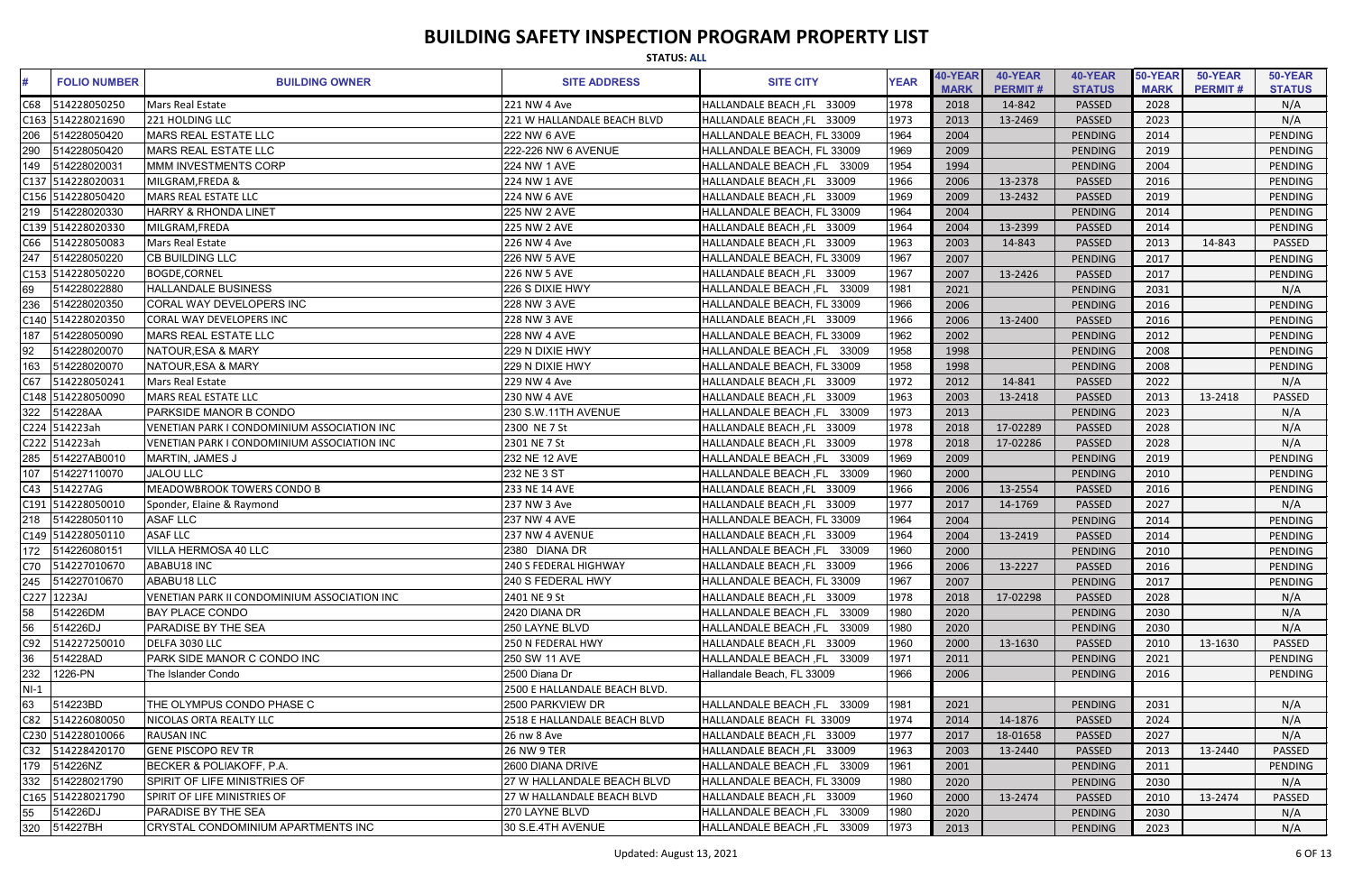# BUILDING SAFETY INSPECTION PROGRAM PROPERTY LIST

**STATUS: ALL**

| # | FOLIO NUMBER | BUILDING OWNER | SITE ADDRESS | SITE CITY | YEAR | 40-YEAR MARK | 40-YEAR PERMIT # | 40-YEAR STATUS | 50-YEAR MARK | 50-YEAR PERMIT # | 50-YEAR STATUS |
|---|---|---|---|---|---|---|---|---|---|---|---|
| C68 | 514228050250 | Mars Real Estate | 221 NW 4 Ave | HALLANDALE BEACH ,FL 33009 | 1978 | 2018 | 14-842 | PASSED | 2028 | | N/A |
| C163 | 514228021690 | 221 HOLDING LLC | 221 W HALLANDALE BEACH BLVD | HALLANDALE BEACH ,FL 33009 | 1973 | 2013 | 13-2469 | PASSED | 2023 | | N/A |
| 206 | 514228050420 | MARS REAL ESTATE LLC | 222 NW 6 AVE | HALLANDALE BEACH, FL 33009 | 1964 | 2004 | | PENDING | 2014 | | PENDING |
| 290 | 514228050420 | MARS REAL ESTATE LLC | 222-226 NW 6 AVENUE | HALLANDALE BEACH, FL 33009 | 1969 | 2009 | | PENDING | 2019 | | PENDING |
| 149 | 514228020031 | MMM INVESTMENTS CORP | 224 NW 1 AVE | HALLANDALE BEACH ,FL 33009 | 1954 | 1994 | | PENDING | 2004 | | PENDING |
| C137 | 514228020031 | MILGRAM,FREDA & | 224 NW 1 AVE | HALLANDALE BEACH ,FL 33009 | 1966 | 2006 | 13-2378 | PASSED | 2016 | | PENDING |
| C156 | 514228050420 | MARS REAL ESTATE LLC | 224 NW 6 AVE | HALLANDALE BEACH ,FL 33009 | 1969 | 2009 | 13-2432 | PASSED | 2019 | | PENDING |
| 219 | 514228020330 | HARRY & RHONDA LINET | 225 NW 2 AVE | HALLANDALE BEACH, FL 33009 | 1964 | 2004 | | PENDING | 2014 | | PENDING |
| C139 | 514228020330 | MILGRAM,FREDA | 225 NW 2 AVE | HALLANDALE BEACH ,FL 33009 | 1964 | 2004 | 13-2399 | PASSED | 2014 | | PENDING |
| C66 | 514228050083 | Mars Real Estate | 226 NW 4 Ave | HALLANDALE BEACH ,FL 33009 | 1963 | 2003 | 14-843 | PASSED | 2013 | 14-843 | PASSED |
| 247 | 514228050220 | CB BUILDING LLC | 226 NW 5 AVE | HALLANDALE BEACH, FL 33009 | 1967 | 2007 | | PENDING | 2017 | | PENDING |
| C153 | 514228050220 | BOGDE,CORNEL | 226 NW 5 AVE | HALLANDALE BEACH ,FL 33009 | 1967 | 2007 | 13-2426 | PASSED | 2017 | | PENDING |
| 69 | 514228022880 | HALLANDALE BUSINESS | 226 S DIXIE HWY | HALLANDALE BEACH ,FL 33009 | 1981 | 2021 | | PENDING | 2031 | | N/A |
| 236 | 514228020350 | CORAL WAY DEVELOPERS INC | 228 NW 3 AVE | HALLANDALE BEACH, FL 33009 | 1966 | 2006 | | PENDING | 2016 | | PENDING |
| C140 | 514228020350 | CORAL WAY DEVELOPERS INC | 228 NW 3 AVE | HALLANDALE BEACH ,FL 33009 | 1966 | 2006 | 13-2400 | PASSED | 2016 | | PENDING |
| 187 | 514228050090 | MARS REAL ESTATE LLC | 228 NW 4 AVE | HALLANDALE BEACH, FL 33009 | 1962 | 2002 | | PENDING | 2012 | | PENDING |
| 92 | 514228020070 | NATOUR,ESA & MARY | 229 N DIXIE HWY | HALLANDALE BEACH ,FL 33009 | 1958 | 1998 | | PENDING | 2008 | | PENDING |
| 163 | 514228020070 | NATOUR,ESA & MARY | 229 N DIXIE HWY | HALLANDALE BEACH, FL 33009 | 1958 | 1998 | | PENDING | 2008 | | PENDING |
| C67 | 514228050241 | Mars Real Estate | 229 NW 4 Ave | HALLANDALE BEACH ,FL 33009 | 1972 | 2012 | 14-841 | PASSED | 2022 | | N/A |
| C148 | 514228050090 | MARS REAL ESTATE LLC | 230 NW 4 AVE | HALLANDALE BEACH ,FL 33009 | 1963 | 2003 | 13-2418 | PASSED | 2013 | 13-2418 | PASSED |
| 322 | 514228AA | PARKSIDE MANOR B CONDO | 230 S.W.11TH AVENUE | HALLANDALE BEACH ,FL 33009 | 1973 | 2013 | | PENDING | 2023 | | N/A |
| C224 | 514223ah | VENETIAN PARK I CONDOMINIUM ASSOCIATION INC | 2300 NE 7 St | HALLANDALE BEACH ,FL 33009 | 1978 | 2018 | 17-02289 | PASSED | 2028 | | N/A |
| C222 | 514223ah | VENETIAN PARK I CONDOMINIUM ASSOCIATION INC | 2301 NE 7 St | HALLANDALE BEACH ,FL 33009 | 1978 | 2018 | 17-02286 | PASSED | 2028 | | N/A |
| 285 | 514227AB0010 | MARTIN, JAMES J | 232 NE 12 AVE | HALLANDALE BEACH ,FL 33009 | 1969 | 2009 | | PENDING | 2019 | | PENDING |
| 107 | 514227110070 | JALOU LLC | 232 NE 3 ST | HALLANDALE BEACH ,FL 33009 | 1960 | 2000 | | PENDING | 2010 | | PENDING |
| C43 | 514227AG | MEADOWBROOK TOWERS CONDO B | 233 NE 14 AVE | HALLANDALE BEACH ,FL 33009 | 1966 | 2006 | 13-2554 | PASSED | 2016 | | PENDING |
| C191 | 514228050010 | Sponder, Elaine & Raymond | 237 NW 3 Ave | HALLANDALE BEACH ,FL 33009 | 1977 | 2017 | 14-1769 | PASSED | 2027 | | N/A |
| 218 | 514228050110 | ASAF LLC | 237 NW 4 AVE | HALLANDALE BEACH, FL 33009 | 1964 | 2004 | | PENDING | 2014 | | PENDING |
| C149 | 514228050110 | ASAF LLC | 237 NW 4 AVENUE | HALLANDALE BEACH ,FL 33009 | 1964 | 2004 | 13-2419 | PASSED | 2014 | | PENDING |
| 172 | 514226080151 | VILLA HERMOSA 40 LLC | 2380 DIANA DR | HALLANDALE BEACH ,FL 33009 | 1960 | 2000 | | PENDING | 2010 | | PENDING |
| C70 | 514227010670 | ABABU18 INC | 240 S FEDERAL HIGHWAY | HALLANDALE BEACH ,FL 33009 | 1966 | 2006 | 13-2227 | PASSED | 2016 | | PENDING |
| 245 | 514227010670 | ABABU18 LLC | 240 S FEDERAL HWY | HALLANDALE BEACH, FL 33009 | 1967 | 2007 | | PENDING | 2017 | | PENDING |
| C227 | 1223AJ | VENETIAN PARK II CONDOMINIUM ASSOCIATION INC | 2401 NE 9 St | HALLANDALE BEACH ,FL 33009 | 1978 | 2018 | 17-02298 | PASSED | 2028 | | N/A |
| 58 | 514226DM | BAY PLACE CONDO | 2420 DIANA DR | HALLANDALE BEACH ,FL 33009 | 1980 | 2020 | | PENDING | 2030 | | N/A |
| 56 | 514226DJ | PARADISE BY THE SEA | 250 LAYNE BLVD | HALLANDALE BEACH ,FL 33009 | 1980 | 2020 | | PENDING | 2030 | | N/A |
| C92 | 514227250010 | DELFA 3030 LLC | 250 N FEDERAL HWY | HALLANDALE BEACH ,FL 33009 | 1960 | 2000 | 13-1630 | PASSED | 2010 | 13-1630 | PASSED |
| 36 | 514228AD | PARK SIDE MANOR C CONDO INC | 250 SW 11 AVE | HALLANDALE BEACH ,FL 33009 | 1971 | 2011 | | PENDING | 2021 | | PENDING |
| 232 | 1226-PN | The Islander Condo | 2500 Diana Dr | Hallandale Beach, FL 33009 | 1966 | 2006 | | PENDING | 2016 | | PENDING |
| NI-1 | | | 2500 E HALLANDALE BEACH BLVD. | | | | | | | | |
| 63 | 514223BD | THE OLYMPUS CONDO PHASE C | 2500 PARKVIEW DR | HALLANDALE BEACH ,FL 33009 | 1981 | 2021 | | PENDING | 2031 | | N/A |
| C82 | 514226080050 | NICOLAS ORTA REALTY LLC | 2518 E HALLANDALE BEACH BLVD | HALLANDALE BEACH FL 33009 | 1974 | 2014 | 14-1876 | PASSED | 2024 | | N/A |
| C230 | 514228010066 | RAUSAN INC | 26 nw 8 Ave | HALLANDALE BEACH ,FL 33009 | 1977 | 2017 | 18-01658 | PASSED | 2027 | | N/A |
| C32 | 514228420170 | GENE PISCOPO REV TR | 26 NW 9 TER | HALLANDALE BEACH ,FL 33009 | 1963 | 2003 | 13-2440 | PASSED | 2013 | 13-2440 | PASSED |
| 179 | 514226NZ | BECKER & POLIAKOFF, P.A. | 2600 DIANA DRIVE | HALLANDALE BEACH ,FL 33009 | 1961 | 2001 | | PENDING | 2011 | | PENDING |
| 332 | 514228021790 | SPIRIT OF LIFE MINISTRIES OF | 27 W HALLANDALE BEACH BLVD | HALLANDALE BEACH, FL 33009 | 1980 | 2020 | | PENDING | 2030 | | N/A |
| C165 | 514228021790 | SPIRIT OF LIFE MINISTRIES OF | 27 W HALLANDALE BEACH BLVD | HALLANDALE BEACH ,FL 33009 | 1960 | 2000 | 13-2474 | PASSED | 2010 | 13-2474 | PASSED |
| 55 | 514226DJ | PARADISE BY THE SEA | 270 LAYNE BLVD | HALLANDALE BEACH ,FL 33009 | 1980 | 2020 | | PENDING | 2030 | | N/A |
| 320 | 514227BH | CRYSTAL CONDOMINIUM APARTMENTS INC | 30 S.E.4TH AVENUE | HALLANDALE BEACH ,FL 33009 | 1973 | 2013 | | PENDING | 2023 | | N/A |

Updated: August 13, 2021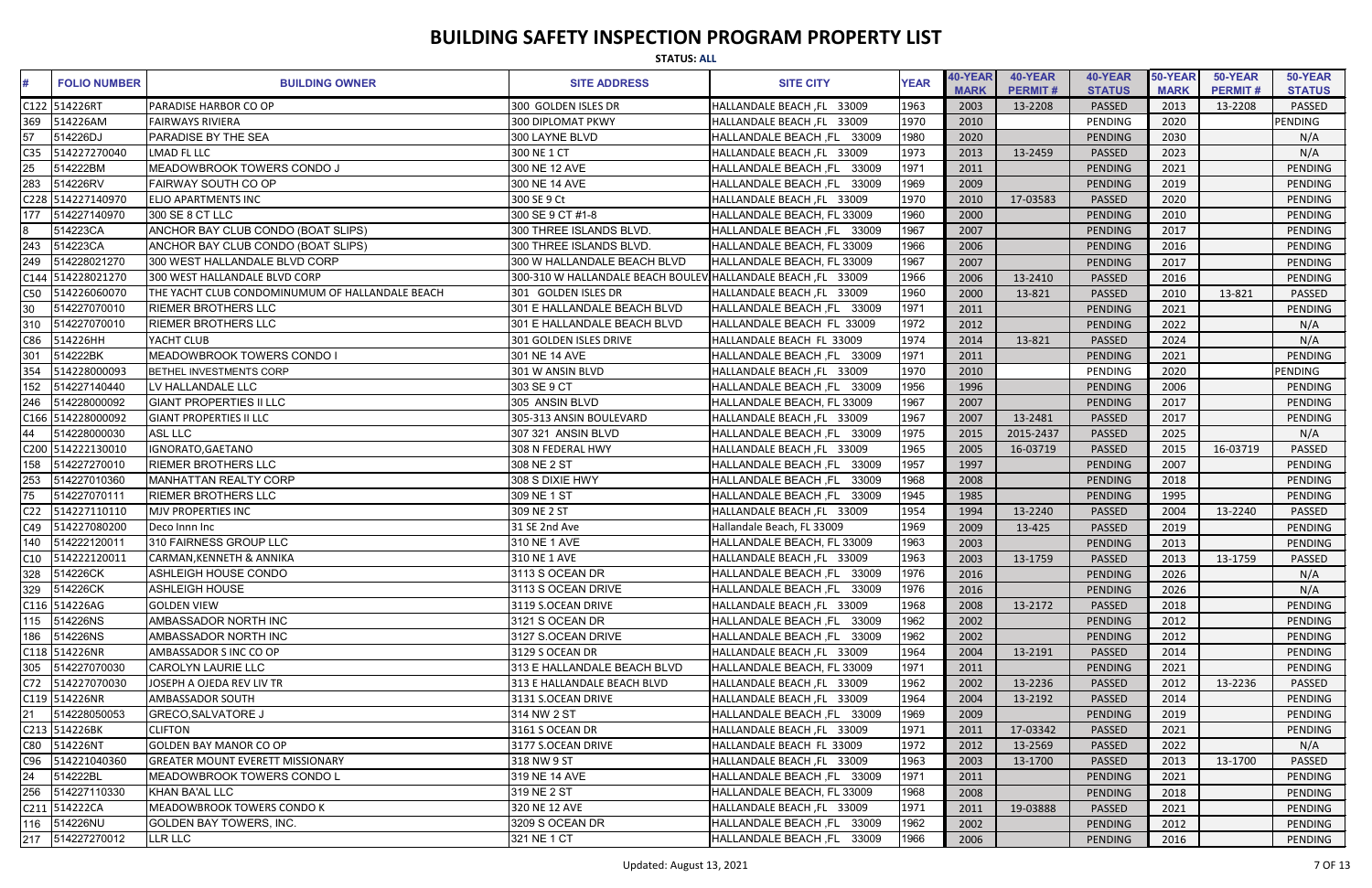# BUILDING SAFETY INSPECTION PROGRAM PROPERTY LIST

**STATUS: ALL**

| # | FOLIO NUMBER | BUILDING OWNER | SITE ADDRESS | SITE CITY | YEAR | 40-YEAR MARK | 40-YEAR PERMIT # | 40-YEAR STATUS | 50-YEAR MARK | 50-YEAR PERMIT # | 50-YEAR STATUS |
|---|---|---|---|---|---|---|---|---|---|---|---|
| C122 | 514226RT | PARADISE HARBOR CO OP | 300 GOLDEN ISLES DR | HALLANDALE BEACH ,FL 33009 | 1963 | 2003 | 13-2208 | PASSED | 2013 | 13-2208 | PASSED |
| 369 | 514226AM | FAIRWAYS RIVIERA | 300 DIPLOMAT PKWY | HALLANDALE BEACH ,FL 33009 | 1970 | 2010 | | PENDING | 2020 | | PENDING |
| 57 | 514226DJ | PARADISE BY THE SEA | 300 LAYNE BLVD | HALLANDALE BEACH ,FL 33009 | 1980 | 2020 | | PENDING | 2030 | | N/A |
| C35 | 514227270040 | LMAD FL LLC | 300 NE 1 CT | HALLANDALE BEACH ,FL 33009 | 1973 | 2013 | 13-2459 | PASSED | 2023 | | N/A |
| 25 | 514222BM | MEADOWBROOK TOWERS CONDO J | 300 NE 12 AVE | HALLANDALE BEACH ,FL 33009 | 1971 | 2011 | | PENDING | 2021 | | PENDING |
| 283 | 514226RV | FAIRWAY SOUTH CO OP | 300 NE 14 AVE | HALLANDALE BEACH ,FL 33009 | 1969 | 2009 | | PENDING | 2019 | | PENDING |
| C228 | 514227140970 | ELIO APARTMENTS INC | 300 SE 9 Ct | HALLANDALE BEACH ,FL 33009 | 1970 | 2010 | 17-03583 | PASSED | 2020 | | PENDING |
| 177 | 514227140970 | 300 SE 8 CT LLC | 300 SE 9 CT #1-8 | HALLANDALE BEACH, FL 33009 | 1960 | 2000 | | PENDING | 2010 | | PENDING |
| 8 | 514223CA | ANCHOR BAY CLUB CONDO (BOAT SLIPS) | 300 THREE ISLANDS BLVD. | HALLANDALE BEACH ,FL 33009 | 1967 | 2007 | | PENDING | 2017 | | PENDING |
| 243 | 514223CA | ANCHOR BAY CLUB CONDO (BOAT SLIPS) | 300 THREE ISLANDS BLVD. | HALLANDALE BEACH, FL 33009 | 1966 | 2006 | | PENDING | 2016 | | PENDING |
| 249 | 514228021270 | 300 WEST HALLANDALE BLVD CORP | 300 W HALLANDALE BEACH BLVD | HALLANDALE BEACH, FL 33009 | 1967 | 2007 | | PENDING | 2017 | | PENDING |
| C144 | 514228021270 | 300 WEST HALLANDALE BLVD CORP | 300-310 W HALLANDALE BEACH BOULEV | HALLANDALE BEACH ,FL 33009 | 1966 | 2006 | 13-2410 | PASSED | 2016 | | PENDING |
| C50 | 514226060070 | THE YACHT CLUB CONDOMINUMUM OF HALLANDALE BEACH | 301 GOLDEN ISLES DR | HALLANDALE BEACH ,FL 33009 | 1960 | 2000 | 13-821 | PASSED | 2010 | 13-821 | PASSED |
| 30 | 514227070010 | RIEMER BROTHERS LLC | 301 E HALLANDALE BEACH BLVD | HALLANDALE BEACH ,FL 33009 | 1971 | 2011 | | PENDING | 2021 | | PENDING |
| 310 | 514227070010 | RIEMER BROTHERS LLC | 301 E HALLANDALE BEACH BLVD | HALLANDALE BEACH FL 33009 | 1972 | 2012 | | PENDING | 2022 | | N/A |
| C86 | 514226HH | YACHT CLUB | 301 GOLDEN ISLES DRIVE | HALLANDALE BEACH FL 33009 | 1974 | 2014 | 13-821 | PASSED | 2024 | | N/A |
| 301 | 514222BK | MEADOWBROOK TOWERS CONDO I | 301 NE 14 AVE | HALLANDALE BEACH ,FL 33009 | 1971 | 2011 | | PENDING | 2021 | | PENDING |
| 354 | 514228000093 | BETHEL INVESTMENTS CORP | 301 W ANSIN BLVD | HALLANDALE BEACH ,FL 33009 | 1970 | 2010 | | PENDING | 2020 | | PENDING |
| 152 | 514227140440 | LV HALLANDALE LLC | 303 SE 9 CT | HALLANDALE BEACH ,FL 33009 | 1956 | 1996 | | PENDING | 2006 | | PENDING |
| 246 | 514228000092 | GIANT PROPERTIES II LLC | 305 ANSIN BLVD | HALLANDALE BEACH, FL 33009 | 1967 | 2007 | | PENDING | 2017 | | PENDING |
| C166 | 514228000092 | GIANT PROPERTIES II LLC | 305-313 ANSIN BOULEVARD | HALLANDALE BEACH ,FL 33009 | 1967 | 2007 | 13-2481 | PASSED | 2017 | | PENDING |
| 44 | 514228000030 | ASL LLC | 307 321 ANSIN BLVD | HALLANDALE BEACH ,FL 33009 | 1975 | 2015 | 2015-2437 | PASSED | 2025 | | N/A |
| C200 | 514222130010 | IGNORATO,GAETANO | 308 N FEDERAL HWY | HALLANDALE BEACH ,FL 33009 | 1965 | 2005 | 16-03719 | PASSED | 2015 | 16-03719 | PASSED |
| 158 | 514227270010 | RIEMER BROTHERS LLC | 308 NE 2 ST | HALLANDALE BEACH ,FL 33009 | 1957 | 1997 | | PENDING | 2007 | | PENDING |
| 253 | 514227010360 | MANHATTAN REALTY CORP | 308 S DIXIE HWY | HALLANDALE BEACH ,FL 33009 | 1968 | 2008 | | PENDING | 2018 | | PENDING |
| 75 | 514227070111 | RIEMER BROTHERS LLC | 309 NE 1 ST | HALLANDALE BEACH ,FL 33009 | 1945 | 1985 | | PENDING | 1995 | | PENDING |
| C22 | 514227110110 | MJV PROPERTIES INC | 309 NE 2 ST | HALLANDALE BEACH ,FL 33009 | 1954 | 1994 | 13-2240 | PASSED | 2004 | 13-2240 | PASSED |
| C49 | 514227080200 | Deco Innn Inc | 31 SE 2nd Ave | Hallandale Beach, FL 33009 | 1969 | 2009 | 13-425 | PASSED | 2019 | | PENDING |
| 140 | 514222120011 | 310 FAIRNESS GROUP LLC | 310 NE 1 AVE | HALLANDALE BEACH, FL 33009 | 1963 | 2003 | | PENDING | 2013 | | PENDING |
| C10 | 514222120011 | CARMAN,KENNETH & ANNIKA | 310 NE 1 AVE | HALLANDALE BEACH ,FL 33009 | 1963 | 2003 | 13-1759 | PASSED | 2013 | 13-1759 | PASSED |
| 328 | 514226CK | ASHLEIGH HOUSE CONDO | 3113 S OCEAN DRIVE | HALLANDALE BEACH ,FL 33009 | 1976 | 2016 | | PENDING | 2026 | | N/A |
| 329 | 514226CK | ASHLEIGH HOUSE | 3113 S OCEAN DRIVE | HALLANDALE BEACH ,FL 33009 | 1976 | 2016 | | PENDING | 2026 | | N/A |
| C116 | 514226AG | GOLDEN VIEW | 3119 S.OCEAN DRIVE | HALLANDALE BEACH ,FL 33009 | 1968 | 2008 | 13-2172 | PASSED | 2018 | | PENDING |
| 115 | 514226NS | AMBASSADOR NORTH INC | 3121 S OCEAN DR | HALLANDALE BEACH ,FL 33009 | 1962 | 2002 | | PENDING | 2012 | | PENDING |
| 186 | 514226NS | AMBASSADOR NORTH INC | 3127 S.OCEAN DRIVE | HALLANDALE BEACH ,FL 33009 | 1962 | 2002 | | PENDING | 2012 | | PENDING |
| C118 | 514226NR | AMBASSADOR S INC CO OP | 3129 S OCEAN DR | HALLANDALE BEACH ,FL 33009 | 1964 | 2004 | 13-2191 | PASSED | 2014 | | PENDING |
| 305 | 514227070030 | CAROLYN LAURIE LLC | 313 E HALLANDALE BEACH BLVD | HALLANDALE BEACH, FL 33009 | 1971 | 2011 | | PENDING | 2021 | | PENDING |
| C72 | 514227070030 | JOSEPH A OJEDA REV LIV TR | 313 E HALLANDALE BEACH BLVD | HALLANDALE BEACH ,FL 33009 | 1962 | 2002 | 13-2236 | PASSED | 2012 | 13-2236 | PASSED |
| C119 | 514226NR | AMBASSADOR SOUTH | 3131 S.OCEAN DRIVE | HALLANDALE BEACH ,FL 33009 | 1964 | 2004 | 13-2192 | PASSED | 2014 | | PENDING |
| 21 | 514228050053 | GRECO,SALVATORE J | 314 NW 2 ST | HALLANDALE BEACH ,FL 33009 | 1969 | 2009 | | PENDING | 2019 | | PENDING |
| C213 | 514226BK | CLIFTON | 3161 S OCEAN DR | HALLANDALE BEACH ,FL 33009 | 1971 | 2011 | 17-03342 | PASSED | 2021 | | PENDING |
| C80 | 514226NT | GOLDEN BAY MANOR CO OP | 3177 S.OCEAN DRIVE | HALLANDALE BEACH FL 33009 | 1972 | 2012 | 13-2569 | PASSED | 2022 | | N/A |
| C96 | 514221040360 | GREATER MOUNT EVERETT MISSIONARY | 318 NW 9 ST | HALLANDALE BEACH ,FL 33009 | 1963 | 2003 | 13-1700 | PASSED | 2013 | 13-1700 | PASSED |
| 24 | 514222BL | MEADOWBROOK TOWERS CONDO L | 319 NE 14 AVE | HALLANDALE BEACH ,FL 33009 | 1971 | 2011 | | PENDING | 2021 | | PENDING |
| 256 | 514227110330 | KHAN BA'AL LLC | 319 NE 2 ST | HALLANDALE BEACH, FL 33009 | 1968 | 2008 | | PENDING | 2018 | | PENDING |
| C211 | 514222CA | MEADOWBROOK TOWERS CONDO K | 320 NE 12 AVE | HALLANDALE BEACH ,FL 33009 | 1971 | 2011 | 19-03888 | PASSED | 2021 | | PENDING |
| 116 | 514226NU | GOLDEN BAY TOWERS, INC. | 3209 S OCEAN DR | HALLANDALE BEACH ,FL 33009 | 1962 | 2002 | | PENDING | 2012 | | PENDING |
| 217 | 514227270012 | LLR LLC | 321 NE 1 CT | HALLANDALE BEACH ,FL 33009 | 1966 | 2006 | | PENDING | 2016 | | PENDING |

Updated: August 13, 2021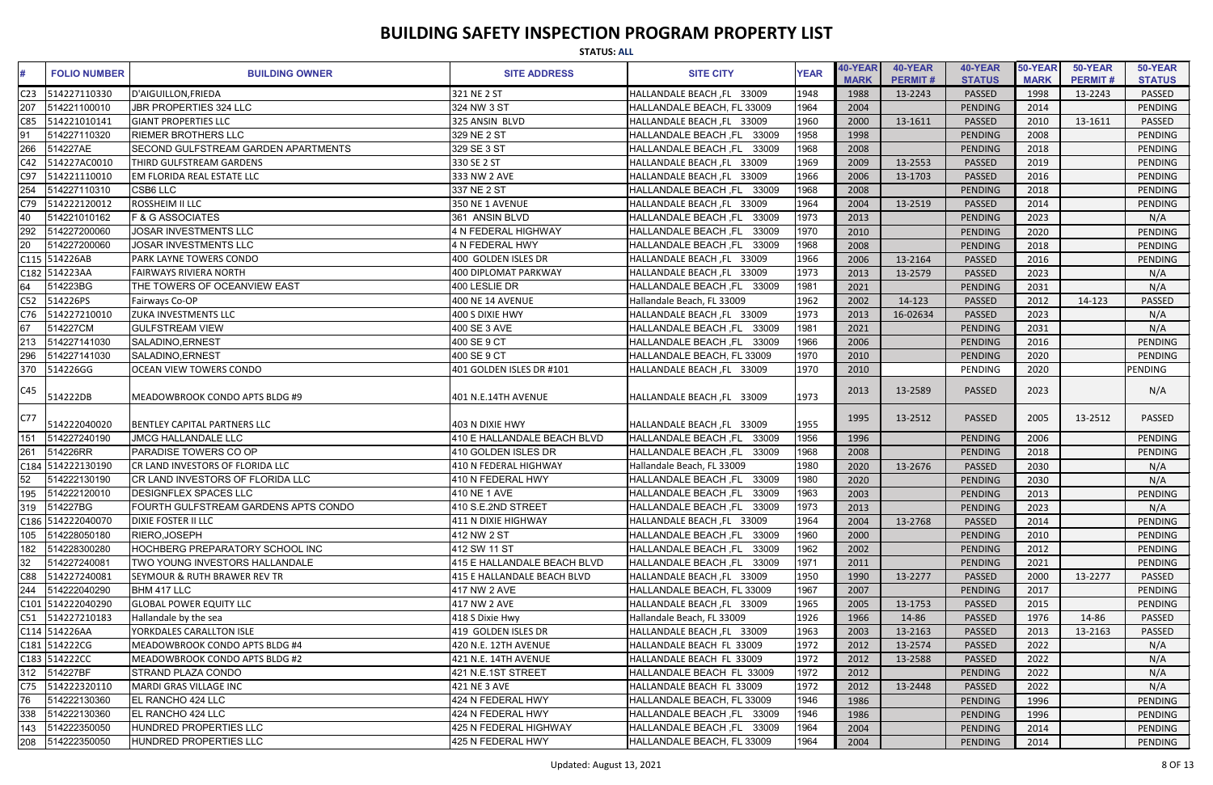# BUILDING SAFETY INSPECTION PROGRAM PROPERTY LIST

**STATUS: ALL**

| # | FOLIO NUMBER | BUILDING OWNER | SITE ADDRESS | SITE CITY | YEAR | 40-YEAR MARK | 40-YEAR PERMIT # | 40-YEAR STATUS | 50-YEAR MARK | 50-YEAR PERMIT # | 50-YEAR STATUS |
|---|---|---|---|---|---|---|---|---|---|---|---|
| C23 | 514227110330 | D'AIGUILLON,FRIEDA | 321 NE 2 ST | HALLANDALE BEACH ,FL 33009 | 1948 | 1988 | 13-2243 | PASSED | 1998 | 13-2243 | PASSED |
| 207 | 514221100010 | JBR PROPERTIES 324 LLC | 324 NW 3 ST | HALLANDALE BEACH, FL 33009 | 1964 | 2004 | | PENDING | 2014 | | PENDING |
| C85 | 514221010141 | GIANT PROPERTIES LLC | 325 ANSIN BLVD | HALLANDALE BEACH ,FL 33009 | 1960 | 2000 | 13-1611 | PASSED | 2010 | 13-1611 | PASSED |
| 91 | 514227110320 | RIEMER BROTHERS LLC | 329 NE 2 ST | HALLANDALE BEACH ,FL 33009 | 1958 | 1998 | | PENDING | 2008 | | PENDING |
| 266 | 514227AE | SECOND GULFSTREAM GARDEN APARTMENTS | 329 SE 3 ST | HALLANDALE BEACH ,FL 33009 | 1968 | 2008 | | PENDING | 2018 | | PENDING |
| C42 | 514227AC0010 | THIRD GULFSTREAM GARDENS | 330 SE 2 ST | HALLANDALE BEACH ,FL 33009 | 1969 | 2009 | 13-2553 | PASSED | 2019 | | PENDING |
| C97 | 514221110010 | EM FLORIDA REAL ESTATE LLC | 333 NW 2 AVE | HALLANDALE BEACH ,FL 33009 | 1966 | 2006 | 13-1703 | PASSED | 2016 | | PENDING |
| 254 | 514227110310 | CSB6 LLC | 337 NE 2 ST | HALLANDALE BEACH ,FL 33009 | 1968 | 2008 | | PENDING | 2018 | | PENDING |
| C79 | 514222120012 | ROSSHEIM II LLC | 350 NE 1 AVENUE | HALLANDALE BEACH ,FL 33009 | 1964 | 2004 | 13-2519 | PASSED | 2014 | | PENDING |
| 40 | 514221010162 | F & G ASSOCIATES | 361 ANSIN BLVD | HALLANDALE BEACH ,FL 33009 | 1973 | 2013 | | PENDING | 2023 | | N/A |
| 292 | 514227200060 | JOSAR INVESTMENTS LLC | 4 N FEDERAL HIGHWAY | HALLANDALE BEACH ,FL 33009 | 1970 | 2010 | | PENDING | 2020 | | PENDING |
| 20 | 514227200060 | JOSAR INVESTMENTS LLC | 4 N FEDERAL HWY | HALLANDALE BEACH ,FL 33009 | 1968 | 2008 | | PENDING | 2018 | | PENDING |
| C115 | 514226AB | PARK LAYNE TOWERS CONDO | 400 GOLDEN ISLES DR | HALLANDALE BEACH ,FL 33009 | 1966 | 2006 | 13-2164 | PASSED | 2016 | | PENDING |
| C182 | 514223AA | FAIRWAYS RIVIERA NORTH | 400 DIPLOMAT PARKWAY | HALLANDALE BEACH ,FL 33009 | 1973 | 2013 | 13-2579 | PASSED | 2023 | | N/A |
| 64 | 514223BG | THE TOWERS OF OCEANVIEW EAST | 400 LESLIE DR | HALLANDALE BEACH ,FL 33009 | 1981 | 2021 | | PENDING | 2031 | | N/A |
| C52 | 514226PS | Fairways Co-OP | 400 NE 14 AVENUE | Hallandale Beach, FL 33009 | 1962 | 2002 | 14-123 | PASSED | 2012 | 14-123 | PASSED |
| C76 | 514227210010 | ZUKA INVESTMENTS LLC | 400 S DIXIE HWY | HALLANDALE BEACH ,FL 33009 | 1973 | 2013 | 16-02634 | PASSED | 2023 | | N/A |
| 67 | 514227CM | GULFSTREAM VIEW | 400 SE 3 AVE | HALLANDALE BEACH ,FL 33009 | 1981 | 2021 | | PENDING | 2031 | | N/A |
| 213 | 514227141030 | SALADINO,ERNEST | 400 SE 9 CT | HALLANDALE BEACH ,FL 33009 | 1966 | 2006 | | PENDING | 2016 | | PENDING |
| 296 | 514227141030 | SALADINO,ERNEST | 400 SE 9 CT | HALLANDALE BEACH, FL 33009 | 1970 | 2010 | | PENDING | 2020 | | PENDING |
| 370 | 514226GG | OCEAN VIEW TOWERS CONDO | 401 GOLDEN ISLES DR #101 | HALLANDALE BEACH ,FL 33009 | 1970 | 2010 | | PENDING | 2020 | | PENDING |
| C45 | 514222DB | MEADOWBROOK CONDO APTS BLDG #9 | 401 N.E.14TH AVENUE | HALLANDALE BEACH ,FL 33009 | 1973 | 2013 | 13-2589 | PASSED | 2023 | | N/A |
| C77 | 514222040020 | BENTLEY CAPITAL PARTNERS LLC | 403 N DIXIE HWY | HALLANDALE BEACH ,FL 33009 | 1955 | 1995 | 13-2512 | PASSED | 2005 | 13-2512 | PASSED |
| 151 | 514227240190 | JMCG HALLANDALE LLC | 410 E HALLANDALE BEACH BLVD | HALLANDALE BEACH ,FL 33009 | 1956 | 1996 | | PENDING | 2006 | | PENDING |
| 261 | 514226RR | PARADISE TOWERS CO OP | 410 GOLDEN ISLES DR | HALLANDALE BEACH ,FL 33009 | 1968 | 2008 | | PENDING | 2018 | | PENDING |
| C184 | 514222130190 | CR LAND INVESTORS OF FLORIDA LLC | 410 N FEDERAL HIGHWAY | Hallandale Beach, FL 33009 | 1980 | 2020 | 13-2676 | PASSED | 2030 | | N/A |
| 52 | 514222130190 | CR LAND INVESTORS OF FLORIDA LLC | 410 N FEDERAL HWY | HALLANDALE BEACH ,FL 33009 | 1980 | 2020 | | PENDING | 2030 | | N/A |
| 195 | 514222120010 | DESIGNFLEX SPACES LLC | 410 NE 1 AVE | HALLANDALE BEACH ,FL 33009 | 1963 | 2003 | | PENDING | 2013 | | PENDING |
| 319 | 514227BG | FOURTH GULFSTREAM GARDENS APTS CONDO | 410 S.E.2ND STREET | HALLANDALE BEACH ,FL 33009 | 1973 | 2013 | | PENDING | 2023 | | N/A |
| C186 | 514222040070 | DIXIE FOSTER II LLC | 411 N DIXIE HIGHWAY | HALLANDALE BEACH ,FL 33009 | 1964 | 2004 | 13-2768 | PASSED | 2014 | | PENDING |
| 105 | 514228050180 | RIERO,JOSEPH | 412 NW 2 ST | HALLANDALE BEACH ,FL 33009 | 1960 | 2000 | | PENDING | 2010 | | PENDING |
| 182 | 514228300280 | HOCHBERG PREPARATORY SCHOOL INC | 412 SW 11 ST | HALLANDALE BEACH ,FL 33009 | 1962 | 2002 | | PENDING | 2012 | | PENDING |
| 32 | 514227240081 | TWO YOUNG INVESTORS HALLANDALE | 415 E HALLANDALE BEACH BLVD | HALLANDALE BEACH ,FL 33009 | 1971 | 2011 | | PENDING | 2021 | | PENDING |
| C88 | 514227240081 | SEYMOUR & RUTH BRAWER REV TR | 415 E HALLANDALE BEACH BLVD | HALLANDALE BEACH ,FL 33009 | 1950 | 1990 | 13-2277 | PASSED | 2000 | 13-2277 | PASSED |
| 244 | 514222040290 | BHM 417 LLC | 417 NW 2 AVE | HALLANDALE BEACH, FL 33009 | 1967 | 2007 | | PENDING | 2017 | | PENDING |
| C101 | 514222040290 | GLOBAL POWER EQUITY LLC | 417 NW 2 AVE | HALLANDALE BEACH ,FL 33009 | 1965 | 2005 | 13-1753 | PASSED | 2015 | | PENDING |
| C51 | 514227210183 | Hallandale by the sea | 418 S Dixie Hwy | Hallandale Beach, FL 33009 | 1926 | 1966 | 14-86 | PASSED | 1976 | 14-86 | PASSED |
| C114 | 514226AA | YORKDALES CARALLTON ISLE | 419 GOLDEN ISLES DR | HALLANDALE BEACH ,FL 33009 | 1963 | 2003 | 13-2163 | PASSED | 2013 | 13-2163 | PASSED |
| C181 | 514222CG | MEADOWBROOK CONDO APTS BLDG #4 | 420 N.E. 12TH AVENUE | HALLANDALE BEACH FL 33009 | 1972 | 2012 | 13-2574 | PASSED | 2022 | | N/A |
| C183 | 514222CC | MEADOWBROOK CONDO APTS BLDG #2 | 421 N.E. 14TH AVENUE | HALLANDALE BEACH FL 33009 | 1972 | 2012 | 13-2588 | PASSED | 2022 | | N/A |
| 312 | 514227BF | STRAND PLAZA CONDO | 421 N.E.1ST STREET | HALLANDALE BEACH FL 33009 | 1972 | 2012 | | PENDING | 2022 | | N/A |
| C75 | 514222320110 | MARDI GRAS VILLAGE INC | 421 NE 3 AVE | HALLANDALE BEACH FL 33009 | 1972 | 2012 | 13-2448 | PASSED | 2022 | | N/A |
| 76 | 514222130360 | EL RANCHO 424 LLC | 424 N FEDERAL HWY | HALLANDALE BEACH, FL 33009 | 1946 | 1986 | | PENDING | 1996 | | PENDING |
| 338 | 514222130360 | EL RANCHO 424 LLC | 424 N FEDERAL HWY | HALLANDALE BEACH ,FL 33009 | 1946 | 1986 | | PENDING | 1996 | | PENDING |
| 143 | 514222350050 | HUNDRED PROPERTIES LLC | 425 N FEDERAL HIGHWAY | HALLANDALE BEACH ,FL 33009 | 1964 | 2004 | | PENDING | 2014 | | PENDING |
| 208 | 514222350050 | HUNDRED PROPERTIES LLC | 425 N FEDERAL HWY | HALLANDALE BEACH, FL 33009 | 1964 | 2004 | | PENDING | 2014 | | PENDING |

Updated: August 13, 2021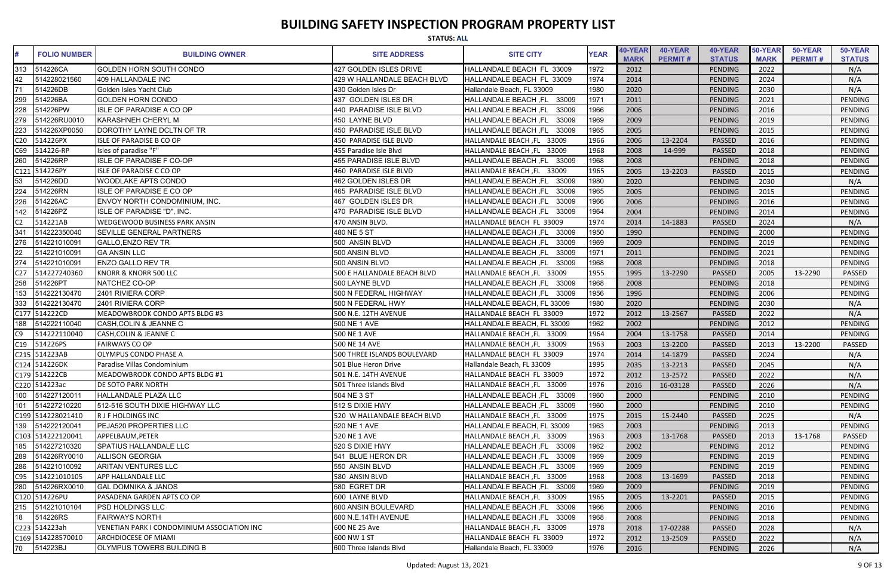# BUILDING SAFETY INSPECTION PROGRAM PROPERTY LIST

**STATUS: ALL**

| # | FOLIO NUMBER | BUILDING OWNER | SITE ADDRESS | SITE CITY | YEAR | 40-YEAR MARK | 40-YEAR PERMIT # | 40-YEAR STATUS | 50-YEAR MARK | 50-YEAR PERMIT # | 50-YEAR STATUS |
|---|---|---|---|---|---|---|---|---|---|---|---|
| 313 | 514226CA | GOLDEN HORN SOUTH CONDO | 427 GOLDEN ISLES DRIVE | HALLANDALE BEACH FL 33009 | 1972 | 2012 | | PENDING | 2022 | | N/A |
| 42 | 514228021560 | 409 HALLANDALE INC | 429 W HALLANDALE BEACH BLVD | HALLANDALE BEACH FL 33009 | 1974 | 2014 | | PENDING | 2024 | | N/A |
| 71 | 514226DB | Golden Isles Yacht Club | 430 Golden Isles Dr | Hallandale Beach, FL 33009 | 1980 | 2020 | | PENDING | 2030 | | N/A |
| 299 | 514226BA | GOLDEN HORN CONDO | 437 GOLDEN ISLES DR | HALLANDALE BEACH ,FL 33009 | 1971 | 2011 | | PENDING | 2021 | | PENDING |
| 228 | 514226PW | ISLE OF PARADISE A CO OP | 440 PARADISE ISLE BLVD | HALLANDALE BEACH ,FL 33009 | 1966 | 2006 | | PENDING | 2016 | | PENDING |
| 279 | 514226RU0010 | KARASHNEH CHERYL M | 450 LAYNE BLVD | HALLANDALE BEACH ,FL 33009 | 1969 | 2009 | | PENDING | 2019 | | PENDING |
| 223 | 514226XP0050 | DOROTHY LAYNE DCLTN OF TR | 450 PARADISE ISLE BLVD | HALLANDALE BEACH ,FL 33009 | 1965 | 2005 | | PENDING | 2015 | | PENDING |
| C20 | 514226PX | ISLE OF PARADISE B CO OP | 450 PARADISE ISLE BLVD | HALLANDALE BEACH ,FL 33009 | 1966 | 2006 | 13-2204 | PASSED | 2016 | | PENDING |
| C69 | 514226-RP | Isles of paradise "F" | 455 Paradise Isle Blvd | HALLANDALE BEACH ,FL 33009 | 1968 | 2008 | 14-999 | PASSED | 2018 | | PENDING |
| 260 | 514226RP | ISLE OF PARADISE F CO-OP | 455 PARADISE ISLE BLVD | HALLANDALE BEACH ,FL 33009 | 1968 | 2008 | | PENDING | 2018 | | PENDING |
| C121 | 514226PY | ISLE OF PARADISE C CO OP | 460 PARADISE ISLE BLVD | HALLANDALE BEACH ,FL 33009 | 1965 | 2005 | 13-2203 | PASSED | 2015 | | PENDING |
| 53 | 514226DD | WOODLAKE APTS CONDO | 462 GOLDEN ISLES DR | HALLANDALE BEACH ,FL 33009 | 1980 | 2020 | | PENDING | 2030 | | N/A |
| 224 | 514226RN | ISLE OF PARADISE E CO OP | 465 PARADISE ISLE BLVD | HALLANDALE BEACH ,FL 33009 | 1965 | 2005 | | PENDING | 2015 | | PENDING |
| 226 | 514226AC | ENVOY NORTH CONDOMINIUM, INC. | 467 GOLDEN ISLES DR | HALLANDALE BEACH ,FL 33009 | 1966 | 2006 | | PENDING | 2016 | | PENDING |
| 142 | 514226PZ | ISLE OF PARADISE "D", INC. | 470 PARADISE ISLE BLVD | HALLANDALE BEACH ,FL 33009 | 1964 | 2004 | | PENDING | 2014 | | PENDING |
| C2 | 514221AB | WEDGEWOOD BUSINESS PARK ANSIN | 470 ANSIN BLVD. | HALLANDALE BEACH FL 33009 | 1974 | 2014 | 14-1883 | PASSED | 2024 | | N/A |
| 341 | 514222350040 | SEVILLE GENERAL PARTNERS | 480 NE 5 ST | HALLANDALE BEACH ,FL 33009 | 1950 | 1990 | | PENDING | 2000 | | PENDING |
| 276 | 514221010091 | GALLO,ENZO REV TR | 500 ANSIN BLVD | HALLANDALE BEACH ,FL 33009 | 1969 | 2009 | | PENDING | 2019 | | PENDING |
| 22 | 514221010091 | GA ANSIN LLC | 500 ANSIN BLVD | HALLANDALE BEACH ,FL 33009 | 1971 | 2011 | | PENDING | 2021 | | PENDING |
| 274 | 514221010091 | ENZO GALLO REV TR | 500 ANSIN BLVD | HALLANDALE BEACH ,FL 33009 | 1968 | 2008 | | PENDING | 2018 | | PENDING |
| C27 | 514227240360 | KNORR & KNORR 500 LLC | 500 E HALLANDALE BEACH BLVD | HALLANDALE BEACH ,FL 33009 | 1955 | 1995 | 13-2290 | PASSED | 2005 | 13-2290 | PASSED |
| 258 | 514226PT | NATCHEZ CO-OP | 500 LAYNE BLVD | HALLANDALE BEACH ,FL 33009 | 1968 | 2008 | | PENDING | 2018 | | PENDING |
| 153 | 514222130470 | 2401 RIVIERA CORP | 500 N FEDERAL HIGHWAY | HALLANDALE BEACH ,FL 33009 | 1956 | 1996 | | PENDING | 2006 | | PENDING |
| 333 | 514222130470 | 2401 RIVIERA CORP | 500 N FEDERAL HWY | HALLANDALE BEACH, FL 33009 | 1980 | 2020 | | PENDING | 2030 | | N/A |
| C177 | 514222CD | MEADOWBROOK CONDO APTS BLDG #3 | 500 N.E. 12TH AVENUE | HALLANDALE BEACH FL 33009 | 1972 | 2012 | 13-2567 | PASSED | 2022 | | N/A |
| 188 | 514222110040 | CASH,COLIN & JEANNE C | 500 NE 1 AVE | HALLANDALE BEACH, FL 33009 | 1962 | 2002 | | PENDING | 2012 | | PENDING |
| C9 | 514222110040 | CASH,COLIN & JEANNE C | 500 NE 1 AVE | HALLANDALE BEACH ,FL 33009 | 1964 | 2004 | 13-1758 | PASSED | 2014 | | PENDING |
| C19 | 514226PS | FAIRWAYS CO OP | 500 NE 14 AVE | HALLANDALE BEACH ,FL 33009 | 1963 | 2003 | 13-2200 | PASSED | 2013 | 13-2200 | PASSED |
| C215 | 514223AB | OLYMPUS CONDO PHASE A | 500 THREE ISLANDS BOULEVARD | HALLANDALE BEACH FL 33009 | 1974 | 2014 | 14-1879 | PASSED | 2024 | | N/A |
| C124 | 514226DK | Paradise Villas Condominium | 501 Blue Heron Drive | Hallandale Beach, FL 33009 | 1995 | 2035 | 13-2213 | PASSED | 2045 | | N/A |
| C179 | 514222CB | MEADOWBROOK CONDO APTS BLDG #1 | 501 N.E. 14TH AVENUE | HALLANDALE BEACH FL 33009 | 1972 | 2012 | 13-2572 | PASSED | 2022 | | N/A |
| C220 | 514223ac | DE SOTO PARK NORTH | 501 Three Islands Blvd | HALLANDALE BEACH ,FL 33009 | 1976 | 2016 | 16-03128 | PASSED | 2026 | | N/A |
| 100 | 514227120011 | HALLANDALE PLAZA LLC | 504 NE 3 ST | HALLANDALE BEACH ,FL 33009 | 1960 | 2000 | | PENDING | 2010 | | PENDING |
| 101 | 514227210220 | 512-516 SOUTH DIXIE HIGHWAY LLC | 512 S DIXIE HWY | HALLANDALE BEACH ,FL 33009 | 1960 | 2000 | | PENDING | 2010 | | PENDING |
| C199 | 514228021410 | R J F HOLDINGS INC | 520 W HALLANDALE BEACH BLVD | HALLANDALE BEACH ,FL 33009 | 1975 | 2015 | 15-2440 | PASSED | 2025 | | N/A |
| 139 | 514222120041 | PEJA520 PROPERTIES LLC | 520 NE 1 AVE | HALLANDALE BEACH, FL 33009 | 1963 | 2003 | | PENDING | 2013 | | PENDING |
| C103 | 514222120041 | APPELBAUM,PETER | 520 NE 1 AVE | HALLANDALE BEACH ,FL 33009 | 1963 | 2003 | 13-1768 | PASSED | 2013 | 13-1768 | PASSED |
| 185 | 514227210320 | SPATIUS HALLANDALE LLC | 520 S DIXIE HWY | HALLANDALE BEACH ,FL 33009 | 1962 | 2002 | | PENDING | 2012 | | PENDING |
| 289 | 514226RY0010 | ALLISON GEORGIA | 541 BLUE HERON DR | HALLANDALE BEACH ,FL 33009 | 1969 | 2009 | | PENDING | 2019 | | PENDING |
| 286 | 514221010092 | ARITAN VENTURES LLC | 550 ANSIN BLVD | HALLANDALE BEACH ,FL 33009 | 1969 | 2009 | | PENDING | 2019 | | PENDING |
| C95 | 514221010105 | APP HALLANDALE LLC | 580 ANSIN BLVD | HALLANDALE BEACH ,FL 33009 | 1968 | 2008 | 13-1699 | PASSED | 2018 | | PENDING |
| 280 | 514226RX0010 | GAL DOMNIKA & JANOS | 580 EGRET DR | HALLANDALE BEACH ,FL 33009 | 1969 | 2009 | | PENDING | 2019 | | PENDING |
| C120 | 514226PU | PASADENA GARDEN APTS CO OP | 600 LAYNE BLVD | HALLANDALE BEACH ,FL 33009 | 1965 | 2005 | 13-2201 | PASSED | 2015 | | PENDING |
| 215 | 514221010104 | PSD HOLDINGS LLC | 600 ANSIN BOULEVARD | HALLANDALE BEACH ,FL 33009 | 1966 | 2006 | | PENDING | 2016 | | PENDING |
| 18 | 514226RS | FAIRWAYS NORTH | 600 N.E.14TH AVENUE | HALLANDALE BEACH ,FL 33009 | 1968 | 2008 | | PENDING | 2018 | | PENDING |
| C223 | 514223ah | VENETIAN PARK I CONDOMINIUM ASSOCIATION INC | 600 NE 25 Ave | HALLANDALE BEACH ,FL 33009 | 1978 | 2018 | 17-02288 | PASSED | 2028 | | N/A |
| C169 | 514228570010 | ARCHDIOCESE OF MIAMI | 600 NW 1 ST | HALLANDALE BEACH FL 33009 | 1972 | 2012 | 13-2509 | PASSED | 2022 | | N/A |
| 70 | 514223BJ | OLYMPUS TOWERS BUILDING B | 600 Three Islands Blvd | Hallandale Beach, FL 33009 | 1976 | 2016 | | PENDING | 2026 | | N/A |

Updated: August 13, 2021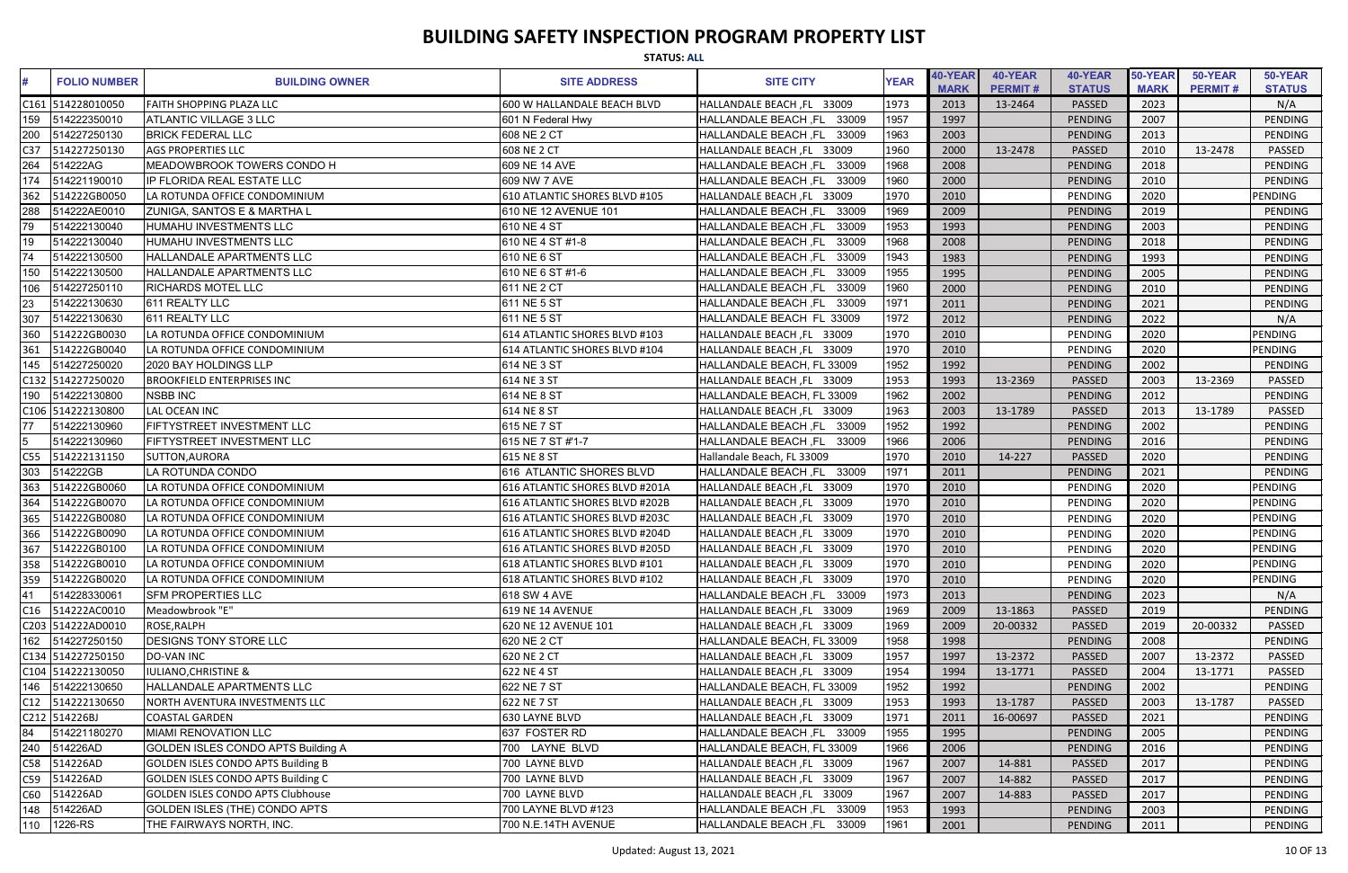# BUILDING SAFETY INSPECTION PROGRAM PROPERTY LIST

**STATUS: ALL**

| # | FOLIO NUMBER | BUILDING OWNER | SITE ADDRESS | SITE CITY | YEAR | 40-YEAR MARK | 40-YEAR PERMIT # | 40-YEAR STATUS | 50-YEAR MARK | 50-YEAR PERMIT # | 50-YEAR STATUS |
|---|---|---|---|---|---|---|---|---|---|---|---|
| C161 | 514228010050 | FAITH SHOPPING PLAZA LLC | 600 W HALLANDALE BEACH BLVD | HALLANDALE BEACH ,FL 33009 | 1973 | 2013 | 13-2464 | PASSED | 2023 | | N/A |
| 159 | 514222350010 | ATLANTIC VILLAGE 3 LLC | 601 N Federal Hwy | HALLANDALE BEACH ,FL 33009 | 1957 | 1997 | | PENDING | 2007 | | PENDING |
| 200 | 514227250130 | BRICK FEDERAL LLC | 608 NE 2 CT | HALLANDALE BEACH ,FL 33009 | 1963 | 2003 | | PENDING | 2013 | | PENDING |
| C37 | 514227250130 | AGS PROPERTIES LLC | 608 NE 2 CT | HALLANDALE BEACH ,FL 33009 | 1960 | 2000 | 13-2478 | PASSED | 2010 | 13-2478 | PASSED |
| 264 | 514222AG | MEADOWBROOK TOWERS CONDO H | 609 NE 14 AVE | HALLANDALE BEACH ,FL 33009 | 1968 | 2008 | | PENDING | 2018 | | PENDING |
| 174 | 514221190010 | IP FLORIDA REAL ESTATE LLC | 609 NW 7 AVE | HALLANDALE BEACH ,FL 33009 | 1960 | 2000 | | PENDING | 2010 | | PENDING |
| 362 | 514222GB0050 | LA ROTUNDA OFFICE CONDOMINIUM | 610 ATLANTIC SHORES BLVD #105 | HALLANDALE BEACH ,FL 33009 | 1970 | 2010 | | PENDING | 2020 | | PENDING |
| 288 | 514222AE0010 | ZUNIGA, SANTOS E & MARTHA L | 610 NE 12 AVENUE 101 | HALLANDALE BEACH ,FL 33009 | 1969 | 2009 | | PENDING | 2019 | | PENDING |
| 79 | 514222130040 | HUMAHU INVESTMENTS LLC | 610 NE 4 ST | HALLANDALE BEACH ,FL 33009 | 1953 | 1993 | | PENDING | 2003 | | PENDING |
| 19 | 514222130040 | HUMAHU INVESTMENTS LLC | 610 NE 4 ST #1-8 | HALLANDALE BEACH ,FL 33009 | 1968 | 2008 | | PENDING | 2018 | | PENDING |
| 74 | 514222130500 | HALLANDALE APARTMENTS LLC | 610 NE 6 ST | HALLANDALE BEACH ,FL 33009 | 1943 | 1983 | | PENDING | 1993 | | PENDING |
| 150 | 514222130500 | HALLANDALE APARTMENTS LLC | 610 NE 6 ST #1-6 | HALLANDALE BEACH ,FL 33009 | 1955 | 1995 | | PENDING | 2005 | | PENDING |
| 106 | 514227250110 | RICHARDS MOTEL LLC | 611 NE 2 CT | HALLANDALE BEACH ,FL 33009 | 1960 | 2000 | | PENDING | 2010 | | PENDING |
| 23 | 514222130630 | 611 REALTY LLC | 611 NE 5 ST | HALLANDALE BEACH ,FL 33009 | 1971 | 2011 | | PENDING | 2021 | | PENDING |
| 307 | 514222130630 | 611 REALTY LLC | 611 NE 5 ST | HALLANDALE BEACH FL 33009 | 1972 | 2012 | | PENDING | 2022 | | N/A |
| 360 | 514222GB0030 | LA ROTUNDA OFFICE CONDOMINIUM | 614 ATLANTIC SHORES BLVD #103 | HALLANDALE BEACH ,FL 33009 | 1970 | 2010 | | PENDING | 2020 | | PENDING |
| 361 | 514222GB0040 | LA ROTUNDA OFFICE CONDOMINIUM | 614 ATLANTIC SHORES BLVD #104 | HALLANDALE BEACH ,FL 33009 | 1970 | 2010 | | PENDING | 2020 | | PENDING |
| 145 | 514227250020 | 2020 BAY HOLDINGS LLP | 614 NE 3 ST | HALLANDALE BEACH, FL 33009 | 1952 | 1992 | | PENDING | 2002 | | PENDING |
| C132 | 514227250020 | BROOKFIELD ENTERPRISES INC | 614 NE 3 ST | HALLANDALE BEACH ,FL 33009 | 1953 | 1993 | 13-2369 | PASSED | 2003 | 13-2369 | PASSED |
| 190 | 514222130800 | NSBB INC | 614 NE 8 ST | HALLANDALE BEACH, FL 33009 | 1962 | 2002 | | PENDING | 2012 | | PENDING |
| C106 | 514222130800 | LAL OCEAN INC | 614 NE 8 ST | HALLANDALE BEACH ,FL 33009 | 1963 | 2003 | 13-1789 | PASSED | 2013 | 13-1789 | PASSED |
| 77 | 514222130960 | FIFTYSTREET INVESTMENT LLC | 615 NE 7 ST | HALLANDALE BEACH ,FL 33009 | 1952 | 1992 | | PENDING | 2002 | | PENDING |
| 5 | 514222130960 | FIFTYSTREET INVESTMENT LLC | 615 NE 7 ST #1-7 | HALLANDALE BEACH ,FL 33009 | 1966 | 2006 | | PENDING | 2016 | | PENDING |
| C55 | 514222131150 | SUTTON,AURORA | 615 NE 8 ST | Hallandale Beach, FL 33009 | 1970 | 2010 | 14-227 | PASSED | 2020 | | PENDING |
| 303 | 514222GB | LA ROTUNDA CONDO | 616 ATLANTIC SHORES BLVD | HALLANDALE BEACH ,FL 33009 | 1971 | 2011 | | PENDING | 2021 | | PENDING |
| 363 | 514222GB0060 | LA ROTUNDA OFFICE CONDOMINIUM | 616 ATLANTIC SHORES BLVD #201A | HALLANDALE BEACH ,FL 33009 | 1970 | 2010 | | PENDING | 2020 | | PENDING |
| 364 | 514222GB0070 | LA ROTUNDA OFFICE CONDOMINIUM | 616 ATLANTIC SHORES BLVD #202B | HALLANDALE BEACH ,FL 33009 | 1970 | 2010 | | PENDING | 2020 | | PENDING |
| 365 | 514222GB0080 | LA ROTUNDA OFFICE CONDOMINIUM | 616 ATLANTIC SHORES BLVD #203C | HALLANDALE BEACH ,FL 33009 | 1970 | 2010 | | PENDING | 2020 | | PENDING |
| 366 | 514222GB0090 | LA ROTUNDA OFFICE CONDOMINIUM | 616 ATLANTIC SHORES BLVD #204D | HALLANDALE BEACH ,FL 33009 | 1970 | 2010 | | PENDING | 2020 | | PENDING |
| 367 | 514222GB0100 | LA ROTUNDA OFFICE CONDOMINIUM | 616 ATLANTIC SHORES BLVD #205D | HALLANDALE BEACH ,FL 33009 | 1970 | 2010 | | PENDING | 2020 | | PENDING |
| 358 | 514222GB0010 | LA ROTUNDA OFFICE CONDOMINIUM | 618 ATLANTIC SHORES BLVD #101 | HALLANDALE BEACH ,FL 33009 | 1970 | 2010 | | PENDING | 2020 | | PENDING |
| 359 | 514222GB0020 | LA ROTUNDA OFFICE CONDOMINIUM | 618 ATLANTIC SHORES BLVD #102 | HALLANDALE BEACH ,FL 33009 | 1970 | 2010 | | PENDING | 2020 | | PENDING |
| 41 | 514228330061 | SFM PROPERTIES LLC | 618 SW 4 AVE | HALLANDALE BEACH ,FL 33009 | 1973 | 2013 | | PENDING | 2023 | | N/A |
| C16 | 514222AC0010 | Meadowbrook "E" | 619 NE 14 AVENUE | HALLANDALE BEACH ,FL 33009 | 1969 | 2009 | 13-1863 | PASSED | 2019 | | PENDING |
| C203 | 514222AD0010 | ROSE,RALPH | 620 NE 12 AVENUE 101 | HALLANDALE BEACH ,FL 33009 | 1969 | 2009 | 20-00332 | PASSED | 2019 | 20-00332 | PASSED |
| 162 | 514227250150 | DESIGNS TONY STORE LLC | 620 NE 2 CT | HALLANDALE BEACH, FL 33009 | 1958 | 1998 | | PENDING | 2008 | | PENDING |
| C134 | 514227250150 | DO-VAN INC | 620 NE 2 CT | HALLANDALE BEACH ,FL 33009 | 1957 | 1997 | 13-2372 | PASSED | 2007 | 13-2372 | PASSED |
| C104 | 514222130050 | IULIANO,CHRISTINE & | 622 NE 4 ST | HALLANDALE BEACH ,FL 33009 | 1954 | 1994 | 13-1771 | PASSED | 2004 | 13-1771 | PASSED |
| 146 | 514222130650 | HALLANDALE APARTMENTS LLC | 622 NE 7 ST | HALLANDALE BEACH, FL 33009 | 1952 | 1992 | | PENDING | 2002 | | PENDING |
| C12 | 514222130650 | NORTH AVENTURA INVESTMENTS LLC | 622 NE 7 ST | HALLANDALE BEACH ,FL 33009 | 1953 | 1993 | 13-1787 | PASSED | 2003 | 13-1787 | PASSED |
| C212 | 514226BJ | COASTAL GARDEN | 630 LAYNE BLVD | HALLANDALE BEACH ,FL 33009 | 1971 | 2011 | 16-00697 | PASSED | 2021 | | PENDING |
| 84 | 514221180270 | MIAMI RENOVATION LLC | 637 FOSTER RD | HALLANDALE BEACH ,FL 33009 | 1955 | 1995 | | PENDING | 2005 | | PENDING |
| 240 | 514226AD | GOLDEN ISLES CONDO APTS Building A | 700 LAYNE BLVD | HALLANDALE BEACH, FL 33009 | 1966 | 2006 | | PENDING | 2016 | | PENDING |
| C58 | 514226AD | GOLDEN ISLES CONDO APTS Building B | 700 LAYNE BLVD | HALLANDALE BEACH ,FL 33009 | 1967 | 2007 | 14-881 | PASSED | 2017 | | PENDING |
| C59 | 514226AD | GOLDEN ISLES CONDO APTS Building C | 700 LAYNE BLVD | HALLANDALE BEACH ,FL 33009 | 1967 | 2007 | 14-882 | PASSED | 2017 | | PENDING |
| C60 | 514226AD | GOLDEN ISLES CONDO APTS Clubhouse | 700 LAYNE BLVD | HALLANDALE BEACH ,FL 33009 | 1967 | 2007 | 14-883 | PASSED | 2017 | | PENDING |
| 148 | 514226AD | GOLDEN ISLES (THE) CONDO APTS | 700 LAYNE BLVD #123 | HALLANDALE BEACH ,FL 33009 | 1953 | 1993 | | PENDING | 2003 | | PENDING |
| 110 | 1226-RS | THE FAIRWAYS NORTH, INC. | 700 N.E.14TH AVENUE | HALLANDALE BEACH ,FL 33009 | 1961 | 2001 | | PENDING | 2011 | | PENDING |

Updated: August 13, 2021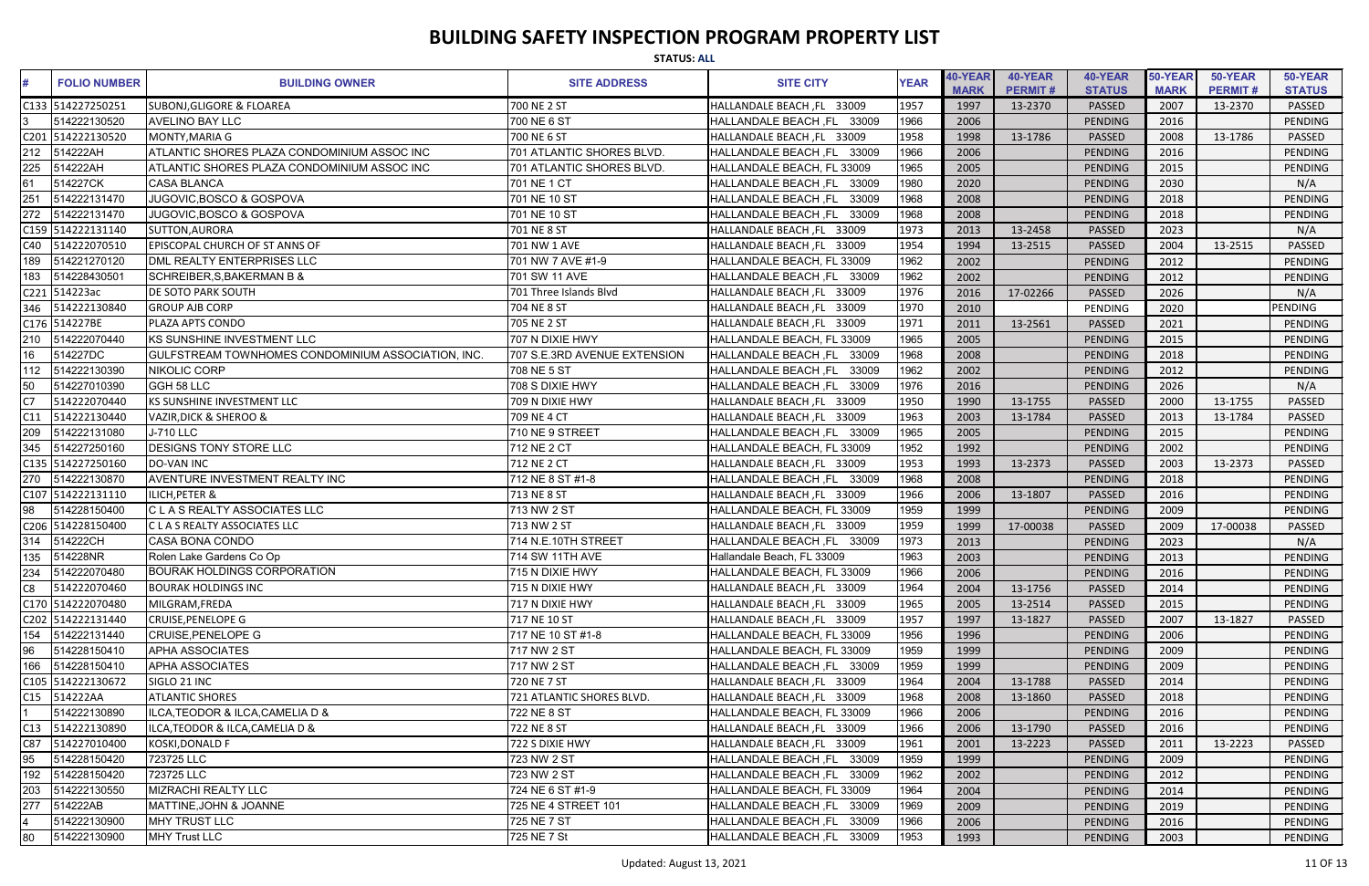# BUILDING SAFETY INSPECTION PROGRAM PROPERTY LIST

**STATUS: ALL**

| # | FOLIO NUMBER | BUILDING OWNER | SITE ADDRESS | SITE CITY | YEAR | 40-YEAR MARK | 40-YEAR PERMIT # | 40-YEAR STATUS | 50-YEAR MARK | 50-YEAR PERMIT # | 50-YEAR STATUS |
|---|---|---|---|---|---|---|---|---|---|---|---|
| C133 | 514227250251 | SUBONJ,GLIGORE & FLOAREA | 700 NE 2 ST | HALLANDALE BEACH ,FL 33009 | 1957 | 1997 | 13-2370 | PASSED | 2007 | 13-2370 | PASSED |
| 3 | 514222130520 | AVELINO BAY LLC | 700 NE 6 ST | HALLANDALE BEACH ,FL 33009 | 1966 | 2006 | | PENDING | 2016 | | PENDING |
| C201 | 514222130520 | MONTY,MARIA G | 700 NE 6 ST | HALLANDALE BEACH ,FL 33009 | 1958 | 1998 | 13-1786 | PASSED | 2008 | 13-1786 | PASSED |
| 212 | 514222AH | ATLANTIC SHORES PLAZA CONDOMINIUM ASSOC INC | 701 ATLANTIC SHORES BLVD. | HALLANDALE BEACH ,FL 33009 | 1966 | 2006 | | PENDING | 2016 | | PENDING |
| 225 | 514222AH | ATLANTIC SHORES PLAZA CONDOMINIUM ASSOC INC | 701 ATLANTIC SHORES BLVD. | HALLANDALE BEACH, FL 33009 | 1965 | 2005 | | PENDING | 2015 | | PENDING |
| 61 | 514227CK | CASA BLANCA | 701 NE 1 CT | HALLANDALE BEACH ,FL 33009 | 1980 | 2020 | | PENDING | 2030 | | N/A |
| 251 | 514222131470 | JUGOVIC,BOSCO & GOSPOVA | 701 NE 10 ST | HALLANDALE BEACH ,FL 33009 | 1968 | 2008 | | PENDING | 2018 | | PENDING |
| 272 | 514222131470 | JUGOVIC,BOSCO & GOSPOVA | 701 NE 10 ST | HALLANDALE BEACH ,FL 33009 | 1968 | 2008 | | PENDING | 2018 | | PENDING |
| C159 | 514222131140 | SUTTON,AURORA | 701 NE 8 ST | HALLANDALE BEACH ,FL 33009 | 1973 | 2013 | 13-2458 | PASSED | 2023 | | N/A |
| C40 | 514222070510 | EPISCOPAL CHURCH OF ST ANNS OF | 701 NW 1 AVE | HALLANDALE BEACH ,FL 33009 | 1954 | 1994 | 13-2515 | PASSED | 2004 | 13-2515 | PASSED |
| 189 | 514221270120 | DML REALTY ENTERPRISES LLC | 701 NW 7 AVE #1-9 | HALLANDALE BEACH, FL 33009 | 1962 | 2002 | | PENDING | 2012 | | PENDING |
| 183 | 514228430501 | SCHREIBER,S,BAKERMAN B & | 701 SW 11 AVE | HALLANDALE BEACH ,FL 33009 | 1962 | 2002 | | PENDING | 2012 | | PENDING |
| C221 | 514223ac | DE SOTO PARK SOUTH | 701 Three Islands Blvd | HALLANDALE BEACH ,FL 33009 | 1976 | 2016 | 17-02266 | PASSED | 2026 | | N/A |
| 346 | 514222130840 | GROUP AJB CORP | 704 NE 8 ST | HALLANDALE BEACH ,FL 33009 | 1970 | 2010 | | PENDING | 2020 | | PENDING |
| C176 | 514227BE | PLAZA APTS CONDO | 705 NE 2 ST | HALLANDALE BEACH ,FL 33009 | 1971 | 2011 | 13-2561 | PASSED | 2021 | | PENDING |
| 210 | 514222070440 | KS SUNSHINE INVESTMENT LLC | 707 N DIXIE HWY | HALLANDALE BEACH, FL 33009 | 1965 | 2005 | | PENDING | 2015 | | PENDING |
| 16 | 514227DC | GULFSTREAM TOWNHOMES CONDOMINIUM ASSOCIATION, INC. | 707 S.E.3RD AVENUE EXTENSION | HALLANDALE BEACH ,FL 33009 | 1968 | 2008 | | PENDING | 2018 | | PENDING |
| 112 | 514222130390 | NIKOLIC CORP | 708 NE 5 ST | HALLANDALE BEACH ,FL 33009 | 1962 | 2002 | | PENDING | 2012 | | PENDING |
| 50 | 514227010390 | GGH 58 LLC | 708 S DIXIE HWY | HALLANDALE BEACH ,FL 33009 | 1976 | 2016 | | PENDING | 2026 | | N/A |
| C7 | 514222070440 | KS SUNSHINE INVESTMENT LLC | 709 N DIXIE HWY | HALLANDALE BEACH ,FL 33009 | 1950 | 1990 | 13-1755 | PASSED | 2000 | 13-1755 | PASSED |
| C11 | 514222130440 | VAZIR,DICK & SHEROO & | 709 NE 4 CT | HALLANDALE BEACH ,FL 33009 | 1963 | 2003 | 13-1784 | PASSED | 2013 | 13-1784 | PASSED |
| 209 | 514222131080 | J-710 LLC | 710 NE 9 STREET | HALLANDALE BEACH ,FL 33009 | 1965 | 2005 | | PENDING | 2015 | | PENDING |
| 345 | 514227250160 | DESIGNS TONY STORE LLC | 712 NE 2 CT | HALLANDALE BEACH, FL 33009 | 1952 | 1992 | | PENDING | 2002 | | PENDING |
| C135 | 514227250160 | DO-VAN INC | 712 NE 2 CT | HALLANDALE BEACH ,FL 33009 | 1953 | 1993 | 13-2373 | PASSED | 2003 | 13-2373 | PASSED |
| 270 | 514222130870 | AVENTURE INVESTMENT REALTY INC | 712 NE 8 ST #1-8 | HALLANDALE BEACH ,FL 33009 | 1968 | 2008 | | PENDING | 2018 | | PENDING |
| C107 | 514222131110 | ILICH,PETER & | 713 NE 8 ST | HALLANDALE BEACH ,FL 33009 | 1966 | 2006 | 13-1807 | PASSED | 2016 | | PENDING |
| 98 | 514228150400 | C L A S REALTY ASSOCIATES LLC | 713 NW 2 ST | HALLANDALE BEACH, FL 33009 | 1959 | 1999 | | PENDING | 2009 | | PENDING |
| C206 | 514228150400 | C L A S REALTY ASSOCIATES LLC | 713 NW 2 ST | HALLANDALE BEACH ,FL 33009 | 1959 | 1999 | 17-00038 | PASSED | 2009 | 17-00038 | PASSED |
| 314 | 514222CH | CASA BONA CONDO | 714 N.E.10TH STREET | HALLANDALE BEACH ,FL 33009 | 1973 | 2013 | | PENDING | 2023 | | N/A |
| 135 | 514228NR | Rolen Lake Gardens Co Op | 714 SW 11TH AVE | Hallandale Beach, FL 33009 | 1963 | 2003 | | PENDING | 2013 | | PENDING |
| 234 | 514222070480 | BOURAK HOLDINGS CORPORATION | 715 N DIXIE HWY | HALLANDALE BEACH, FL 33009 | 1966 | 2006 | | PENDING | 2016 | | PENDING |
| C8 | 514222070460 | BOURAK HOLDINGS INC | 715 N DIXIE HWY | HALLANDALE BEACH ,FL 33009 | 1964 | 2004 | 13-1756 | PASSED | 2014 | | PENDING |
| C170 | 514222070480 | MILGRAM,FREDA | 717 N DIXIE HWY | HALLANDALE BEACH ,FL 33009 | 1965 | 2005 | 13-2514 | PASSED | 2015 | | PENDING |
| C202 | 514222131440 | CRUISE,PENELOPE G | 717 NE 10 ST | HALLANDALE BEACH ,FL 33009 | 1957 | 1997 | 13-1827 | PASSED | 2007 | 13-1827 | PASSED |
| 154 | 514222131440 | CRUISE,PENELOPE G | 717 NE 10 ST #1-8 | HALLANDALE BEACH, FL 33009 | 1956 | 1996 | | PENDING | 2006 | | PENDING |
| 96 | 514228150410 | APHA ASSOCIATES | 717 NW 2 ST | HALLANDALE BEACH, FL 33009 | 1959 | 1999 | | PENDING | 2009 | | PENDING |
| 166 | 514228150410 | APHA ASSOCIATES | 717 NW 2 ST | HALLANDALE BEACH ,FL 33009 | 1959 | 1999 | | PENDING | 2009 | | PENDING |
| C105 | 514222130672 | SIGLO 21 INC | 720 NE 7 ST | HALLANDALE BEACH ,FL 33009 | 1964 | 2004 | 13-1788 | PASSED | 2014 | | PENDING |
| C15 | 514222AA | ATLANTIC SHORES | 721 ATLANTIC SHORES BLVD. | HALLANDALE BEACH ,FL 33009 | 1968 | 2008 | 13-1860 | PASSED | 2018 | | PENDING |
| 1 | 514222130890 | ILCA,TEODOR & ILCA,CAMELIA D & | 722 NE 8 ST | HALLANDALE BEACH, FL 33009 | 1966 | 2006 | | PENDING | 2016 | | PENDING |
| C13 | 514222130890 | ILCA,TEODOR & ILCA,CAMELIA D & | 722 NE 8 ST | HALLANDALE BEACH ,FL 33009 | 1966 | 2006 | 13-1790 | PASSED | 2016 | | PENDING |
| C87 | 514227010400 | KOSKI,DONALD F | 722 S DIXIE HWY | HALLANDALE BEACH ,FL 33009 | 1961 | 2001 | 13-2223 | PASSED | 2011 | 13-2223 | PASSED |
| 95 | 514228150420 | 723725 LLC | 723 NW 2 ST | HALLANDALE BEACH ,FL 33009 | 1959 | 1999 | | PENDING | 2009 | | PENDING |
| 192 | 514228150420 | 723725 LLC | 723 NW 2 ST | HALLANDALE BEACH ,FL 33009 | 1962 | 2002 | | PENDING | 2012 | | PENDING |
| 203 | 514222130550 | MIZRACHI REALTY LLC | 724 NE 6 ST #1-9 | HALLANDALE BEACH, FL 33009 | 1964 | 2004 | | PENDING | 2014 | | PENDING |
| 277 | 514222AB | MATTINE,JOHN & JOANNE | 725 NE 4 STREET 101 | HALLANDALE BEACH ,FL 33009 | 1969 | 2009 | | PENDING | 2019 | | PENDING |
| 4 | 514222130900 | MHY TRUST LLC | 725 NE 7 ST | HALLANDALE BEACH ,FL 33009 | 1966 | 2006 | | PENDING | 2016 | | PENDING |
| 80 | 514222130900 | MHY Trust LLC | 725 NE 7 St | HALLANDALE BEACH ,FL 33009 | 1953 | 1993 | | PENDING | 2003 | | PENDING |

Updated: August 13, 2021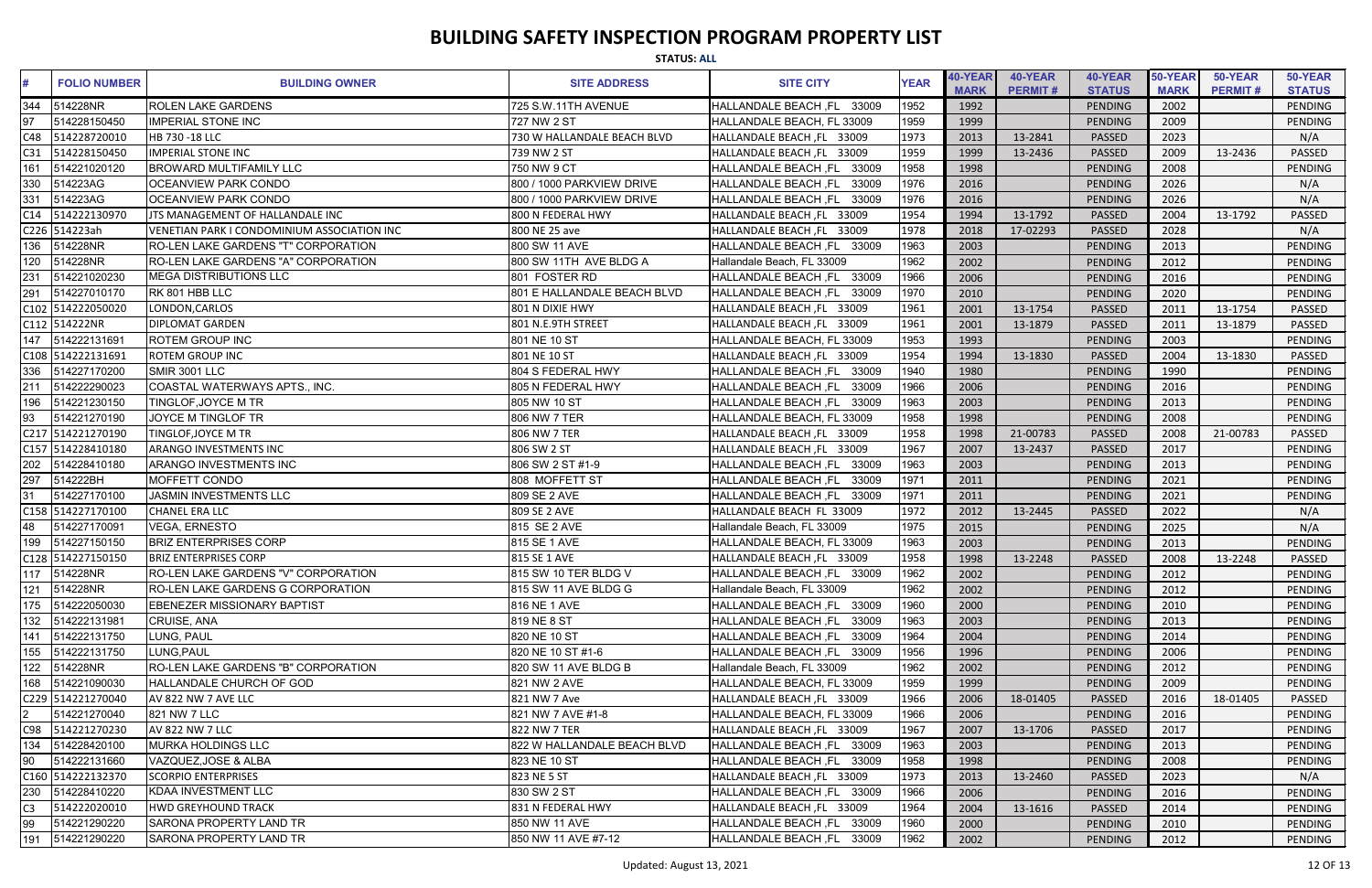# BUILDING SAFETY INSPECTION PROGRAM PROPERTY LIST

**STATUS: ALL**

| # | FOLIO NUMBER | BUILDING OWNER | SITE ADDRESS | SITE CITY | YEAR | 40-YEAR MARK | 40-YEAR PERMIT # | 40-YEAR STATUS | 50-YEAR MARK | 50-YEAR PERMIT # | 50-YEAR STATUS |
|---|---|---|---|---|---|---|---|---|---|---|---|
| 344 | 514228NR | ROLEN LAKE GARDENS | 725 S.W.11TH AVENUE | HALLANDALE BEACH ,FL 33009 | 1952 | 1992 | | PENDING | 2002 | | PENDING |
| 97 | 514228150450 | IMPERIAL STONE INC | 727 NW 2 ST | HALLANDALE BEACH, FL 33009 | 1959 | 1999 | | PENDING | 2009 | | PENDING |
| C48 | 514228720010 | HB 730 -18 LLC | 730 W HALLANDALE BEACH BLVD | HALLANDALE BEACH ,FL 33009 | 1973 | 2013 | 13-2841 | PASSED | 2023 | | N/A |
| C31 | 514228150450 | IMPERIAL STONE INC | 739 NW 2 ST | HALLANDALE BEACH ,FL 33009 | 1959 | 1999 | 13-2436 | PASSED | 2009 | 13-2436 | PASSED |
| 161 | 514221020120 | BROWARD MULTIFAMILY LLC | 750 NW 9 CT | HALLANDALE BEACH ,FL 33009 | 1958 | 1998 | | PENDING | 2008 | | PENDING |
| 330 | 514223AG | OCEANVIEW PARK CONDO | 800 / 1000 PARKVIEW DRIVE | HALLANDALE BEACH ,FL 33009 | 1976 | 2016 | | PENDING | 2026 | | N/A |
| 331 | 514223AG | OCEANVIEW PARK CONDO | 800 / 1000 PARKVIEW DRIVE | HALLANDALE BEACH ,FL 33009 | 1976 | 2016 | | PENDING | 2026 | | N/A |
| C14 | 514222130970 | JTS MANAGEMENT OF HALLANDALE INC | 800 N FEDERAL HWY | HALLANDALE BEACH ,FL 33009 | 1954 | 1994 | 13-1792 | PASSED | 2004 | 13-1792 | PASSED |
| C226 | 514223ah | VENETIAN PARK I CONDOMINIUM ASSOCIATION INC | 800 NE 25 ave | HALLANDALE BEACH ,FL 33009 | 1978 | 2018 | 17-02293 | PASSED | 2028 | | N/A |
| 136 | 514228NR | RO-LEN LAKE GARDENS "T" CORPORATION | 800 SW 11 AVE | HALLANDALE BEACH ,FL 33009 | 1963 | 2003 | | PENDING | 2013 | | PENDING |
| 120 | 514228NR | RO-LEN LAKE GARDENS "A" CORPORATION | 800 SW 11TH AVE BLDG A | Hallandale Beach, FL 33009 | 1962 | 2002 | | PENDING | 2012 | | PENDING |
| 231 | 514221020230 | MEGA DISTRIBUTIONS LLC | 801 FOSTER RD | HALLANDALE BEACH ,FL 33009 | 1966 | 2006 | | PENDING | 2016 | | PENDING |
| 291 | 514227010170 | RK 801 HBB LLC | 801 E HALLANDALE BEACH BLVD | HALLANDALE BEACH ,FL 33009 | 1970 | 2010 | | PENDING | 2020 | | PENDING |
| C102 | 514222050020 | LONDON,CARLOS | 801 N DIXIE HWY | HALLANDALE BEACH ,FL 33009 | 1961 | 2001 | 13-1754 | PASSED | 2011 | 13-1754 | PASSED |
| C112 | 514222NR | DIPLOMAT GARDEN | 801 N.E.9TH STREET | HALLANDALE BEACH ,FL 33009 | 1961 | 2001 | 13-1879 | PASSED | 2011 | 13-1879 | PASSED |
| 147 | 514222131691 | ROTEM GROUP INC | 801 NE 10 ST | HALLANDALE BEACH, FL 33009 | 1953 | 1993 | | PENDING | 2003 | | PENDING |
| C108 | 514222131691 | ROTEM GROUP INC | 801 NE 10 ST | HALLANDALE BEACH ,FL 33009 | 1954 | 1994 | 13-1830 | PASSED | 2004 | 13-1830 | PASSED |
| 336 | 514227170200 | SMIR 3001 LLC | 804 S FEDERAL HWY | HALLANDALE BEACH ,FL 33009 | 1940 | 1980 | | PENDING | 1990 | | PENDING |
| 211 | 514222290023 | COASTAL WATERWAYS APTS., INC. | 805 N FEDERAL HWY | HALLANDALE BEACH ,FL 33009 | 1966 | 2006 | | PENDING | 2016 | | PENDING |
| 196 | 514221230150 | TINGLOF,JOYCE M TR | 805 NW 10 ST | HALLANDALE BEACH ,FL 33009 | 1963 | 2003 | | PENDING | 2013 | | PENDING |
| 93 | 514221270190 | JOYCE M TINGLOF TR | 806 NW 7 TER | HALLANDALE BEACH, FL 33009 | 1958 | 1998 | | PENDING | 2008 | | PENDING |
| C217 | 514221270190 | TINGLOF,JOYCE M TR | 806 NW 7 TER | HALLANDALE BEACH ,FL 33009 | 1958 | 1998 | 21-00783 | PASSED | 2008 | 21-00783 | PASSED |
| C157 | 514228410180 | ARANGO INVESTMENTS INC | 806 SW 2 ST | HALLANDALE BEACH ,FL 33009 | 1967 | 2007 | 13-2437 | PASSED | 2017 | | PENDING |
| 202 | 514228410180 | ARANGO INVESTMENTS INC | 806 SW 2 ST #1-9 | HALLANDALE BEACH ,FL 33009 | 1963 | 2003 | | PENDING | 2013 | | PENDING |
| 297 | 514222BH | MOFFETT CONDO | 808 MOFFETT ST | HALLANDALE BEACH ,FL 33009 | 1971 | 2011 | | PENDING | 2021 | | PENDING |
| 31 | 514227170100 | JASMIN INVESTMENTS LLC | 809 SE 2 AVE | HALLANDALE BEACH ,FL 33009 | 1971 | 2011 | | PENDING | 2021 | | PENDING |
| C158 | 514227170100 | CHANEL ERA LLC | 809 SE 2 AVE | HALLANDALE BEACH FL 33009 | 1972 | 2012 | 13-2445 | PASSED | 2022 | | N/A |
| 48 | 514227170091 | VEGA, ERNESTO | 815 SE 2 AVE | Hallandale Beach, FL 33009 | 1975 | 2015 | | PENDING | 2025 | | N/A |
| 199 | 514227150150 | BRIZ ENTERPRISES CORP | 815 SE 1 AVE | HALLANDALE BEACH, FL 33009 | 1963 | 2003 | | PENDING | 2013 | | PENDING |
| C128 | 514227150150 | BRIZ ENTERPRISES CORP | 815 SE 1 AVE | HALLANDALE BEACH ,FL 33009 | 1958 | 1998 | 13-2248 | PASSED | 2008 | 13-2248 | PASSED |
| 117 | 514228NR | RO-LEN LAKE GARDENS "V" CORPORATION | 815 SW 10 TER BLDG V | HALLANDALE BEACH ,FL 33009 | 1962 | 2002 | | PENDING | 2012 | | PENDING |
| 121 | 514228NR | RO-LEN LAKE GARDENS G CORPORATION | 815 SW 11 AVE BLDG G | Hallandale Beach, FL 33009 | 1962 | 2002 | | PENDING | 2012 | | PENDING |
| 175 | 514222050030 | EBENEZER MISSIONARY BAPTIST | 816 NE 1 AVE | HALLANDALE BEACH ,FL 33009 | 1960 | 2000 | | PENDING | 2010 | | PENDING |
| 132 | 514222131981 | CRUISE, ANA | 819 NE 8 ST | HALLANDALE BEACH ,FL 33009 | 1963 | 2003 | | PENDING | 2013 | | PENDING |
| 141 | 514222131750 | LUNG, PAUL | 820 NE 10 ST | HALLANDALE BEACH ,FL 33009 | 1964 | 2004 | | PENDING | 2014 | | PENDING |
| 155 | 514222131750 | LUNG,PAUL | 820 NE 10 ST #1-6 | HALLANDALE BEACH ,FL 33009 | 1956 | 1996 | | PENDING | 2006 | | PENDING |
| 122 | 514228NR | RO-LEN LAKE GARDENS "B" CORPORATION | 820 SW 11 AVE BLDG B | Hallandale Beach, FL 33009 | 1962 | 2002 | | PENDING | 2012 | | PENDING |
| 168 | 514221090030 | HALLANDALE CHURCH OF GOD | 821 NW 2 AVE | HALLANDALE BEACH, FL 33009 | 1959 | 1999 | | PENDING | 2009 | | PENDING |
| C229 | 514221270040 | AV 822 NW 7 AVE LLC | 821 NW 7 Ave | HALLANDALE BEACH ,FL 33009 | 1966 | 2006 | 18-01405 | PASSED | 2016 | 18-01405 | PASSED |
| 2 | 514221270040 | 821 NW 7 LLC | 821 NW 7 AVE #1-8 | HALLANDALE BEACH, FL 33009 | 1966 | 2006 | | PENDING | 2016 | | PENDING |
| C98 | 514221270230 | AV 822 NW 7 LLC | 822 NW 7 TER | HALLANDALE BEACH ,FL 33009 | 1967 | 2007 | 13-1706 | PASSED | 2017 | | PENDING |
| 134 | 514228420100 | MURKA HOLDINGS LLC | 822 W HALLANDALE BEACH BLVD | HALLANDALE BEACH ,FL 33009 | 1963 | 2003 | | PENDING | 2013 | | PENDING |
| 90 | 514222131660 | VAZQUEZ,JOSE & ALBA | 823 NE 10 ST | HALLANDALE BEACH ,FL 33009 | 1958 | 1998 | | PENDING | 2008 | | PENDING |
| C160 | 514222132370 | SCORPIO ENTERPRISES | 823 NE 5 ST | HALLANDALE BEACH ,FL 33009 | 1973 | 2013 | 13-2460 | PASSED | 2023 | | N/A |
| 230 | 514228410220 | KDAA INVESTMENT LLC | 830 SW 2 ST | HALLANDALE BEACH ,FL 33009 | 1966 | 2006 | | PENDING | 2016 | | PENDING |
| C3 | 514222020010 | HWD GREYHOUND TRACK | 831 N FEDERAL HWY | HALLANDALE BEACH ,FL 33009 | 1964 | 2004 | 13-1616 | PASSED | 2014 | | PENDING |
| 99 | 514221290220 | SARONA PROPERTY LAND TR | 850 NW 11 AVE | HALLANDALE BEACH ,FL 33009 | 1960 | 2000 | | PENDING | 2010 | | PENDING |
| 191 | 514221290220 | SARONA PROPERTY LAND TR | 850 NW 11 AVE #7-12 | HALLANDALE BEACH ,FL 33009 | 1962 | 2002 | | PENDING | 2012 | | PENDING |

Updated: August 13, 2021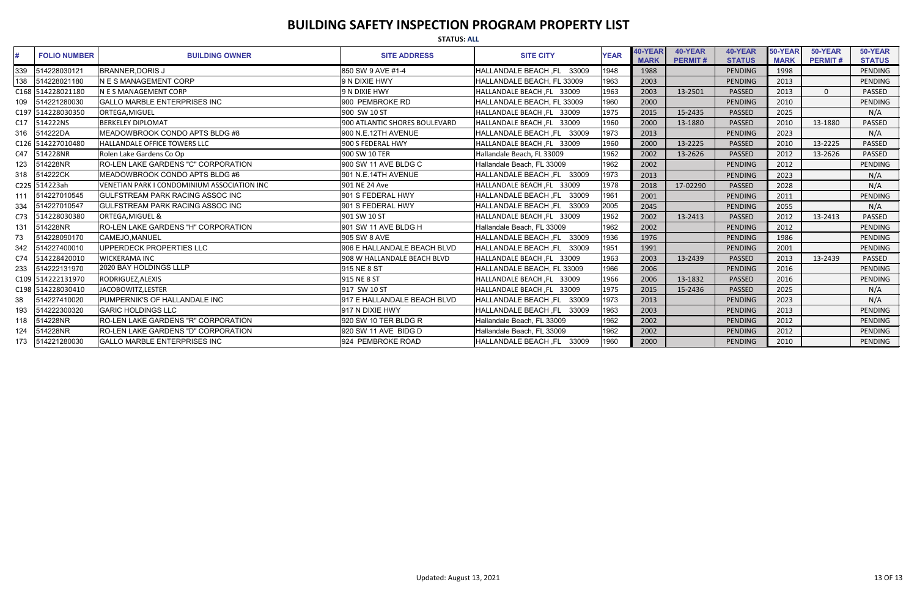# BUILDING SAFETY INSPECTION PROGRAM PROPERTY LIST

**STATUS: ALL**

| # | FOLIO NUMBER | BUILDING OWNER | SITE ADDRESS | SITE CITY | YEAR | 40-YEAR MARK | 40-YEAR PERMIT # | 40-YEAR STATUS | 50-YEAR MARK | 50-YEAR PERMIT # | 50-YEAR STATUS |
|---|---|---|---|---|---|---|---|---|---|---|---|
| 339 | 514228030121 | BRANNER,DORIS J | 850 SW 9 AVE #1-4 | HALLANDALE BEACH ,FL 33009 | 1948 | 1988 | | PENDING | 1998 | | PENDING |
| 138 | 514228021180 | N E S MANAGEMENT CORP | 9 N DIXIE HWY | HALLANDALE BEACH, FL 33009 | 1963 | 2003 | | PENDING | 2013 | | PENDING |
| C168 | 514228021180 | N E S MANAGEMENT CORP | 9 N DIXIE HWY | HALLANDALE BEACH ,FL 33009 | 1963 | 2003 | 13-2501 | PASSED | 2013 | 0 | PASSED |
| 109 | 514221280030 | GALLO MARBLE ENTERPRISES INC | 900 PEMBROKE RD | HALLANDALE BEACH, FL 33009 | 1960 | 2000 | | PENDING | 2010 | | PENDING |
| C197 | 514228030350 | ORTEGA,MIGUEL | 900 SW 10 ST | HALLANDALE BEACH ,FL 33009 | 1975 | 2015 | 15-2435 | PASSED | 2025 | | N/A |
| C17 | 514222NS | BERKELEY DIPLOMAT | 900 ATLANTIC SHORES BOULEVARD | HALLANDALE BEACH ,FL 33009 | 1960 | 2000 | 13-1880 | PASSED | 2010 | 13-1880 | PASSED |
| 316 | 514222DA | MEADOWBROOK CONDO APTS BLDG #8 | 900 N.E.12TH AVENUE | HALLANDALE BEACH ,FL 33009 | 1973 | 2013 | | PENDING | 2023 | | N/A |
| C126 | 514227010480 | HALLANDALE OFFICE TOWERS LLC | 900 S FEDERAL HWY | HALLANDALE BEACH ,FL 33009 | 1960 | 2000 | 13-2225 | PASSED | 2010 | 13-2225 | PASSED |
| C47 | 514228NR | Rolen Lake Gardens Co Op | 900 SW 10 TER | Hallandale Beach, FL 33009 | 1962 | 2002 | 13-2626 | PASSED | 2012 | 13-2626 | PASSED |
| 123 | 514228NR | RO-LEN LAKE GARDENS "C" CORPORATION | 900 SW 11 AVE BLDG C | Hallandale Beach, FL 33009 | 1962 | 2002 | | PENDING | 2012 | | PENDING |
| 318 | 514222CK | MEADOWBROOK CONDO APTS BLDG #6 | 901 N.E.14TH AVENUE | HALLANDALE BEACH ,FL 33009 | 1973 | 2013 | | PENDING | 2023 | | N/A |
| C225 | 514223ah | VENETIAN PARK I CONDOMINIUM ASSOCIATION INC | 901 NE 24 Ave | HALLANDALE BEACH ,FL 33009 | 1978 | 2018 | 17-02290 | PASSED | 2028 | | N/A |
| 111 | 514227010545 | GULFSTREAM PARK RACING ASSOC INC | 901 S FEDERAL HWY | HALLANDALE BEACH ,FL 33009 | 1961 | 2001 | | PENDING | 2011 | | PENDING |
| 334 | 514227010547 | GULFSTREAM PARK RACING ASSOC INC | 901 S FEDERAL HWY | HALLANDALE BEACH ,FL 33009 | 2005 | 2045 | | PENDING | 2055 | | N/A |
| C73 | 514228030380 | ORTEGA,MIGUEL & | 901 SW 10 ST | HALLANDALE BEACH ,FL 33009 | 1962 | 2002 | 13-2413 | PASSED | 2012 | 13-2413 | PASSED |
| 131 | 514228NR | RO-LEN LAKE GARDENS "H" CORPORATION | 901 SW 11 AVE BLDG H | Hallandale Beach, FL 33009 | 1962 | 2002 | | PENDING | 2012 | | PENDING |
| 73 | 514228090170 | CAMEJO,MANUEL | 905 SW 8 AVE | HALLANDALE BEACH ,FL 33009 | 1936 | 1976 | | PENDING | 1986 | | PENDING |
| 342 | 514227400010 | UPPERDECK PROPERTIES LLC | 906 E HALLANDALE BEACH BLVD | HALLANDALE BEACH ,FL 33009 | 1951 | 1991 | | PENDING | 2001 | | PENDING |
| C74 | 514228420010 | WICKERAMA INC | 908 W HALLANDALE BEACH BLVD | HALLANDALE BEACH ,FL 33009 | 1963 | 2003 | 13-2439 | PASSED | 2013 | 13-2439 | PASSED |
| 233 | 514222131970 | 2020 BAY HOLDINGS LLLP | 915 NE 8 ST | HALLANDALE BEACH, FL 33009 | 1966 | 2006 | | PENDING | 2016 | | PENDING |
| C109 | 514222131970 | RODRIGUEZ,ALEXIS | 915 NE 8 ST | HALLANDALE BEACH ,FL 33009 | 1966 | 2006 | 13-1832 | PASSED | 2016 | | PENDING |
| C198 | 514228030410 | JACOBOWITZ,LESTER | 917 SW 10 ST | HALLANDALE BEACH ,FL 33009 | 1975 | 2015 | 15-2436 | PASSED | 2025 | | N/A |
| 38 | 514227410020 | PUMPERNIK'S OF HALLANDALE INC | 917 E HALLANDALE BEACH BLVD | HALLANDALE BEACH ,FL 33009 | 1973 | 2013 | | PENDING | 2023 | | N/A |
| 193 | 514222300320 | GARIC HOLDINGS LLC | 917 N DIXIE HWY | HALLANDALE BEACH ,FL 33009 | 1963 | 2003 | | PENDING | 2013 | | PENDING |
| 118 | 514228NR | RO-LEN LAKE GARDENS "R" CORPORATION | 920 SW 10 TER BLDG R | Hallandale Beach, FL 33009 | 1962 | 2002 | | PENDING | 2012 | | PENDING |
| 124 | 514228NR | RO-LEN LAKE GARDENS "D" CORPORATION | 920 SW 11 AVE BIDG D | Hallandale Beach, FL 33009 | 1962 | 2002 | | PENDING | 2012 | | PENDING |
| 173 | 514221280030 | GALLO MARBLE ENTERPRISES INC | 924 PEMBROKE ROAD | HALLANDALE BEACH ,FL 33009 | 1960 | 2000 | | PENDING | 2010 | | PENDING |

Updated: August 13, 2021